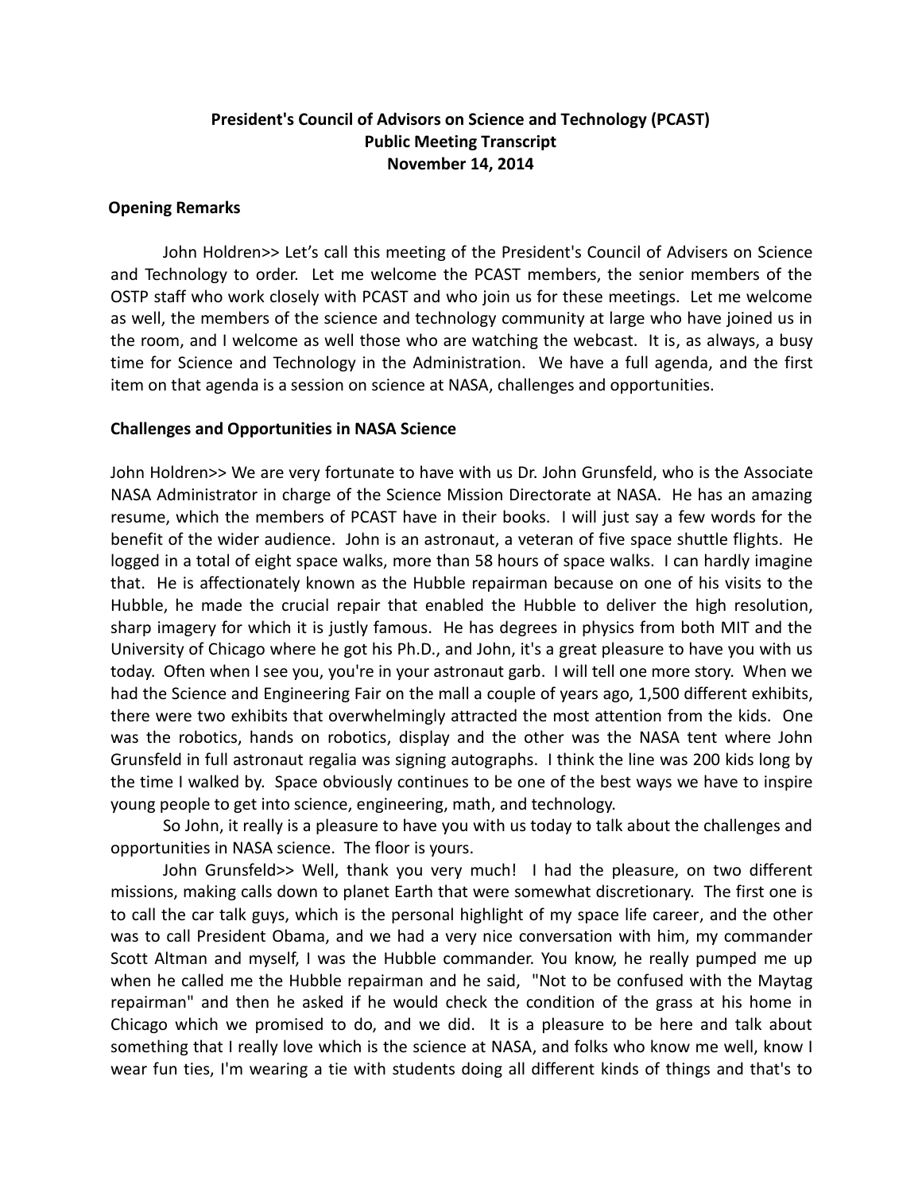**President's Council of Advisors on Science and Technology (PCAST)**
**Public Meeting Transcript**
**November 14, 2014**

## Opening Remarks

John Holdren>> Let's call this meeting of the President's Council of Advisers on Science and Technology to order. Let me welcome the PCAST members, the senior members of the OSTP staff who work closely with PCAST and who join us for these meetings. Let me welcome as well, the members of the science and technology community at large who have joined us in the room, and I welcome as well those who are watching the webcast. It is, as always, a busy time for Science and Technology in the Administration. We have a full agenda, and the first item on that agenda is a session on science at NASA, challenges and opportunities.

## Challenges and Opportunities in NASA Science

John Holdren>> We are very fortunate to have with us Dr. John Grunsfeld, who is the Associate NASA Administrator in charge of the Science Mission Directorate at NASA. He has an amazing resume, which the members of PCAST have in their books. I will just say a few words for the benefit of the wider audience. John is an astronaut, a veteran of five space shuttle flights. He logged in a total of eight space walks, more than 58 hours of space walks. I can hardly imagine that. He is affectionately known as the Hubble repairman because on one of his visits to the Hubble, he made the crucial repair that enabled the Hubble to deliver the high resolution, sharp imagery for which it is justly famous. He has degrees in physics from both MIT and the University of Chicago where he got his Ph.D., and John, it's a great pleasure to have you with us today. Often when I see you, you're in your astronaut garb. I will tell one more story. When we had the Science and Engineering Fair on the mall a couple of years ago, 1,500 different exhibits, there were two exhibits that overwhelmingly attracted the most attention from the kids. One was the robotics, hands on robotics, display and the other was the NASA tent where John Grunsfeld in full astronaut regalia was signing autographs. I think the line was 200 kids long by the time I walked by. Space obviously continues to be one of the best ways we have to inspire young people to get into science, engineering, math, and technology.

So John, it really is a pleasure to have you with us today to talk about the challenges and opportunities in NASA science. The floor is yours.

John Grunsfeld>> Well, thank you very much! I had the pleasure, on two different missions, making calls down to planet Earth that were somewhat discretionary. The first one is to call the car talk guys, which is the personal highlight of my space life career, and the other was to call President Obama, and we had a very nice conversation with him, my commander Scott Altman and myself, I was the Hubble commander. You know, he really pumped me up when he called me the Hubble repairman and he said, "Not to be confused with the Maytag repairman" and then he asked if he would check the condition of the grass at his home in Chicago which we promised to do, and we did. It is a pleasure to be here and talk about something that I really love which is the science at NASA, and folks who know me well, know I wear fun ties, I'm wearing a tie with students doing all different kinds of things and that's to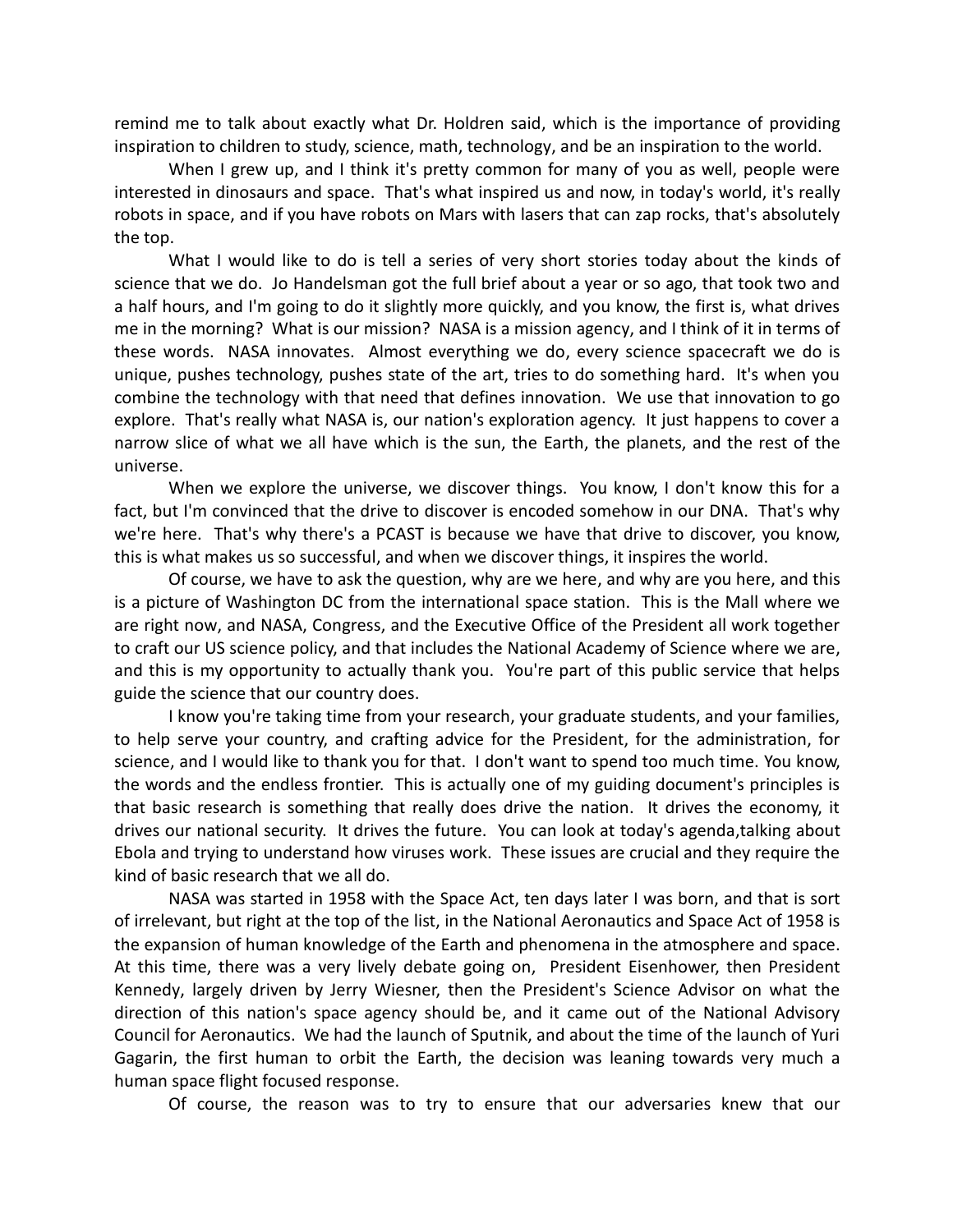remind me to talk about exactly what Dr. Holdren said, which is the importance of providing inspiration to children to study, science, math, technology, and be an inspiration to the world.

When I grew up, and I think it's pretty common for many of you as well, people were interested in dinosaurs and space. That's what inspired us and now, in today's world, it's really robots in space, and if you have robots on Mars with lasers that can zap rocks, that's absolutely the top.

What I would like to do is tell a series of very short stories today about the kinds of science that we do. Jo Handelsman got the full brief about a year or so ago, that took two and a half hours, and I'm going to do it slightly more quickly, and you know, the first is, what drives me in the morning? What is our mission? NASA is a mission agency, and I think of it in terms of these words. NASA innovates. Almost everything we do, every science spacecraft we do is unique, pushes technology, pushes state of the art, tries to do something hard. It's when you combine the technology with that need that defines innovation. We use that innovation to go explore. That's really what NASA is, our nation's exploration agency. It just happens to cover a narrow slice of what we all have which is the sun, the Earth, the planets, and the rest of the universe.

When we explore the universe, we discover things. You know, I don't know this for a fact, but I'm convinced that the drive to discover is encoded somehow in our DNA. That's why we're here. That's why there's a PCAST is because we have that drive to discover, you know, this is what makes us so successful, and when we discover things, it inspires the world.

Of course, we have to ask the question, why are we here, and why are you here, and this is a picture of Washington DC from the international space station. This is the Mall where we are right now, and NASA, Congress, and the Executive Office of the President all work together to craft our US science policy, and that includes the National Academy of Science where we are, and this is my opportunity to actually thank you. You're part of this public service that helps guide the science that our country does.

I know you're taking time from your research, your graduate students, and your families, to help serve your country, and crafting advice for the President, for the administration, for science, and I would like to thank you for that. I don't want to spend too much time. You know, the words and the endless frontier. This is actually one of my guiding document's principles is that basic research is something that really does drive the nation. It drives the economy, it drives our national security. It drives the future. You can look at today's agenda,talking about Ebola and trying to understand how viruses work. These issues are crucial and they require the kind of basic research that we all do.

NASA was started in 1958 with the Space Act, ten days later I was born, and that is sort of irrelevant, but right at the top of the list, in the National Aeronautics and Space Act of 1958 is the expansion of human knowledge of the Earth and phenomena in the atmosphere and space. At this time, there was a very lively debate going on, President Eisenhower, then President Kennedy, largely driven by Jerry Wiesner, then the President's Science Advisor on what the direction of this nation's space agency should be, and it came out of the National Advisory Council for Aeronautics. We had the launch of Sputnik, and about the time of the launch of Yuri Gagarin, the first human to orbit the Earth, the decision was leaning towards very much a human space flight focused response.

Of course, the reason was to try to ensure that our adversaries knew that our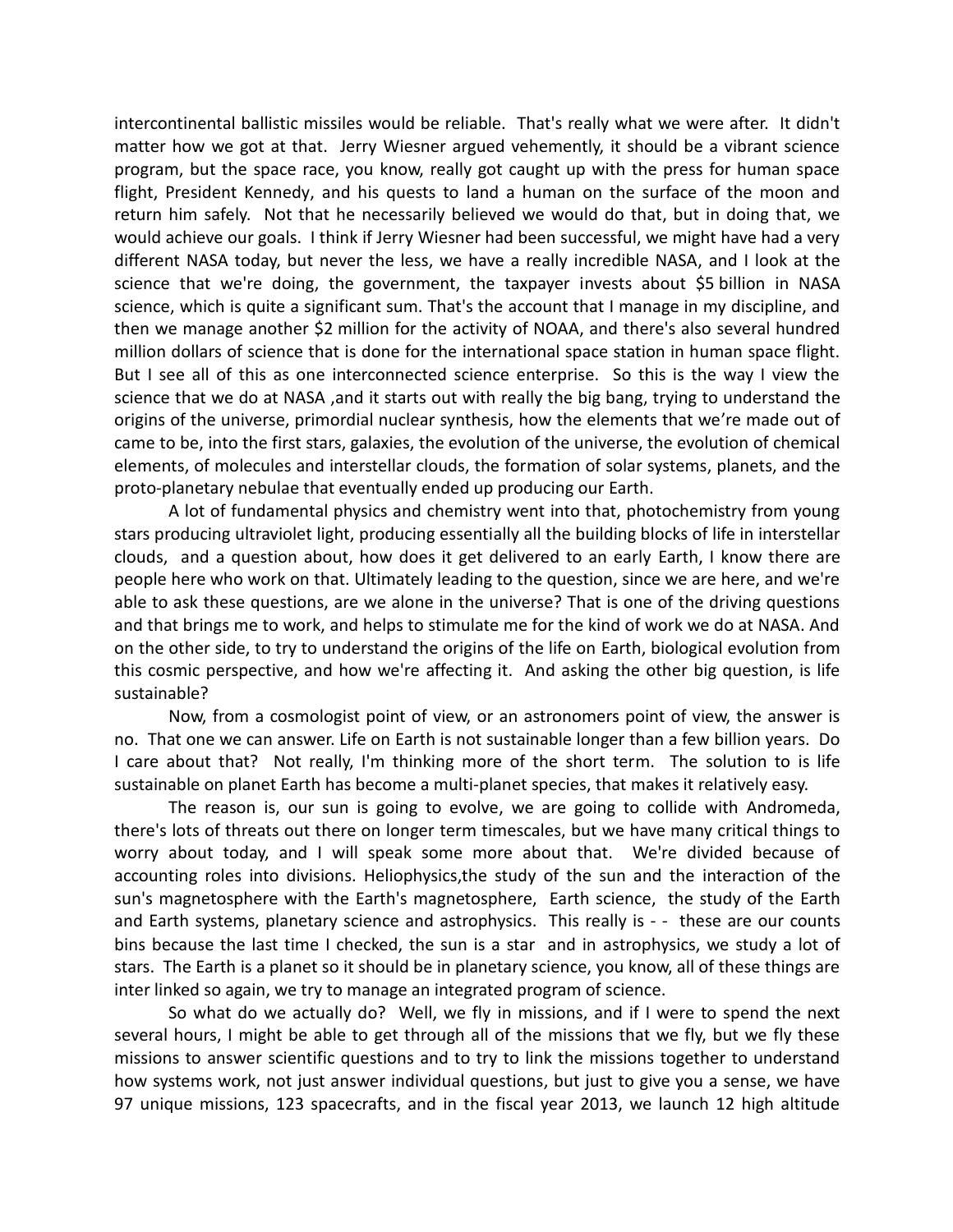intercontinental ballistic missiles would be reliable. That's really what we were after. It didn't matter how we got at that. Jerry Wiesner argued vehemently, it should be a vibrant science program, but the space race, you know, really got caught up with the press for human space flight, President Kennedy, and his quests to land a human on the surface of the moon and return him safely. Not that he necessarily believed we would do that, but in doing that, we would achieve our goals. I think if Jerry Wiesner had been successful, we might have had a very different NASA today, but never the less, we have a really incredible NASA, and I look at the science that we're doing, the government, the taxpayer invests about $5 billion in NASA science, which is quite a significant sum. That's the account that I manage in my discipline, and then we manage another $2 million for the activity of NOAA, and there's also several hundred million dollars of science that is done for the international space station in human space flight. But I see all of this as one interconnected science enterprise. So this is the way I view the science that we do at NASA ,and it starts out with really the big bang, trying to understand the origins of the universe, primordial nuclear synthesis, how the elements that we're made out of came to be, into the first stars, galaxies, the evolution of the universe, the evolution of chemical elements, of molecules and interstellar clouds, the formation of solar systems, planets, and the proto-planetary nebulae that eventually ended up producing our Earth.

A lot of fundamental physics and chemistry went into that, photochemistry from young stars producing ultraviolet light, producing essentially all the building blocks of life in interstellar clouds, and a question about, how does it get delivered to an early Earth, I know there are people here who work on that. Ultimately leading to the question, since we are here, and we're able to ask these questions, are we alone in the universe? That is one of the driving questions and that brings me to work, and helps to stimulate me for the kind of work we do at NASA. And on the other side, to try to understand the origins of the life on Earth, biological evolution from this cosmic perspective, and how we're affecting it. And asking the other big question, is life sustainable?

Now, from a cosmologist point of view, or an astronomers point of view, the answer is no. That one we can answer. Life on Earth is not sustainable longer than a few billion years. Do I care about that? Not really, I'm thinking more of the short term. The solution to is life sustainable on planet Earth has become a multi-planet species, that makes it relatively easy.

The reason is, our sun is going to evolve, we are going to collide with Andromeda, there's lots of threats out there on longer term timescales, but we have many critical things to worry about today, and I will speak some more about that. We're divided because of accounting roles into divisions. Heliophysics,the study of the sun and the interaction of the sun's magnetosphere with the Earth's magnetosphere, Earth science, the study of the Earth and Earth systems, planetary science and astrophysics. This really is - - these are our counts bins because the last time I checked, the sun is a star and in astrophysics, we study a lot of stars. The Earth is a planet so it should be in planetary science, you know, all of these things are inter linked so again, we try to manage an integrated program of science.

So what do we actually do? Well, we fly in missions, and if I were to spend the next several hours, I might be able to get through all of the missions that we fly, but we fly these missions to answer scientific questions and to try to link the missions together to understand how systems work, not just answer individual questions, but just to give you a sense, we have 97 unique missions, 123 spacecrafts, and in the fiscal year 2013, we launch 12 high altitude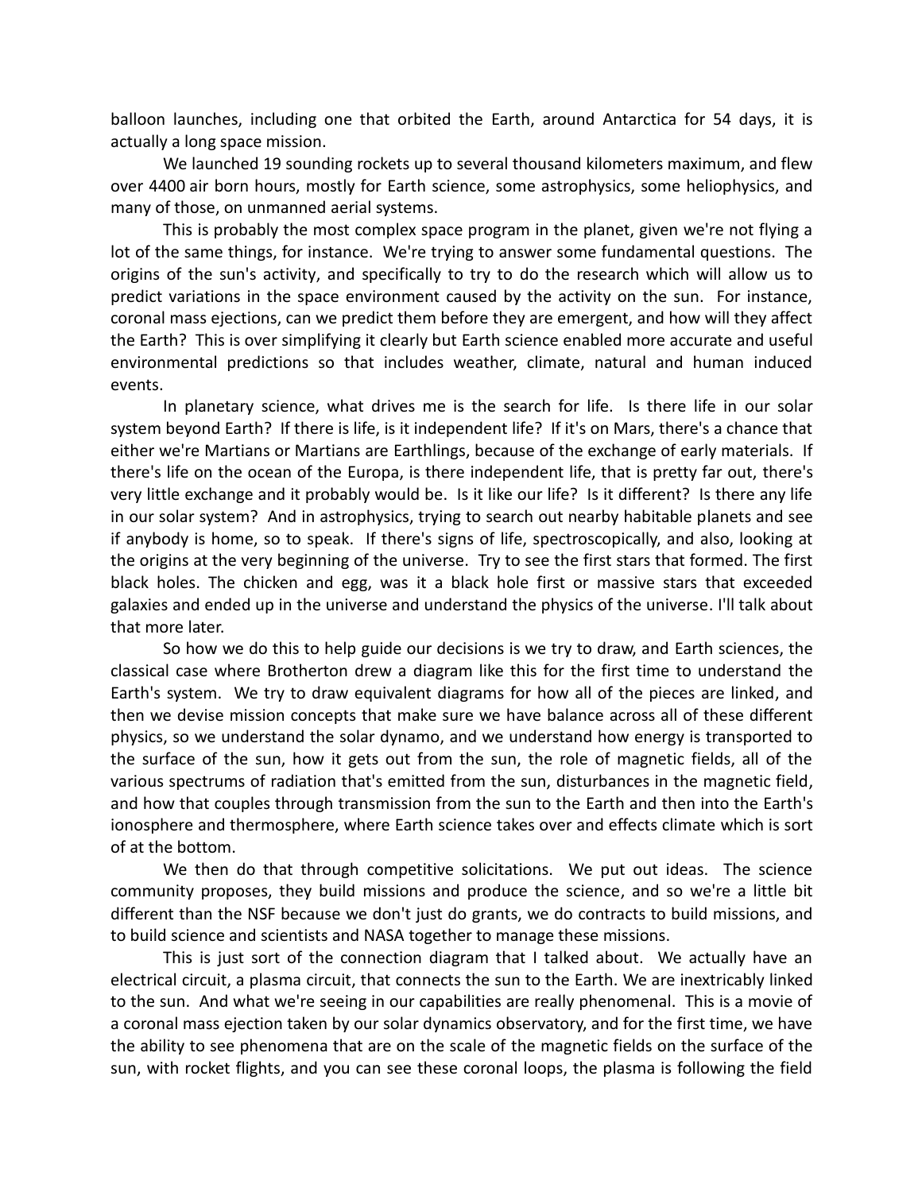balloon launches, including one that orbited the Earth, around Antarctica for 54 days, it is actually a long space mission.

We launched 19 sounding rockets up to several thousand kilometers maximum, and flew over 4400 air born hours, mostly for Earth science, some astrophysics, some heliophysics, and many of those, on unmanned aerial systems.

This is probably the most complex space program in the planet, given we're not flying a lot of the same things, for instance. We're trying to answer some fundamental questions. The origins of the sun's activity, and specifically to try to do the research which will allow us to predict variations in the space environment caused by the activity on the sun. For instance, coronal mass ejections, can we predict them before they are emergent, and how will they affect the Earth? This is over simplifying it clearly but Earth science enabled more accurate and useful environmental predictions so that includes weather, climate, natural and human induced events.

In planetary science, what drives me is the search for life. Is there life in our solar system beyond Earth? If there is life, is it independent life? If it's on Mars, there's a chance that either we're Martians or Martians are Earthlings, because of the exchange of early materials. If there's life on the ocean of the Europa, is there independent life, that is pretty far out, there's very little exchange and it probably would be. Is it like our life? Is it different? Is there any life in our solar system? And in astrophysics, trying to search out nearby habitable planets and see if anybody is home, so to speak. If there's signs of life, spectroscopically, and also, looking at the origins at the very beginning of the universe. Try to see the first stars that formed. The first black holes. The chicken and egg, was it a black hole first or massive stars that exceeded galaxies and ended up in the universe and understand the physics of the universe. I'll talk about that more later.

So how we do this to help guide our decisions is we try to draw, and Earth sciences, the classical case where Brotherton drew a diagram like this for the first time to understand the Earth's system. We try to draw equivalent diagrams for how all of the pieces are linked, and then we devise mission concepts that make sure we have balance across all of these different physics, so we understand the solar dynamo, and we understand how energy is transported to the surface of the sun, how it gets out from the sun, the role of magnetic fields, all of the various spectrums of radiation that's emitted from the sun, disturbances in the magnetic field, and how that couples through transmission from the sun to the Earth and then into the Earth's ionosphere and thermosphere, where Earth science takes over and effects climate which is sort of at the bottom.

We then do that through competitive solicitations. We put out ideas. The science community proposes, they build missions and produce the science, and so we're a little bit different than the NSF because we don't just do grants, we do contracts to build missions, and to build science and scientists and NASA together to manage these missions.

This is just sort of the connection diagram that I talked about. We actually have an electrical circuit, a plasma circuit, that connects the sun to the Earth. We are inextricably linked to the sun. And what we're seeing in our capabilities are really phenomenal. This is a movie of a coronal mass ejection taken by our solar dynamics observatory, and for the first time, we have the ability to see phenomena that are on the scale of the magnetic fields on the surface of the sun, with rocket flights, and you can see these coronal loops, the plasma is following the field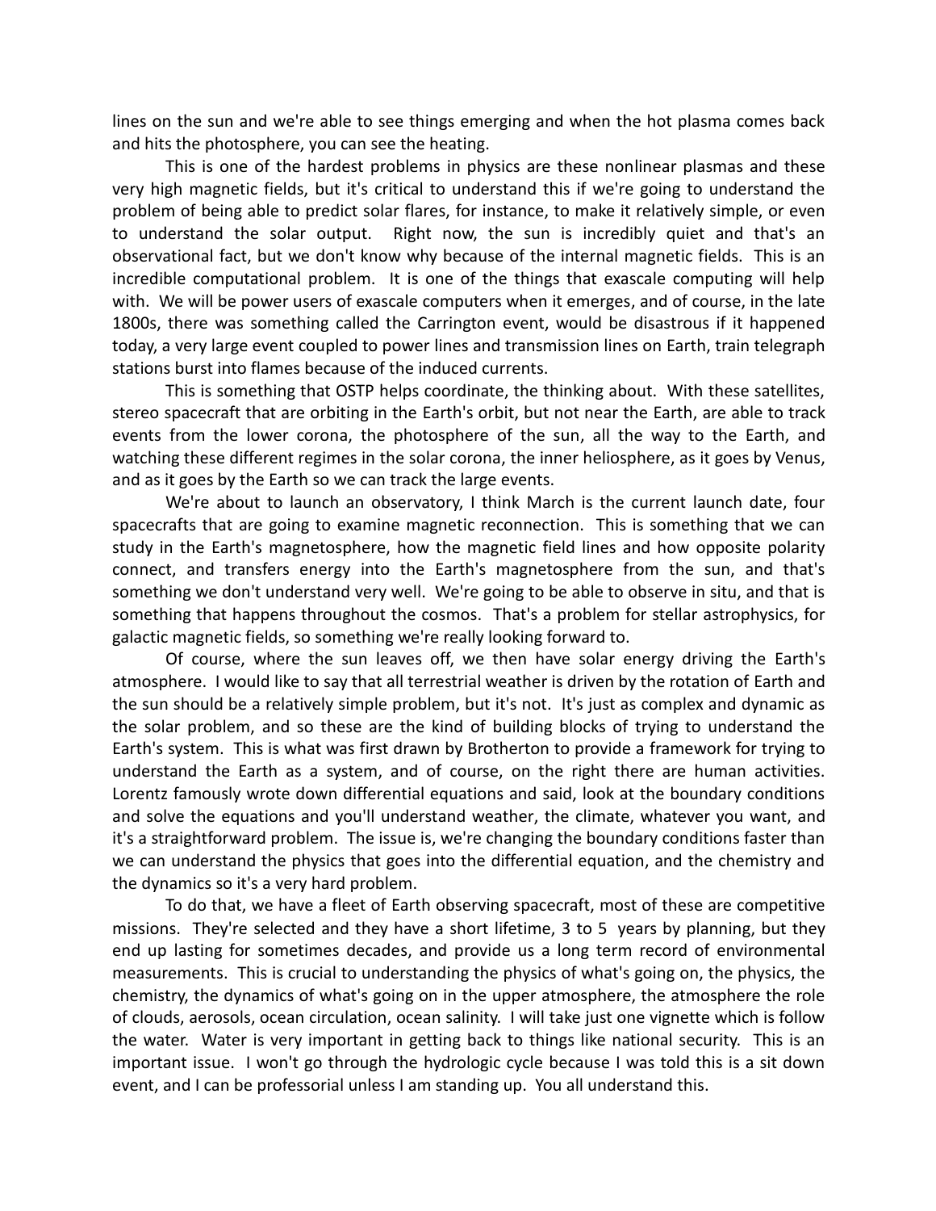lines on the sun and we're able to see things emerging and when the hot plasma comes back and hits the photosphere, you can see the heating.

This is one of the hardest problems in physics are these nonlinear plasmas and these very high magnetic fields, but it's critical to understand this if we're going to understand the problem of being able to predict solar flares, for instance, to make it relatively simple, or even to understand the solar output. Right now, the sun is incredibly quiet and that's an observational fact, but we don't know why because of the internal magnetic fields. This is an incredible computational problem. It is one of the things that exascale computing will help with. We will be power users of exascale computers when it emerges, and of course, in the late 1800s, there was something called the Carrington event, would be disastrous if it happened today, a very large event coupled to power lines and transmission lines on Earth, train telegraph stations burst into flames because of the induced currents.

This is something that OSTP helps coordinate, the thinking about. With these satellites, stereo spacecraft that are orbiting in the Earth's orbit, but not near the Earth, are able to track events from the lower corona, the photosphere of the sun, all the way to the Earth, and watching these different regimes in the solar corona, the inner heliosphere, as it goes by Venus, and as it goes by the Earth so we can track the large events.

We're about to launch an observatory, I think March is the current launch date, four spacecrafts that are going to examine magnetic reconnection. This is something that we can study in the Earth's magnetosphere, how the magnetic field lines and how opposite polarity connect, and transfers energy into the Earth's magnetosphere from the sun, and that's something we don't understand very well. We're going to be able to observe in situ, and that is something that happens throughout the cosmos. That's a problem for stellar astrophysics, for galactic magnetic fields, so something we're really looking forward to.

Of course, where the sun leaves off, we then have solar energy driving the Earth's atmosphere. I would like to say that all terrestrial weather is driven by the rotation of Earth and the sun should be a relatively simple problem, but it's not. It's just as complex and dynamic as the solar problem, and so these are the kind of building blocks of trying to understand the Earth's system. This is what was first drawn by Brotherton to provide a framework for trying to understand the Earth as a system, and of course, on the right there are human activities. Lorentz famously wrote down differential equations and said, look at the boundary conditions and solve the equations and you'll understand weather, the climate, whatever you want, and it's a straightforward problem. The issue is, we're changing the boundary conditions faster than we can understand the physics that goes into the differential equation, and the chemistry and the dynamics so it's a very hard problem.

To do that, we have a fleet of Earth observing spacecraft, most of these are competitive missions. They're selected and they have a short lifetime, 3 to 5 years by planning, but they end up lasting for sometimes decades, and provide us a long term record of environmental measurements. This is crucial to understanding the physics of what's going on, the physics, the chemistry, the dynamics of what's going on in the upper atmosphere, the atmosphere the role of clouds, aerosols, ocean circulation, ocean salinity. I will take just one vignette which is follow the water. Water is very important in getting back to things like national security. This is an important issue. I won't go through the hydrologic cycle because I was told this is a sit down event, and I can be professorial unless I am standing up. You all understand this.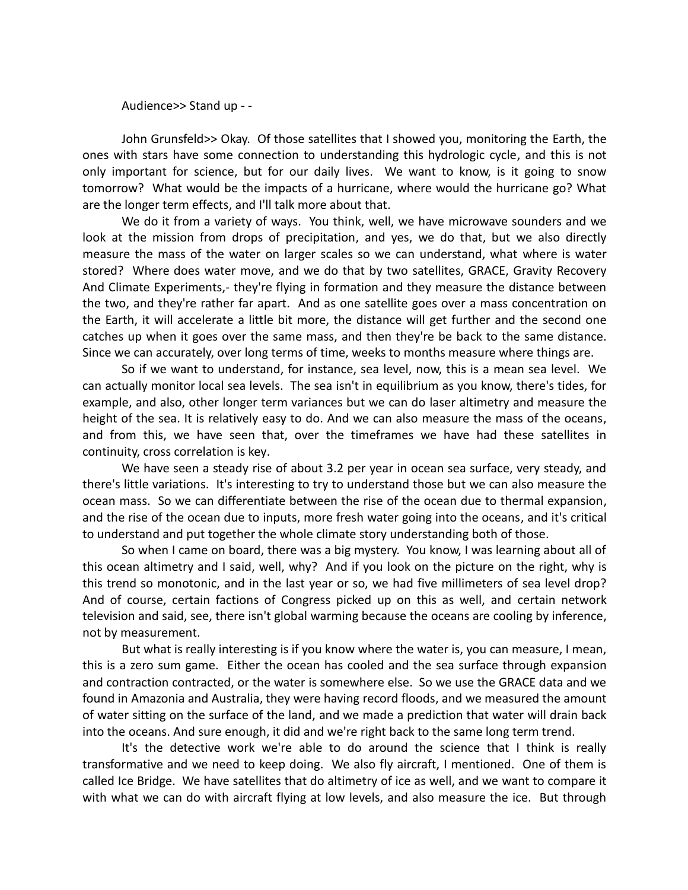Audience>> Stand up - -

John Grunsfeld>> Okay. Of those satellites that I showed you, monitoring the Earth, the ones with stars have some connection to understanding this hydrologic cycle, and this is not only important for science, but for our daily lives. We want to know, is it going to snow tomorrow? What would be the impacts of a hurricane, where would the hurricane go? What are the longer term effects, and I'll talk more about that.

We do it from a variety of ways. You think, well, we have microwave sounders and we look at the mission from drops of precipitation, and yes, we do that, but we also directly measure the mass of the water on larger scales so we can understand, what where is water stored? Where does water move, and we do that by two satellites, GRACE, Gravity Recovery And Climate Experiments,- they're flying in formation and they measure the distance between the two, and they're rather far apart. And as one satellite goes over a mass concentration on the Earth, it will accelerate a little bit more, the distance will get further and the second one catches up when it goes over the same mass, and then they're be back to the same distance. Since we can accurately, over long terms of time, weeks to months measure where things are.

So if we want to understand, for instance, sea level, now, this is a mean sea level. We can actually monitor local sea levels. The sea isn't in equilibrium as you know, there's tides, for example, and also, other longer term variances but we can do laser altimetry and measure the height of the sea. It is relatively easy to do. And we can also measure the mass of the oceans, and from this, we have seen that, over the timeframes we have had these satellites in continuity, cross correlation is key.

We have seen a steady rise of about 3.2 per year in ocean sea surface, very steady, and there's little variations. It's interesting to try to understand those but we can also measure the ocean mass. So we can differentiate between the rise of the ocean due to thermal expansion, and the rise of the ocean due to inputs, more fresh water going into the oceans, and it's critical to understand and put together the whole climate story understanding both of those.

So when I came on board, there was a big mystery. You know, I was learning about all of this ocean altimetry and I said, well, why? And if you look on the picture on the right, why is this trend so monotonic, and in the last year or so, we had five millimeters of sea level drop? And of course, certain factions of Congress picked up on this as well, and certain network television and said, see, there isn't global warming because the oceans are cooling by inference, not by measurement.

But what is really interesting is if you know where the water is, you can measure, I mean, this is a zero sum game. Either the ocean has cooled and the sea surface through expansion and contraction contracted, or the water is somewhere else. So we use the GRACE data and we found in Amazonia and Australia, they were having record floods, and we measured the amount of water sitting on the surface of the land, and we made a prediction that water will drain back into the oceans. And sure enough, it did and we're right back to the same long term trend.

It's the detective work we're able to do around the science that I think is really transformative and we need to keep doing. We also fly aircraft, I mentioned. One of them is called Ice Bridge. We have satellites that do altimetry of ice as well, and we want to compare it with what we can do with aircraft flying at low levels, and also measure the ice. But through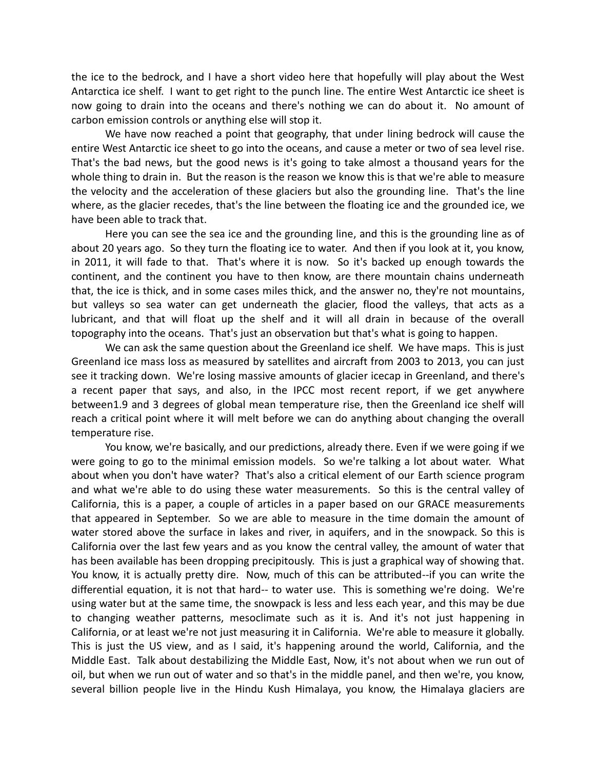the ice to the bedrock, and I have a short video here that hopefully will play about the West Antarctica ice shelf. I want to get right to the punch line. The entire West Antarctic ice sheet is now going to drain into the oceans and there's nothing we can do about it. No amount of carbon emission controls or anything else will stop it.

We have now reached a point that geography, that under lining bedrock will cause the entire West Antarctic ice sheet to go into the oceans, and cause a meter or two of sea level rise. That's the bad news, but the good news is it's going to take almost a thousand years for the whole thing to drain in. But the reason is the reason we know this is that we're able to measure the velocity and the acceleration of these glaciers but also the grounding line. That's the line where, as the glacier recedes, that's the line between the floating ice and the grounded ice, we have been able to track that.

Here you can see the sea ice and the grounding line, and this is the grounding line as of about 20 years ago. So they turn the floating ice to water. And then if you look at it, you know, in 2011, it will fade to that. That's where it is now. So it's backed up enough towards the continent, and the continent you have to then know, are there mountain chains underneath that, the ice is thick, and in some cases miles thick, and the answer no, they're not mountains, but valleys so sea water can get underneath the glacier, flood the valleys, that acts as a lubricant, and that will float up the shelf and it will all drain in because of the overall topography into the oceans. That's just an observation but that's what is going to happen.

We can ask the same question about the Greenland ice shelf. We have maps. This is just Greenland ice mass loss as measured by satellites and aircraft from 2003 to 2013, you can just see it tracking down. We're losing massive amounts of glacier icecap in Greenland, and there's a recent paper that says, and also, in the IPCC most recent report, if we get anywhere between1.9 and 3 degrees of global mean temperature rise, then the Greenland ice shelf will reach a critical point where it will melt before we can do anything about changing the overall temperature rise.

You know, we're basically, and our predictions, already there. Even if we were going if we were going to go to the minimal emission models. So we're talking a lot about water. What about when you don't have water? That's also a critical element of our Earth science program and what we're able to do using these water measurements. So this is the central valley of California, this is a paper, a couple of articles in a paper based on our GRACE measurements that appeared in September. So we are able to measure in the time domain the amount of water stored above the surface in lakes and river, in aquifers, and in the snowpack. So this is California over the last few years and as you know the central valley, the amount of water that has been available has been dropping precipitously. This is just a graphical way of showing that. You know, it is actually pretty dire. Now, much of this can be attributed--if you can write the differential equation, it is not that hard-- to water use. This is something we're doing. We're using water but at the same time, the snowpack is less and less each year, and this may be due to changing weather patterns, mesoclimate such as it is. And it's not just happening in California, or at least we're not just measuring it in California. We're able to measure it globally. This is just the US view, and as I said, it's happening around the world, California, and the Middle East. Talk about destabilizing the Middle East, Now, it's not about when we run out of oil, but when we run out of water and so that's in the middle panel, and then we're, you know, several billion people live in the Hindu Kush Himalaya, you know, the Himalaya glaciers are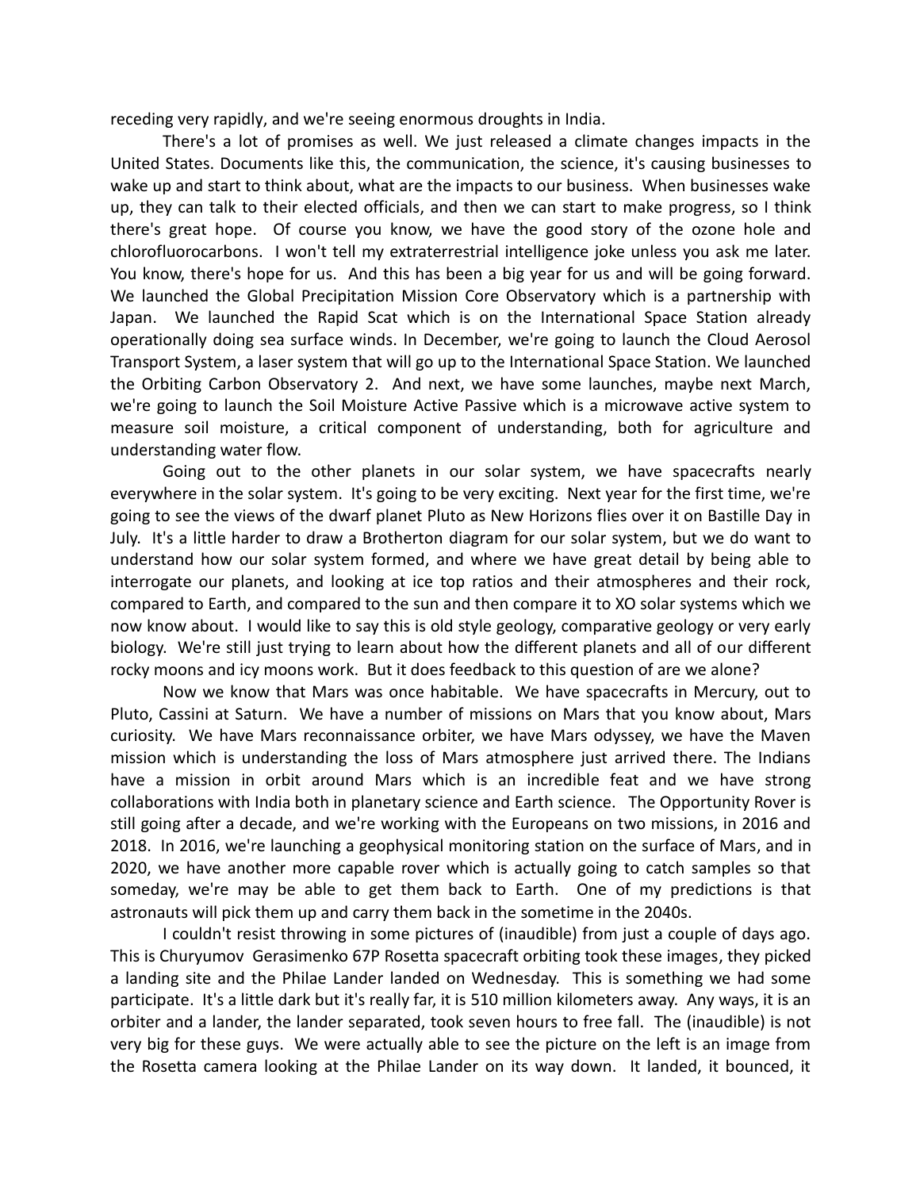receding very rapidly, and we're seeing enormous droughts in India.

There's a lot of promises as well. We just released a climate changes impacts in the United States. Documents like this, the communication, the science, it's causing businesses to wake up and start to think about, what are the impacts to our business. When businesses wake up, they can talk to their elected officials, and then we can start to make progress, so I think there's great hope. Of course you know, we have the good story of the ozone hole and chlorofluorocarbons. I won't tell my extraterrestrial intelligence joke unless you ask me later. You know, there's hope for us. And this has been a big year for us and will be going forward. We launched the Global Precipitation Mission Core Observatory which is a partnership with Japan. We launched the Rapid Scat which is on the International Space Station already operationally doing sea surface winds. In December, we're going to launch the Cloud Aerosol Transport System, a laser system that will go up to the International Space Station. We launched the Orbiting Carbon Observatory 2. And next, we have some launches, maybe next March, we're going to launch the Soil Moisture Active Passive which is a microwave active system to measure soil moisture, a critical component of understanding, both for agriculture and understanding water flow.

Going out to the other planets in our solar system, we have spacecrafts nearly everywhere in the solar system. It's going to be very exciting. Next year for the first time, we're going to see the views of the dwarf planet Pluto as New Horizons flies over it on Bastille Day in July. It's a little harder to draw a Brotherton diagram for our solar system, but we do want to understand how our solar system formed, and where we have great detail by being able to interrogate our planets, and looking at ice top ratios and their atmospheres and their rock, compared to Earth, and compared to the sun and then compare it to XO solar systems which we now know about. I would like to say this is old style geology, comparative geology or very early biology. We're still just trying to learn about how the different planets and all of our different rocky moons and icy moons work. But it does feedback to this question of are we alone?

Now we know that Mars was once habitable. We have spacecrafts in Mercury, out to Pluto, Cassini at Saturn. We have a number of missions on Mars that you know about, Mars curiosity. We have Mars reconnaissance orbiter, we have Mars odyssey, we have the Maven mission which is understanding the loss of Mars atmosphere just arrived there. The Indians have a mission in orbit around Mars which is an incredible feat and we have strong collaborations with India both in planetary science and Earth science. The Opportunity Rover is still going after a decade, and we're working with the Europeans on two missions, in 2016 and 2018. In 2016, we're launching a geophysical monitoring station on the surface of Mars, and in 2020, we have another more capable rover which is actually going to catch samples so that someday, we're may be able to get them back to Earth. One of my predictions is that astronauts will pick them up and carry them back in the sometime in the 2040s.

I couldn't resist throwing in some pictures of (inaudible) from just a couple of days ago. This is Churyumov Gerasimenko 67P Rosetta spacecraft orbiting took these images, they picked a landing site and the Philae Lander landed on Wednesday. This is something we had some participate. It's a little dark but it's really far, it is 510 million kilometers away. Any ways, it is an orbiter and a lander, the lander separated, took seven hours to free fall. The (inaudible) is not very big for these guys. We were actually able to see the picture on the left is an image from the Rosetta camera looking at the Philae Lander on its way down. It landed, it bounced, it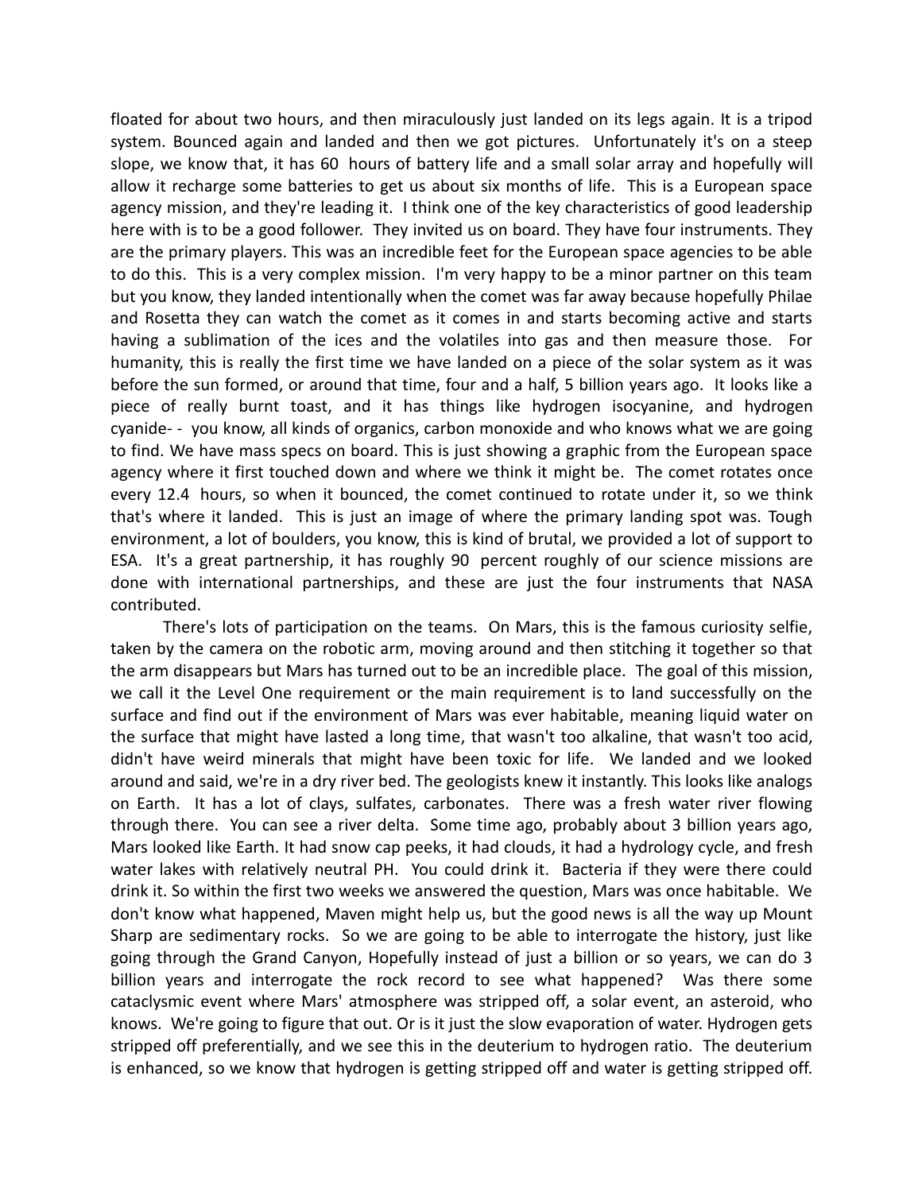floated for about two hours, and then miraculously just landed on its legs again. It is a tripod system. Bounced again and landed and then we got pictures. Unfortunately it's on a steep slope, we know that, it has 60 hours of battery life and a small solar array and hopefully will allow it recharge some batteries to get us about six months of life. This is a European space agency mission, and they're leading it. I think one of the key characteristics of good leadership here with is to be a good follower. They invited us on board. They have four instruments. They are the primary players. This was an incredible feet for the European space agencies to be able to do this. This is a very complex mission. I'm very happy to be a minor partner on this team but you know, they landed intentionally when the comet was far away because hopefully Philae and Rosetta they can watch the comet as it comes in and starts becoming active and starts having a sublimation of the ices and the volatiles into gas and then measure those. For humanity, this is really the first time we have landed on a piece of the solar system as it was before the sun formed, or around that time, four and a half, 5 billion years ago. It looks like a piece of really burnt toast, and it has things like hydrogen isocyanine, and hydrogen cyanide- - you know, all kinds of organics, carbon monoxide and who knows what we are going to find. We have mass specs on board. This is just showing a graphic from the European space agency where it first touched down and where we think it might be. The comet rotates once every 12.4 hours, so when it bounced, the comet continued to rotate under it, so we think that's where it landed. This is just an image of where the primary landing spot was. Tough environment, a lot of boulders, you know, this is kind of brutal, we provided a lot of support to ESA. It's a great partnership, it has roughly 90 percent roughly of our science missions are done with international partnerships, and these are just the four instruments that NASA contributed.

There's lots of participation on the teams. On Mars, this is the famous curiosity selfie, taken by the camera on the robotic arm, moving around and then stitching it together so that the arm disappears but Mars has turned out to be an incredible place. The goal of this mission, we call it the Level One requirement or the main requirement is to land successfully on the surface and find out if the environment of Mars was ever habitable, meaning liquid water on the surface that might have lasted a long time, that wasn't too alkaline, that wasn't too acid, didn't have weird minerals that might have been toxic for life. We landed and we looked around and said, we're in a dry river bed. The geologists knew it instantly. This looks like analogs on Earth. It has a lot of clays, sulfates, carbonates. There was a fresh water river flowing through there. You can see a river delta. Some time ago, probably about 3 billion years ago, Mars looked like Earth. It had snow cap peeks, it had clouds, it had a hydrology cycle, and fresh water lakes with relatively neutral PH. You could drink it. Bacteria if they were there could drink it. So within the first two weeks we answered the question, Mars was once habitable. We don't know what happened, Maven might help us, but the good news is all the way up Mount Sharp are sedimentary rocks. So we are going to be able to interrogate the history, just like going through the Grand Canyon, Hopefully instead of just a billion or so years, we can do 3 billion years and interrogate the rock record to see what happened? Was there some cataclysmic event where Mars' atmosphere was stripped off, a solar event, an asteroid, who knows. We're going to figure that out. Or is it just the slow evaporation of water. Hydrogen gets stripped off preferentially, and we see this in the deuterium to hydrogen ratio. The deuterium is enhanced, so we know that hydrogen is getting stripped off and water is getting stripped off.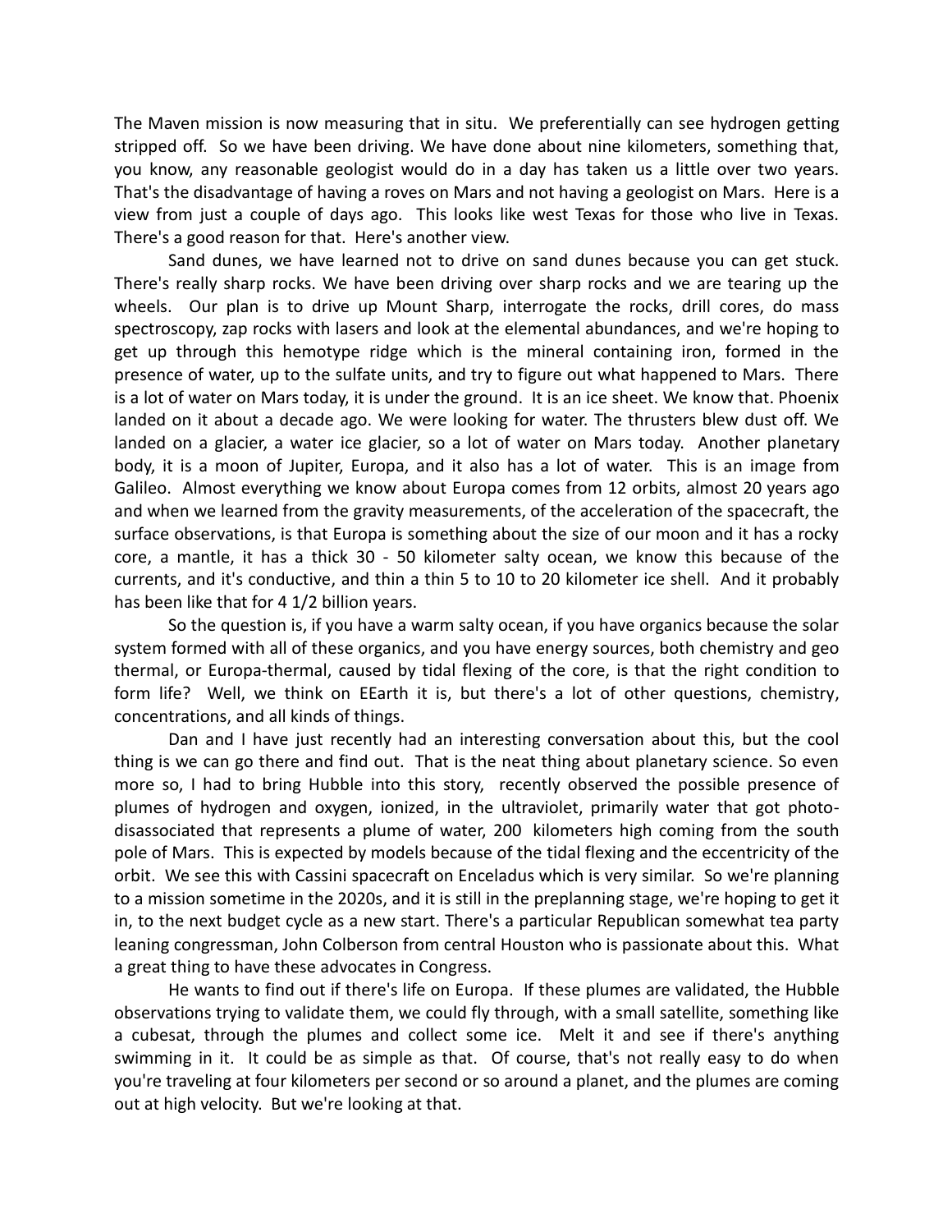The Maven mission is now measuring that in situ. We preferentially can see hydrogen getting stripped off. So we have been driving. We have done about nine kilometers, something that, you know, any reasonable geologist would do in a day has taken us a little over two years. That's the disadvantage of having a roves on Mars and not having a geologist on Mars. Here is a view from just a couple of days ago. This looks like west Texas for those who live in Texas. There's a good reason for that. Here's another view.

Sand dunes, we have learned not to drive on sand dunes because you can get stuck. There's really sharp rocks. We have been driving over sharp rocks and we are tearing up the wheels. Our plan is to drive up Mount Sharp, interrogate the rocks, drill cores, do mass spectroscopy, zap rocks with lasers and look at the elemental abundances, and we're hoping to get up through this hemotype ridge which is the mineral containing iron, formed in the presence of water, up to the sulfate units, and try to figure out what happened to Mars. There is a lot of water on Mars today, it is under the ground. It is an ice sheet. We know that. Phoenix landed on it about a decade ago. We were looking for water. The thrusters blew dust off. We landed on a glacier, a water ice glacier, so a lot of water on Mars today. Another planetary body, it is a moon of Jupiter, Europa, and it also has a lot of water. This is an image from Galileo. Almost everything we know about Europa comes from 12 orbits, almost 20 years ago and when we learned from the gravity measurements, of the acceleration of the spacecraft, the surface observations, is that Europa is something about the size of our moon and it has a rocky core, a mantle, it has a thick 30 - 50 kilometer salty ocean, we know this because of the currents, and it's conductive, and thin a thin 5 to 10 to 20 kilometer ice shell. And it probably has been like that for 4 1/2 billion years.

So the question is, if you have a warm salty ocean, if you have organics because the solar system formed with all of these organics, and you have energy sources, both chemistry and geo thermal, or Europa-thermal, caused by tidal flexing of the core, is that the right condition to form life? Well, we think on EEarth it is, but there's a lot of other questions, chemistry, concentrations, and all kinds of things.

Dan and I have just recently had an interesting conversation about this, but the cool thing is we can go there and find out. That is the neat thing about planetary science. So even more so, I had to bring Hubble into this story, recently observed the possible presence of plumes of hydrogen and oxygen, ionized, in the ultraviolet, primarily water that got photo-disassociated that represents a plume of water, 200 kilometers high coming from the south pole of Mars. This is expected by models because of the tidal flexing and the eccentricity of the orbit. We see this with Cassini spacecraft on Enceladus which is very similar. So we're planning to a mission sometime in the 2020s, and it is still in the preplanning stage, we're hoping to get it in, to the next budget cycle as a new start. There's a particular Republican somewhat tea party leaning congressman, John Colberson from central Houston who is passionate about this. What a great thing to have these advocates in Congress.

He wants to find out if there's life on Europa. If these plumes are validated, the Hubble observations trying to validate them, we could fly through, with a small satellite, something like a cubesat, through the plumes and collect some ice. Melt it and see if there's anything swimming in it. It could be as simple as that. Of course, that's not really easy to do when you're traveling at four kilometers per second or so around a planet, and the plumes are coming out at high velocity. But we're looking at that.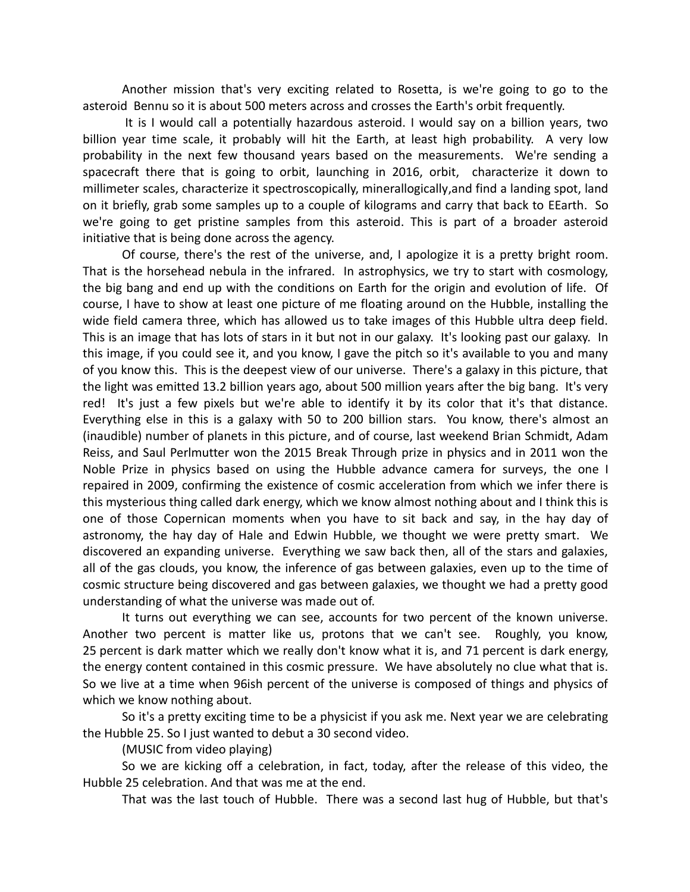Another mission that's very exciting related to Rosetta, is we're going to go to the asteroid Bennu so it is about 500 meters across and crosses the Earth's orbit frequently.

It is I would call a potentially hazardous asteroid. I would say on a billion years, two billion year time scale, it probably will hit the Earth, at least high probability. A very low probability in the next few thousand years based on the measurements. We're sending a spacecraft there that is going to orbit, launching in 2016, orbit, characterize it down to millimeter scales, characterize it spectroscopically, minerallogically,and find a landing spot, land on it briefly, grab some samples up to a couple of kilograms and carry that back to EEarth. So we're going to get pristine samples from this asteroid. This is part of a broader asteroid initiative that is being done across the agency.

Of course, there's the rest of the universe, and, I apologize it is a pretty bright room. That is the horsehead nebula in the infrared. In astrophysics, we try to start with cosmology, the big bang and end up with the conditions on Earth for the origin and evolution of life. Of course, I have to show at least one picture of me floating around on the Hubble, installing the wide field camera three, which has allowed us to take images of this Hubble ultra deep field. This is an image that has lots of stars in it but not in our galaxy. It's looking past our galaxy. In this image, if you could see it, and you know, I gave the pitch so it's available to you and many of you know this. This is the deepest view of our universe. There's a galaxy in this picture, that the light was emitted 13.2 billion years ago, about 500 million years after the big bang. It's very red! It's just a few pixels but we're able to identify it by its color that it's that distance. Everything else in this is a galaxy with 50 to 200 billion stars. You know, there's almost an (inaudible) number of planets in this picture, and of course, last weekend Brian Schmidt, Adam Reiss, and Saul Perlmutter won the 2015 Break Through prize in physics and in 2011 won the Noble Prize in physics based on using the Hubble advance camera for surveys, the one I repaired in 2009, confirming the existence of cosmic acceleration from which we infer there is this mysterious thing called dark energy, which we know almost nothing about and I think this is one of those Copernican moments when you have to sit back and say, in the hay day of astronomy, the hay day of Hale and Edwin Hubble, we thought we were pretty smart. We discovered an expanding universe. Everything we saw back then, all of the stars and galaxies, all of the gas clouds, you know, the inference of gas between galaxies, even up to the time of cosmic structure being discovered and gas between galaxies, we thought we had a pretty good understanding of what the universe was made out of.

It turns out everything we can see, accounts for two percent of the known universe. Another two percent is matter like us, protons that we can't see. Roughly, you know, 25 percent is dark matter which we really don't know what it is, and 71 percent is dark energy, the energy content contained in this cosmic pressure. We have absolutely no clue what that is. So we live at a time when 96ish percent of the universe is composed of things and physics of which we know nothing about.

So it's a pretty exciting time to be a physicist if you ask me. Next year we are celebrating the Hubble 25. So I just wanted to debut a 30 second video.

(MUSIC from video playing)

So we are kicking off a celebration, in fact, today, after the release of this video, the Hubble 25 celebration. And that was me at the end.

That was the last touch of Hubble. There was a second last hug of Hubble, but that's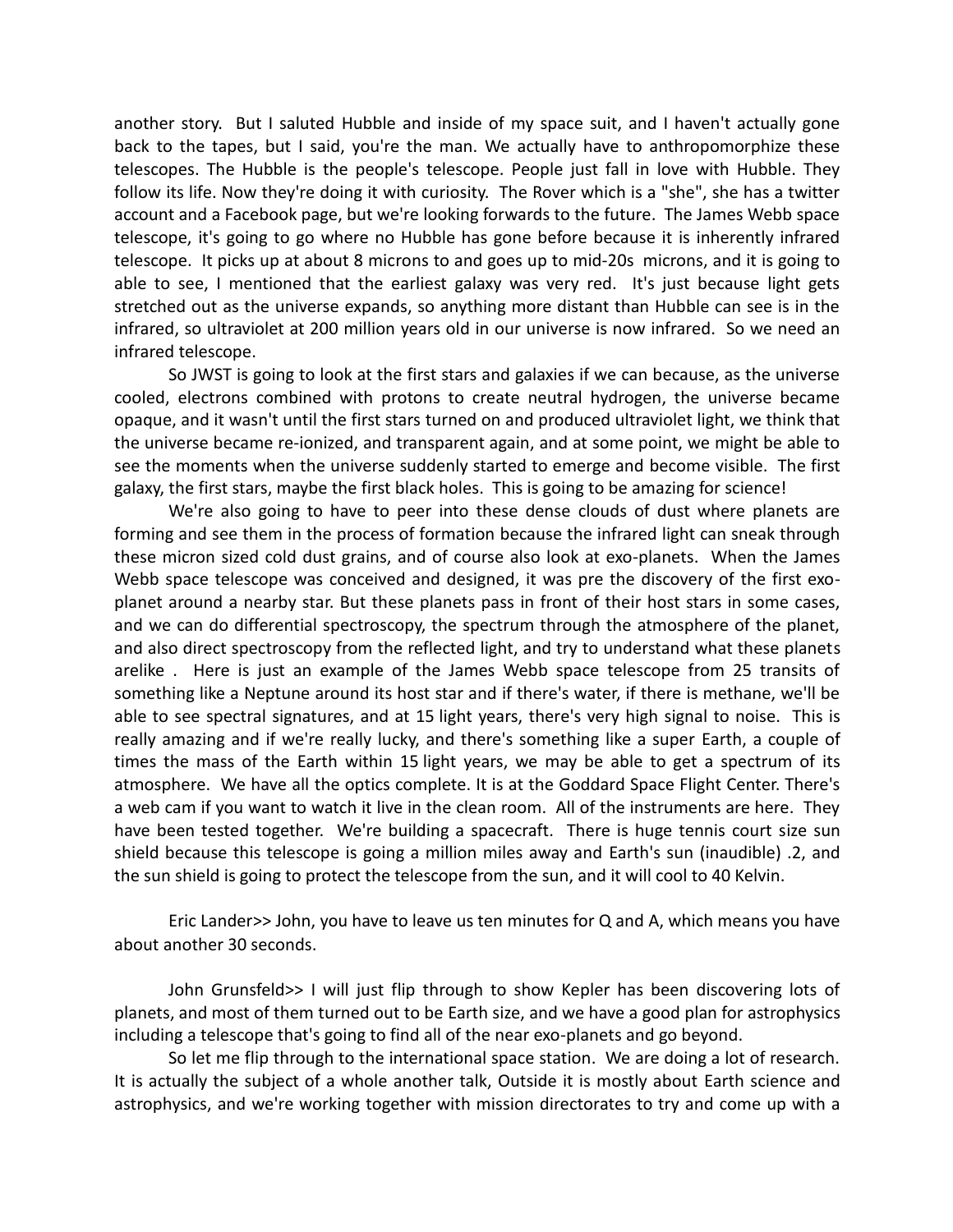another story. But I saluted Hubble and inside of my space suit, and I haven't actually gone back to the tapes, but I said, you're the man. We actually have to anthropomorphize these telescopes. The Hubble is the people's telescope. People just fall in love with Hubble. They follow its life. Now they're doing it with curiosity. The Rover which is a "she", she has a twitter account and a Facebook page, but we're looking forwards to the future. The James Webb space telescope, it's going to go where no Hubble has gone before because it is inherently infrared telescope. It picks up at about 8 microns to and goes up to mid-20s microns, and it is going to able to see, I mentioned that the earliest galaxy was very red. It's just because light gets stretched out as the universe expands, so anything more distant than Hubble can see is in the infrared, so ultraviolet at 200 million years old in our universe is now infrared. So we need an infrared telescope.

So JWST is going to look at the first stars and galaxies if we can because, as the universe cooled, electrons combined with protons to create neutral hydrogen, the universe became opaque, and it wasn't until the first stars turned on and produced ultraviolet light, we think that the universe became re-ionized, and transparent again, and at some point, we might be able to see the moments when the universe suddenly started to emerge and become visible. The first galaxy, the first stars, maybe the first black holes. This is going to be amazing for science!

We're also going to have to peer into these dense clouds of dust where planets are forming and see them in the process of formation because the infrared light can sneak through these micron sized cold dust grains, and of course also look at exo-planets. When the James Webb space telescope was conceived and designed, it was pre the discovery of the first exo-planet around a nearby star. But these planets pass in front of their host stars in some cases, and we can do differential spectroscopy, the spectrum through the atmosphere of the planet, and also direct spectroscopy from the reflected light, and try to understand what these planets arelike . Here is just an example of the James Webb space telescope from 25 transits of something like a Neptune around its host star and if there's water, if there is methane, we'll be able to see spectral signatures, and at 15 light years, there's very high signal to noise. This is really amazing and if we're really lucky, and there's something like a super Earth, a couple of times the mass of the Earth within 15 light years, we may be able to get a spectrum of its atmosphere. We have all the optics complete. It is at the Goddard Space Flight Center. There's a web cam if you want to watch it live in the clean room. All of the instruments are here. They have been tested together. We're building a spacecraft. There is huge tennis court size sun shield because this telescope is going a million miles away and Earth's sun (inaudible) .2, and the sun shield is going to protect the telescope from the sun, and it will cool to 40 Kelvin.

Eric Lander>> John, you have to leave us ten minutes for Q and A, which means you have about another 30 seconds.

John Grunsfeld>> I will just flip through to show Kepler has been discovering lots of planets, and most of them turned out to be Earth size, and we have a good plan for astrophysics including a telescope that's going to find all of the near exo-planets and go beyond.

So let me flip through to the international space station. We are doing a lot of research. It is actually the subject of a whole another talk, Outside it is mostly about Earth science and astrophysics, and we're working together with mission directorates to try and come up with a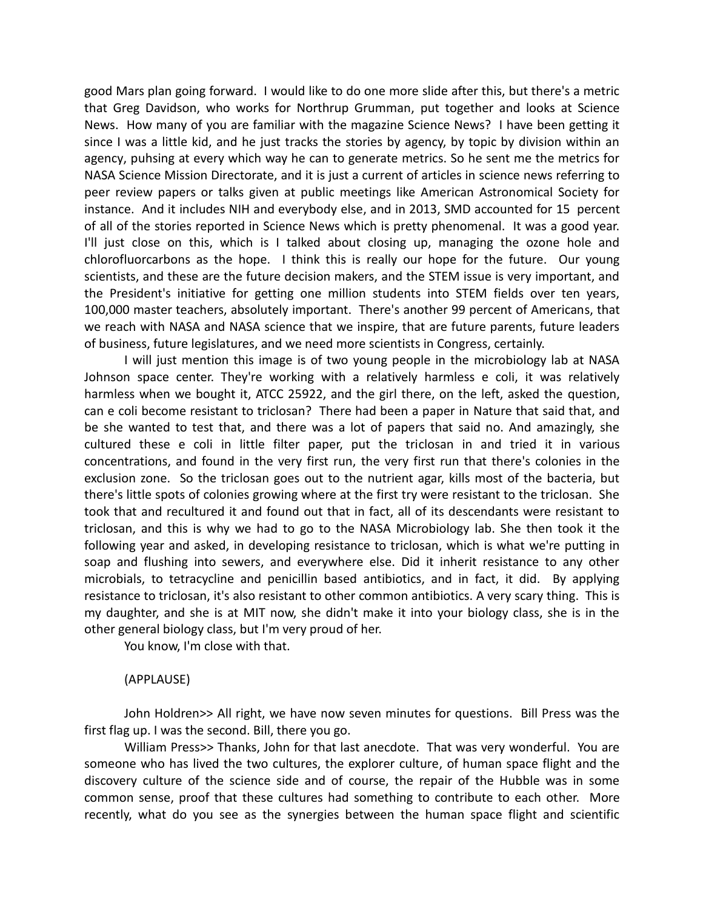good Mars plan going forward. I would like to do one more slide after this, but there's a metric that Greg Davidson, who works for Northrup Grumman, put together and looks at Science News. How many of you are familiar with the magazine Science News? I have been getting it since I was a little kid, and he just tracks the stories by agency, by topic by division within an agency, puhsing at every which way he can to generate metrics. So he sent me the metrics for NASA Science Mission Directorate, and it is just a current of articles in science news referring to peer review papers or talks given at public meetings like American Astronomical Society for instance. And it includes NIH and everybody else, and in 2013, SMD accounted for 15 percent of all of the stories reported in Science News which is pretty phenomenal. It was a good year. I'll just close on this, which is I talked about closing up, managing the ozone hole and chlorofluorcarbons as the hope. I think this is really our hope for the future. Our young scientists, and these are the future decision makers, and the STEM issue is very important, and the President's initiative for getting one million students into STEM fields over ten years, 100,000 master teachers, absolutely important. There's another 99 percent of Americans, that we reach with NASA and NASA science that we inspire, that are future parents, future leaders of business, future legislatures, and we need more scientists in Congress, certainly.

I will just mention this image is of two young people in the microbiology lab at NASA Johnson space center. They're working with a relatively harmless e coli, it was relatively harmless when we bought it, ATCC 25922, and the girl there, on the left, asked the question, can e coli become resistant to triclosan? There had been a paper in Nature that said that, and be she wanted to test that, and there was a lot of papers that said no. And amazingly, she cultured these e coli in little filter paper, put the triclosan in and tried it in various concentrations, and found in the very first run, the very first run that there's colonies in the exclusion zone. So the triclosan goes out to the nutrient agar, kills most of the bacteria, but there's little spots of colonies growing where at the first try were resistant to the triclosan. She took that and recultured it and found out that in fact, all of its descendants were resistant to triclosan, and this is why we had to go to the NASA Microbiology lab. She then took it the following year and asked, in developing resistance to triclosan, which is what we're putting in soap and flushing into sewers, and everywhere else. Did it inherit resistance to any other microbials, to tetracycline and penicillin based antibiotics, and in fact, it did. By applying resistance to triclosan, it's also resistant to other common antibiotics. A very scary thing. This is my daughter, and she is at MIT now, she didn't make it into your biology class, she is in the other general biology class, but I'm very proud of her.

You know, I'm close with that.

(APPLAUSE)

John Holdren>> All right, we have now seven minutes for questions. Bill Press was the first flag up. I was the second. Bill, there you go.

William Press>> Thanks, John for that last anecdote. That was very wonderful. You are someone who has lived the two cultures, the explorer culture, of human space flight and the discovery culture of the science side and of course, the repair of the Hubble was in some common sense, proof that these cultures had something to contribute to each other. More recently, what do you see as the synergies between the human space flight and scientific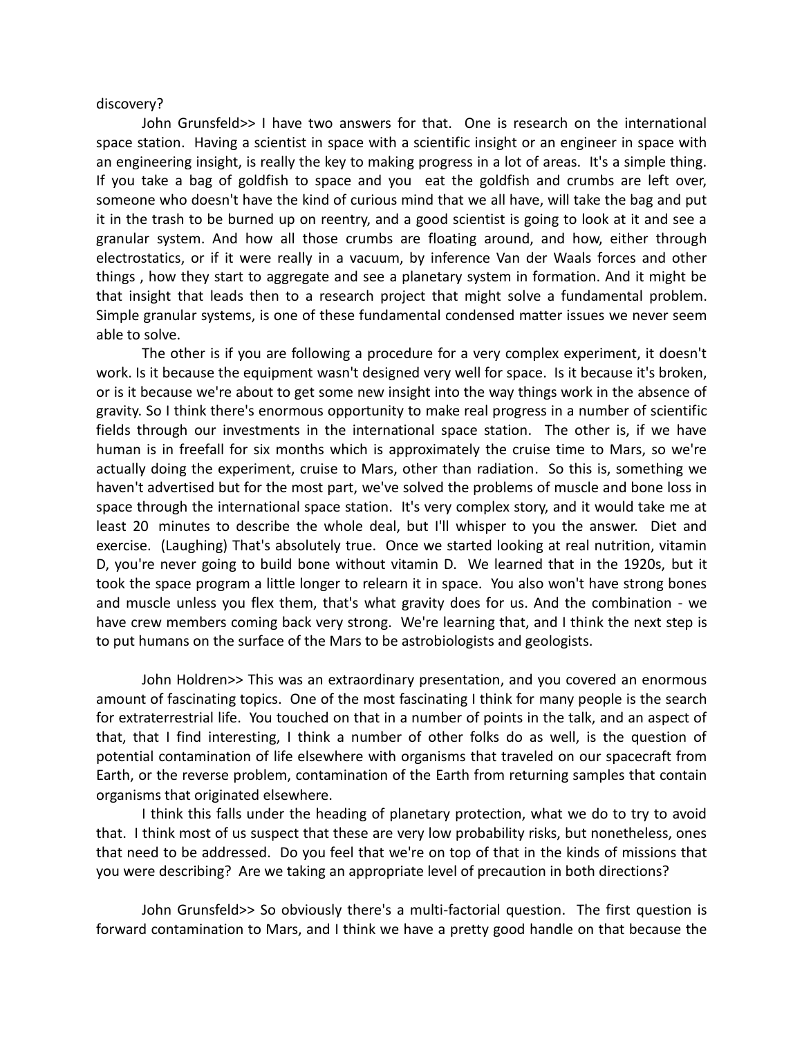discovery?

John Grunsfeld>> I have two answers for that. One is research on the international space station. Having a scientist in space with a scientific insight or an engineer in space with an engineering insight, is really the key to making progress in a lot of areas. It's a simple thing. If you take a bag of goldfish to space and you eat the goldfish and crumbs are left over, someone who doesn't have the kind of curious mind that we all have, will take the bag and put it in the trash to be burned up on reentry, and a good scientist is going to look at it and see a granular system. And how all those crumbs are floating around, and how, either through electrostatics, or if it were really in a vacuum, by inference Van der Waals forces and other things , how they start to aggregate and see a planetary system in formation. And it might be that insight that leads then to a research project that might solve a fundamental problem. Simple granular systems, is one of these fundamental condensed matter issues we never seem able to solve.

The other is if you are following a procedure for a very complex experiment, it doesn't work. Is it because the equipment wasn't designed very well for space. Is it because it's broken, or is it because we're about to get some new insight into the way things work in the absence of gravity. So I think there's enormous opportunity to make real progress in a number of scientific fields through our investments in the international space station. The other is, if we have human is in freefall for six months which is approximately the cruise time to Mars, so we're actually doing the experiment, cruise to Mars, other than radiation. So this is, something we haven't advertised but for the most part, we've solved the problems of muscle and bone loss in space through the international space station. It's very complex story, and it would take me at least 20 minutes to describe the whole deal, but I'll whisper to you the answer. Diet and exercise. (Laughing) That's absolutely true. Once we started looking at real nutrition, vitamin D, you're never going to build bone without vitamin D. We learned that in the 1920s, but it took the space program a little longer to relearn it in space. You also won't have strong bones and muscle unless you flex them, that's what gravity does for us. And the combination - we have crew members coming back very strong. We're learning that, and I think the next step is to put humans on the surface of the Mars to be astrobiologists and geologists.

John Holdren>> This was an extraordinary presentation, and you covered an enormous amount of fascinating topics. One of the most fascinating I think for many people is the search for extraterrestrial life. You touched on that in a number of points in the talk, and an aspect of that, that I find interesting, I think a number of other folks do as well, is the question of potential contamination of life elsewhere with organisms that traveled on our spacecraft from Earth, or the reverse problem, contamination of the Earth from returning samples that contain organisms that originated elsewhere.

I think this falls under the heading of planetary protection, what we do to try to avoid that. I think most of us suspect that these are very low probability risks, but nonetheless, ones that need to be addressed. Do you feel that we're on top of that in the kinds of missions that you were describing? Are we taking an appropriate level of precaution in both directions?

John Grunsfeld>> So obviously there's a multi-factorial question. The first question is forward contamination to Mars, and I think we have a pretty good handle on that because the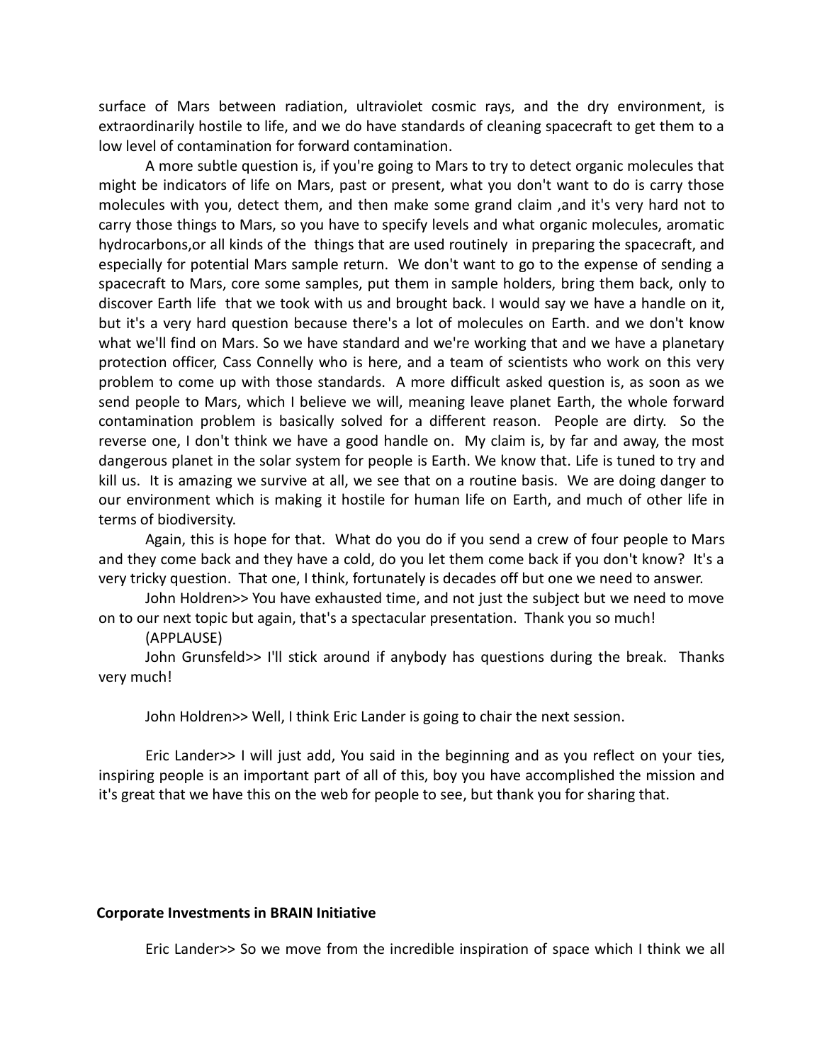surface of Mars between radiation, ultraviolet cosmic rays, and the dry environment, is extraordinarily hostile to life, and we do have standards of cleaning spacecraft to get them to a low level of contamination for forward contamination.

A more subtle question is, if you're going to Mars to try to detect organic molecules that might be indicators of life on Mars, past or present, what you don't want to do is carry those molecules with you, detect them, and then make some grand claim ,and it's very hard not to carry those things to Mars, so you have to specify levels and what organic molecules, aromatic hydrocarbons,or all kinds of the things that are used routinely in preparing the spacecraft, and especially for potential Mars sample return. We don't want to go to the expense of sending a spacecraft to Mars, core some samples, put them in sample holders, bring them back, only to discover Earth life that we took with us and brought back. I would say we have a handle on it, but it's a very hard question because there's a lot of molecules on Earth. and we don't know what we'll find on Mars. So we have standard and we're working that and we have a planetary protection officer, Cass Connelly who is here, and a team of scientists who work on this very problem to come up with those standards. A more difficult asked question is, as soon as we send people to Mars, which I believe we will, meaning leave planet Earth, the whole forward contamination problem is basically solved for a different reason. People are dirty. So the reverse one, I don't think we have a good handle on. My claim is, by far and away, the most dangerous planet in the solar system for people is Earth. We know that. Life is tuned to try and kill us. It is amazing we survive at all, we see that on a routine basis. We are doing danger to our environment which is making it hostile for human life on Earth, and much of other life in terms of biodiversity.

Again, this is hope for that. What do you do if you send a crew of four people to Mars and they come back and they have a cold, do you let them come back if you don't know? It's a very tricky question. That one, I think, fortunately is decades off but one we need to answer.

John Holdren>> You have exhausted time, and not just the subject but we need to move on to our next topic but again, that's a spectacular presentation. Thank you so much!

(APPLAUSE)

John Grunsfeld>> I'll stick around if anybody has questions during the break. Thanks very much!

John Holdren>> Well, I think Eric Lander is going to chair the next session.

Eric Lander>> I will just add, You said in the beginning and as you reflect on your ties, inspiring people is an important part of all of this, boy you have accomplished the mission and it's great that we have this on the web for people to see, but thank you for sharing that.

**Corporate Investments in BRAIN Initiative**

Eric Lander>> So we move from the incredible inspiration of space which I think we all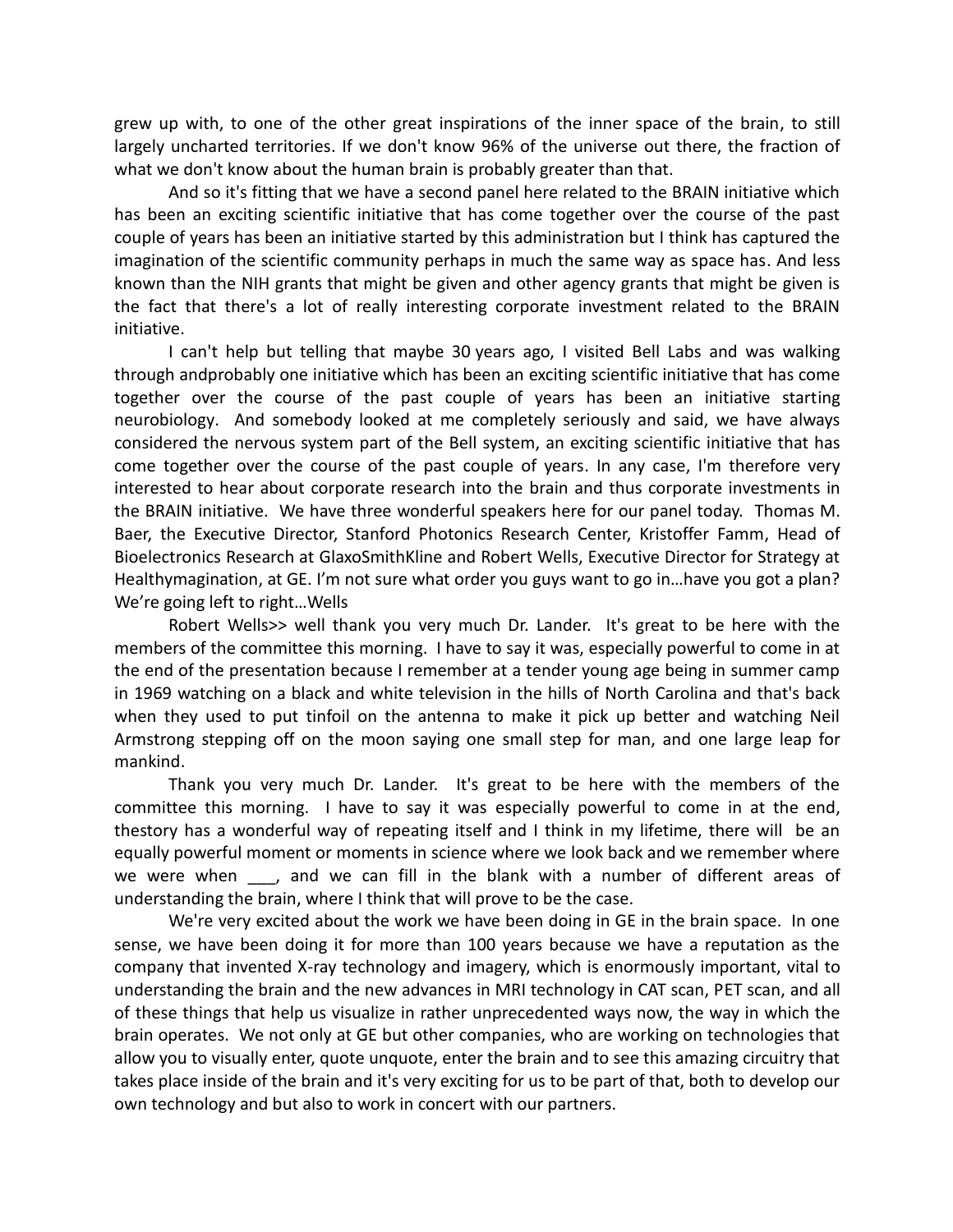grew up with, to one of the other great inspirations of the inner space of the brain, to still largely uncharted territories. If we don't know 96% of the universe out there, the fraction of what we don't know about the human brain is probably greater than that.

And so it's fitting that we have a second panel here related to the BRAIN initiative which has been an exciting scientific initiative that has come together over the course of the past couple of years has been an initiative started by this administration but I think has captured the imagination of the scientific community perhaps in much the same way as space has. And less known than the NIH grants that might be given and other agency grants that might be given is the fact that there's a lot of really interesting corporate investment related to the BRAIN initiative.

I can't help but telling that maybe 30 years ago, I visited Bell Labs and was walking through andprobably one initiative which has been an exciting scientific initiative that has come together over the course of the past couple of years has been an initiative starting neurobiology. And somebody looked at me completely seriously and said, we have always considered the nervous system part of the Bell system, an exciting scientific initiative that has come together over the course of the past couple of years. In any case, I'm therefore very interested to hear about corporate research into the brain and thus corporate investments in the BRAIN initiative. We have three wonderful speakers here for our panel today. Thomas M. Baer, the Executive Director, Stanford Photonics Research Center, Kristoffer Famm, Head of Bioelectronics Research at GlaxoSmithKline and Robert Wells, Executive Director for Strategy at Healthymagination, at GE. I'm not sure what order you guys want to go in…have you got a plan? We're going left to right…Wells

Robert Wells>> well thank you very much Dr. Lander. It's great to be here with the members of the committee this morning. I have to say it was, especially powerful to come in at the end of the presentation because I remember at a tender young age being in summer camp in 1969 watching on a black and white television in the hills of North Carolina and that's back when they used to put tinfoil on the antenna to make it pick up better and watching Neil Armstrong stepping off on the moon saying one small step for man, and one large leap for mankind.

Thank you very much Dr. Lander. It's great to be here with the members of the committee this morning. I have to say it was especially powerful to come in at the end, thestory has a wonderful way of repeating itself and I think in my lifetime, there will be an equally powerful moment or moments in science where we look back and we remember where we were when ___, and we can fill in the blank with a number of different areas of understanding the brain, where I think that will prove to be the case.

We're very excited about the work we have been doing in GE in the brain space. In one sense, we have been doing it for more than 100 years because we have a reputation as the company that invented X-ray technology and imagery, which is enormously important, vital to understanding the brain and the new advances in MRI technology in CAT scan, PET scan, and all of these things that help us visualize in rather unprecedented ways now, the way in which the brain operates. We not only at GE but other companies, who are working on technologies that allow you to visually enter, quote unquote, enter the brain and to see this amazing circuitry that takes place inside of the brain and it's very exciting for us to be part of that, both to develop our own technology and but also to work in concert with our partners.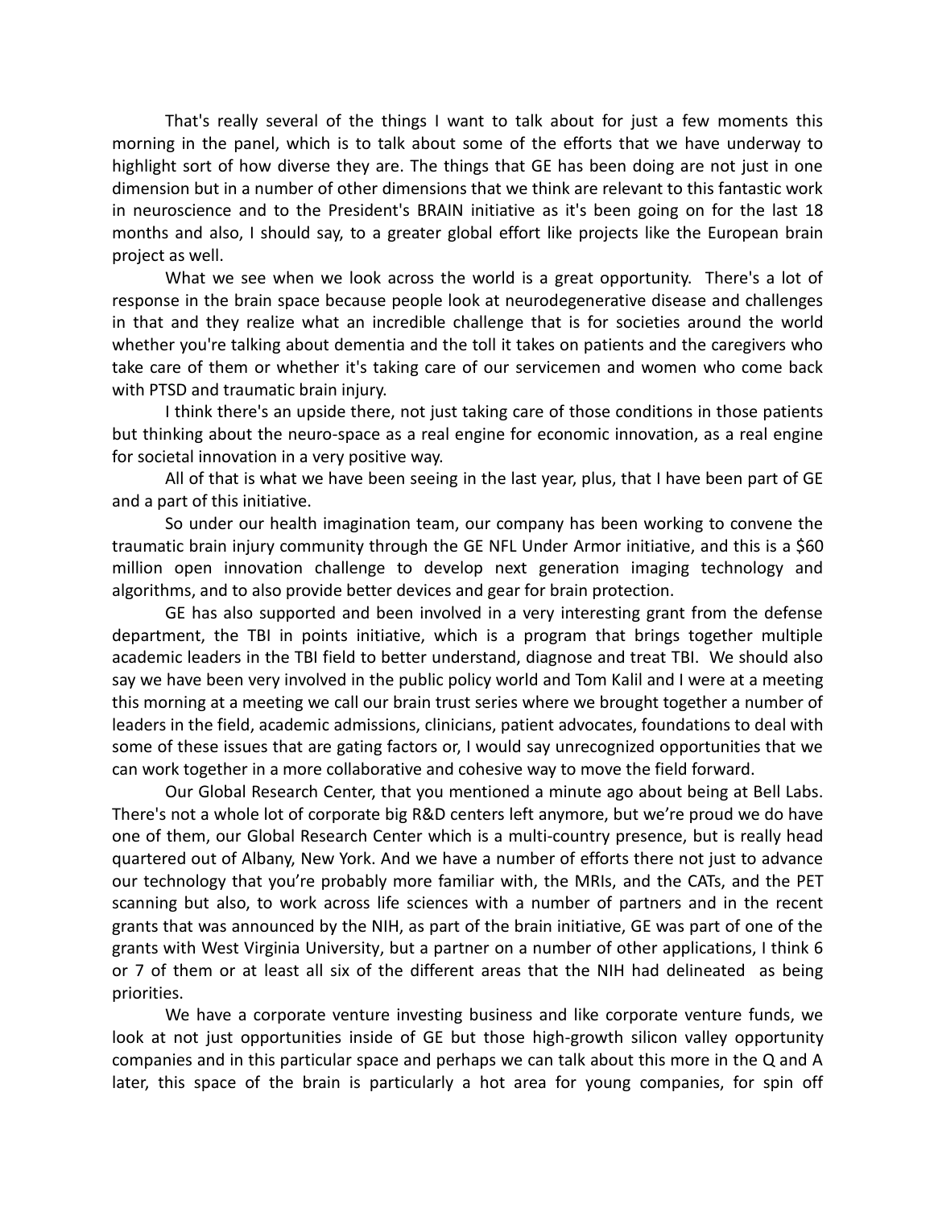That's really several of the things I want to talk about for just a few moments this morning in the panel, which is to talk about some of the efforts that we have underway to highlight sort of how diverse they are. The things that GE has been doing are not just in one dimension but in a number of other dimensions that we think are relevant to this fantastic work in neuroscience and to the President's BRAIN initiative as it's been going on for the last 18 months and also, I should say, to a greater global effort like projects like the European brain project as well.

What we see when we look across the world is a great opportunity. There's a lot of response in the brain space because people look at neurodegenerative disease and challenges in that and they realize what an incredible challenge that is for societies around the world whether you're talking about dementia and the toll it takes on patients and the caregivers who take care of them or whether it's taking care of our servicemen and women who come back with PTSD and traumatic brain injury.

I think there's an upside there, not just taking care of those conditions in those patients but thinking about the neuro-space as a real engine for economic innovation, as a real engine for societal innovation in a very positive way.

All of that is what we have been seeing in the last year, plus, that I have been part of GE and a part of this initiative.

So under our health imagination team, our company has been working to convene the traumatic brain injury community through the GE NFL Under Armor initiative, and this is a $60 million open innovation challenge to develop next generation imaging technology and algorithms, and to also provide better devices and gear for brain protection.

GE has also supported and been involved in a very interesting grant from the defense department, the TBI in points initiative, which is a program that brings together multiple academic leaders in the TBI field to better understand, diagnose and treat TBI. We should also say we have been very involved in the public policy world and Tom Kalil and I were at a meeting this morning at a meeting we call our brain trust series where we brought together a number of leaders in the field, academic admissions, clinicians, patient advocates, foundations to deal with some of these issues that are gating factors or, I would say unrecognized opportunities that we can work together in a more collaborative and cohesive way to move the field forward.

Our Global Research Center, that you mentioned a minute ago about being at Bell Labs. There's not a whole lot of corporate big R&D centers left anymore, but we're proud we do have one of them, our Global Research Center which is a multi-country presence, but is really head quartered out of Albany, New York. And we have a number of efforts there not just to advance our technology that you're probably more familiar with, the MRIs, and the CATs, and the PET scanning but also, to work across life sciences with a number of partners and in the recent grants that was announced by the NIH, as part of the brain initiative, GE was part of one of the grants with West Virginia University, but a partner on a number of other applications, I think 6 or 7 of them or at least all six of the different areas that the NIH had delineated as being priorities.

We have a corporate venture investing business and like corporate venture funds, we look at not just opportunities inside of GE but those high-growth silicon valley opportunity companies and in this particular space and perhaps we can talk about this more in the Q and A later, this space of the brain is particularly a hot area for young companies, for spin off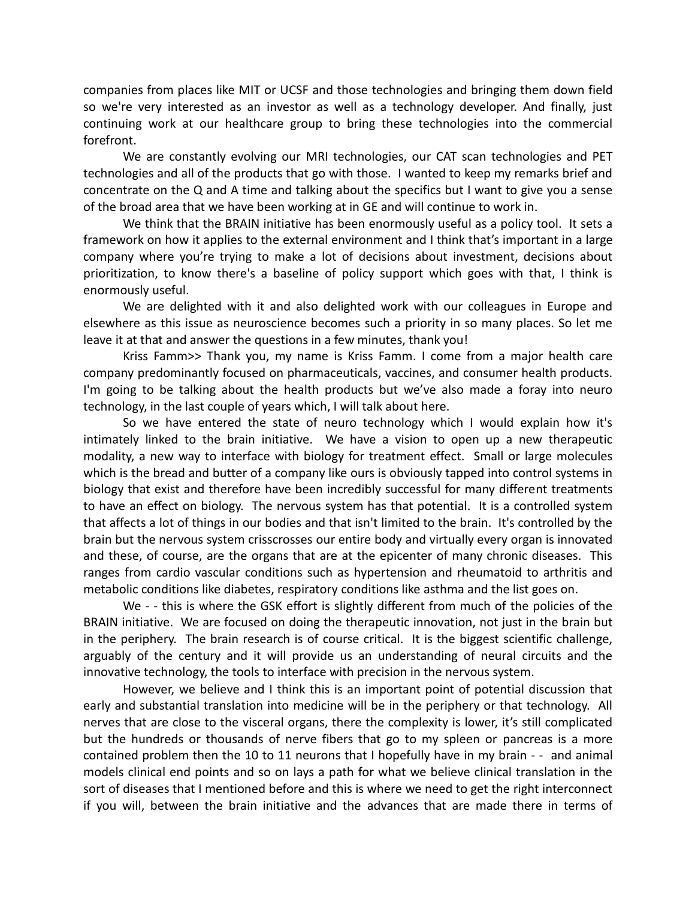companies from places like MIT or UCSF and those technologies and bringing them down field so we're very interested as an investor as well as a technology developer. And finally, just continuing work at our healthcare group to bring these technologies into the commercial forefront.

We are constantly evolving our MRI technologies, our CAT scan technologies and PET technologies and all of the products that go with those. I wanted to keep my remarks brief and concentrate on the Q and A time and talking about the specifics but I want to give you a sense of the broad area that we have been working at in GE and will continue to work in.

We think that the BRAIN initiative has been enormously useful as a policy tool. It sets a framework on how it applies to the external environment and I think that's important in a large company where you're trying to make a lot of decisions about investment, decisions about prioritization, to know there's a baseline of policy support which goes with that, I think is enormously useful.

We are delighted with it and also delighted work with our colleagues in Europe and elsewhere as this issue as neuroscience becomes such a priority in so many places. So let me leave it at that and answer the questions in a few minutes, thank you!

Kriss Famm>> Thank you, my name is Kriss Famm. I come from a major health care company predominantly focused on pharmaceuticals, vaccines, and consumer health products. I'm going to be talking about the health products but we've also made a foray into neuro technology, in the last couple of years which, I will talk about here.

So we have entered the state of neuro technology which I would explain how it's intimately linked to the brain initiative. We have a vision to open up a new therapeutic modality, a new way to interface with biology for treatment effect. Small or large molecules which is the bread and butter of a company like ours is obviously tapped into control systems in biology that exist and therefore have been incredibly successful for many different treatments to have an effect on biology. The nervous system has that potential. It is a controlled system that affects a lot of things in our bodies and that isn't limited to the brain. It's controlled by the brain but the nervous system crisscrosses our entire body and virtually every organ is innovated and these, of course, are the organs that are at the epicenter of many chronic diseases. This ranges from cardio vascular conditions such as hypertension and rheumatoid to arthritis and metabolic conditions like diabetes, respiratory conditions like asthma and the list goes on.

We - - this is where the GSK effort is slightly different from much of the policies of the BRAIN initiative. We are focused on doing the therapeutic innovation, not just in the brain but in the periphery. The brain research is of course critical. It is the biggest scientific challenge, arguably of the century and it will provide us an understanding of neural circuits and the innovative technology, the tools to interface with precision in the nervous system.

However, we believe and I think this is an important point of potential discussion that early and substantial translation into medicine will be in the periphery or that technology. All nerves that are close to the visceral organs, there the complexity is lower, it's still complicated but the hundreds or thousands of nerve fibers that go to my spleen or pancreas is a more contained problem then the 10 to 11 neurons that I hopefully have in my brain - - and animal models clinical end points and so on lays a path for what we believe clinical translation in the sort of diseases that I mentioned before and this is where we need to get the right interconnect if you will, between the brain initiative and the advances that are made there in terms of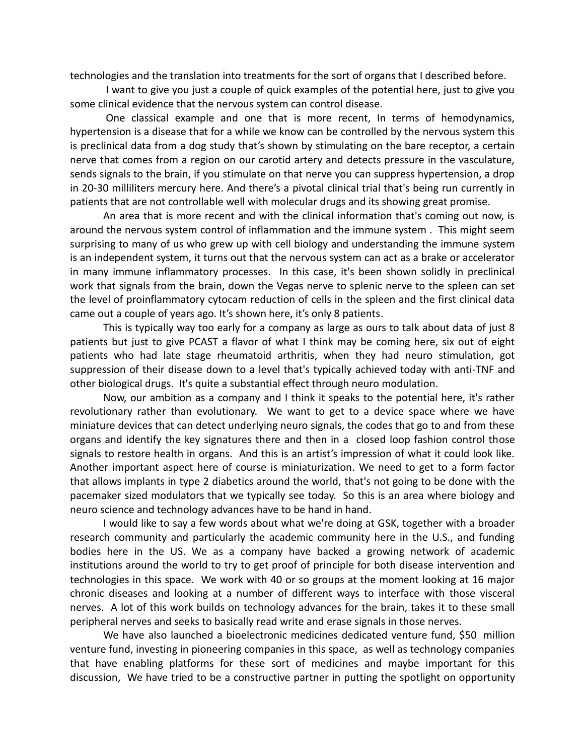technologies and the translation into treatments for the sort of organs that I described before.

I want to give you just a couple of quick examples of the potential here, just to give you some clinical evidence that the nervous system can control disease.

One classical example and one that is more recent, In terms of hemodynamics, hypertension is a disease that for a while we know can be controlled by the nervous system this is preclinical data from a dog study that's shown by stimulating on the bare receptor, a certain nerve that comes from a region on our carotid artery and detects pressure in the vasculature, sends signals to the brain, if you stimulate on that nerve you can suppress hypertension, a drop in 20-30 milliliters mercury here. And there's a pivotal clinical trial that's being run currently in patients that are not controllable well with molecular drugs and its showing great promise.

An area that is more recent and with the clinical information that's coming out now, is around the nervous system control of inflammation and the immune system . This might seem surprising to many of us who grew up with cell biology and understanding the immune system is an independent system, it turns out that the nervous system can act as a brake or accelerator in many immune inflammatory processes. In this case, it's been shown solidly in preclinical work that signals from the brain, down the Vegas nerve to splenic nerve to the spleen can set the level of proinflammatory cytocam reduction of cells in the spleen and the first clinical data came out a couple of years ago. It's shown here, it's only 8 patients.

This is typically way too early for a company as large as ours to talk about data of just 8 patients but just to give PCAST a flavor of what I think may be coming here, six out of eight patients who had late stage rheumatoid arthritis, when they had neuro stimulation, got suppression of their disease down to a level that's typically achieved today with anti-TNF and other biological drugs. It's quite a substantial effect through neuro modulation.

Now, our ambition as a company and I think it speaks to the potential here, it's rather revolutionary rather than evolutionary. We want to get to a device space where we have miniature devices that can detect underlying neuro signals, the codes that go to and from these organs and identify the key signatures there and then in a closed loop fashion control those signals to restore health in organs. And this is an artist's impression of what it could look like. Another important aspect here of course is miniaturization. We need to get to a form factor that allows implants in type 2 diabetics around the world, that's not going to be done with the pacemaker sized modulators that we typically see today. So this is an area where biology and neuro science and technology advances have to be hand in hand.

I would like to say a few words about what we're doing at GSK, together with a broader research community and particularly the academic community here in the U.S., and funding bodies here in the US. We as a company have backed a growing network of academic institutions around the world to try to get proof of principle for both disease intervention and technologies in this space. We work with 40 or so groups at the moment looking at 16 major chronic diseases and looking at a number of different ways to interface with those visceral nerves. A lot of this work builds on technology advances for the brain, takes it to these small peripheral nerves and seeks to basically read write and erase signals in those nerves.

We have also launched a bioelectronic medicines dedicated venture fund, $50 million venture fund, investing in pioneering companies in this space, as well as technology companies that have enabling platforms for these sort of medicines and maybe important for this discussion, We have tried to be a constructive partner in putting the spotlight on opportunity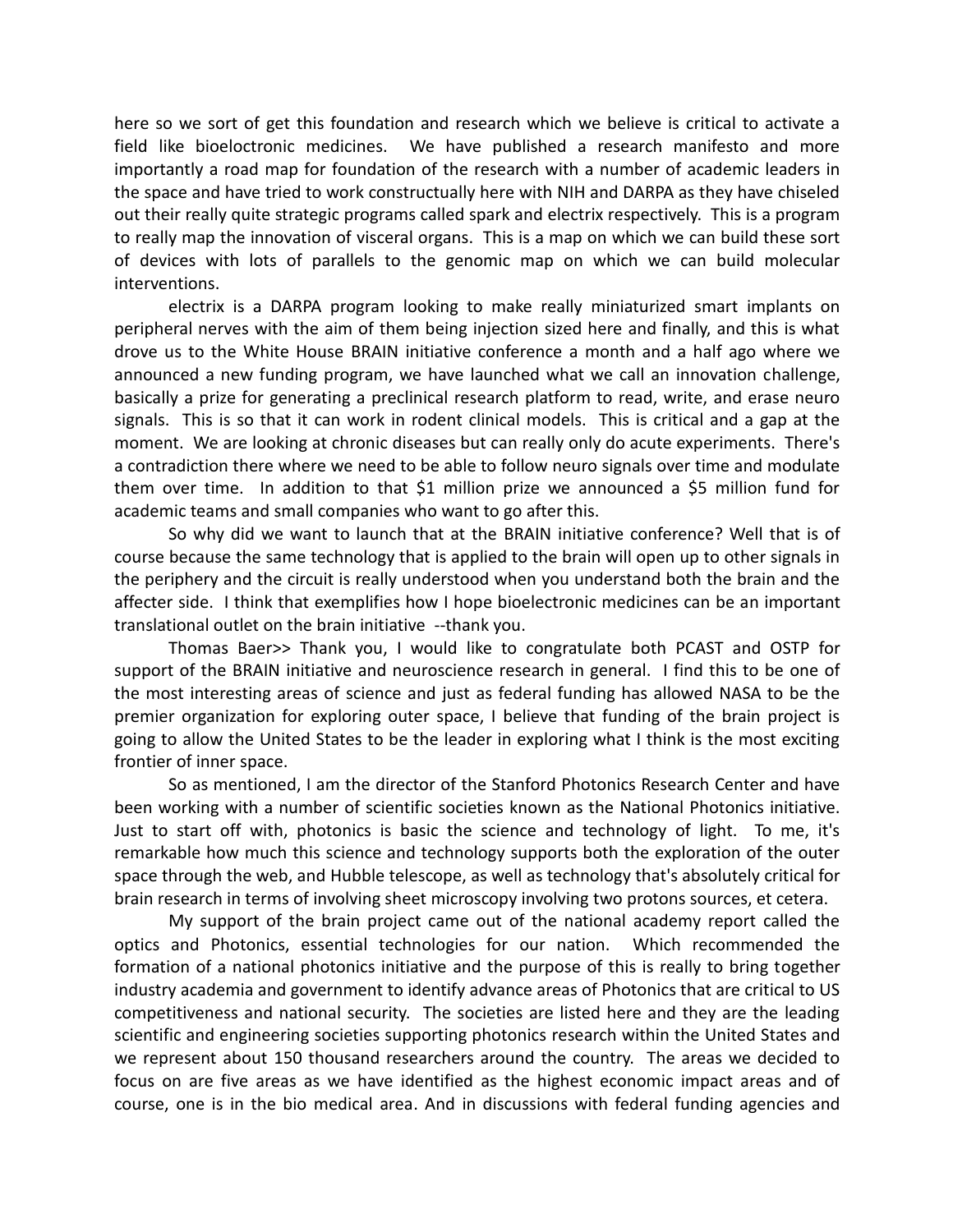here so we sort of get this foundation and research which we believe is critical to activate a field like bioeloctronic medicines. We have published a research manifesto and more importantly a road map for foundation of the research with a number of academic leaders in the space and have tried to work constructually here with NIH and DARPA as they have chiseled out their really quite strategic programs called spark and electrix respectively. This is a program to really map the innovation of visceral organs. This is a map on which we can build these sort of devices with lots of parallels to the genomic map on which we can build molecular interventions.

electrix is a DARPA program looking to make really miniaturized smart implants on peripheral nerves with the aim of them being injection sized here and finally, and this is what drove us to the White House BRAIN initiative conference a month and a half ago where we announced a new funding program, we have launched what we call an innovation challenge, basically a prize for generating a preclinical research platform to read, write, and erase neuro signals. This is so that it can work in rodent clinical models. This is critical and a gap at the moment. We are looking at chronic diseases but can really only do acute experiments. There's a contradiction there where we need to be able to follow neuro signals over time and modulate them over time. In addition to that $1 million prize we announced a $5 million fund for academic teams and small companies who want to go after this.

So why did we want to launch that at the BRAIN initiative conference? Well that is of course because the same technology that is applied to the brain will open up to other signals in the periphery and the circuit is really understood when you understand both the brain and the affecter side. I think that exemplifies how I hope bioelectronic medicines can be an important translational outlet on the brain initiative --thank you.

Thomas Baer>> Thank you, I would like to congratulate both PCAST and OSTP for support of the BRAIN initiative and neuroscience research in general. I find this to be one of the most interesting areas of science and just as federal funding has allowed NASA to be the premier organization for exploring outer space, I believe that funding of the brain project is going to allow the United States to be the leader in exploring what I think is the most exciting frontier of inner space.

So as mentioned, I am the director of the Stanford Photonics Research Center and have been working with a number of scientific societies known as the National Photonics initiative. Just to start off with, photonics is basic the science and technology of light. To me, it's remarkable how much this science and technology supports both the exploration of the outer space through the web, and Hubble telescope, as well as technology that's absolutely critical for brain research in terms of involving sheet microscopy involving two protons sources, et cetera.

My support of the brain project came out of the national academy report called the optics and Photonics, essential technologies for our nation. Which recommended the formation of a national photonics initiative and the purpose of this is really to bring together industry academia and government to identify advance areas of Photonics that are critical to US competitiveness and national security. The societies are listed here and they are the leading scientific and engineering societies supporting photonics research within the United States and we represent about 150 thousand researchers around the country. The areas we decided to focus on are five areas as we have identified as the highest economic impact areas and of course, one is in the bio medical area. And in discussions with federal funding agencies and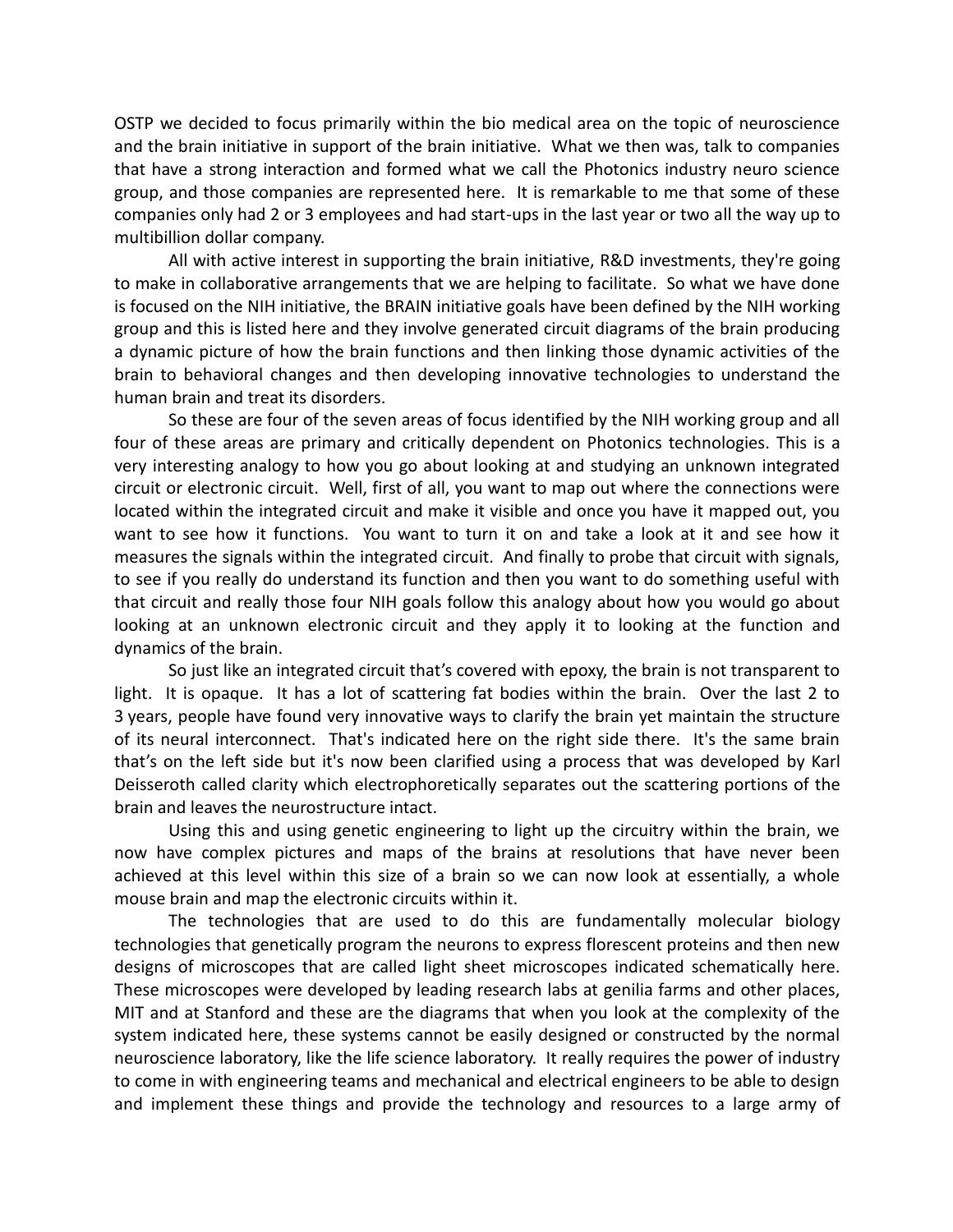OSTP we decided to focus primarily within the bio medical area on the topic of neuroscience and the brain initiative in support of the brain initiative. What we then was, talk to companies that have a strong interaction and formed what we call the Photonics industry neuro science group, and those companies are represented here. It is remarkable to me that some of these companies only had 2 or 3 employees and had start-ups in the last year or two all the way up to multibillion dollar company.

All with active interest in supporting the brain initiative, R&D investments, they're going to make in collaborative arrangements that we are helping to facilitate. So what we have done is focused on the NIH initiative, the BRAIN initiative goals have been defined by the NIH working group and this is listed here and they involve generated circuit diagrams of the brain producing a dynamic picture of how the brain functions and then linking those dynamic activities of the brain to behavioral changes and then developing innovative technologies to understand the human brain and treat its disorders.

So these are four of the seven areas of focus identified by the NIH working group and all four of these areas are primary and critically dependent on Photonics technologies. This is a very interesting analogy to how you go about looking at and studying an unknown integrated circuit or electronic circuit. Well, first of all, you want to map out where the connections were located within the integrated circuit and make it visible and once you have it mapped out, you want to see how it functions. You want to turn it on and take a look at it and see how it measures the signals within the integrated circuit. And finally to probe that circuit with signals, to see if you really do understand its function and then you want to do something useful with that circuit and really those four NIH goals follow this analogy about how you would go about looking at an unknown electronic circuit and they apply it to looking at the function and dynamics of the brain.

So just like an integrated circuit that's covered with epoxy, the brain is not transparent to light. It is opaque. It has a lot of scattering fat bodies within the brain. Over the last 2 to 3 years, people have found very innovative ways to clarify the brain yet maintain the structure of its neural interconnect. That's indicated here on the right side there. It's the same brain that's on the left side but it's now been clarified using a process that was developed by Karl Deisseroth called clarity which electrophoretically separates out the scattering portions of the brain and leaves the neurostructure intact.

Using this and using genetic engineering to light up the circuitry within the brain, we now have complex pictures and maps of the brains at resolutions that have never been achieved at this level within this size of a brain so we can now look at essentially, a whole mouse brain and map the electronic circuits within it.

The technologies that are used to do this are fundamentally molecular biology technologies that genetically program the neurons to express florescent proteins and then new designs of microscopes that are called light sheet microscopes indicated schematically here. These microscopes were developed by leading research labs at genilia farms and other places, MIT and at Stanford and these are the diagrams that when you look at the complexity of the system indicated here, these systems cannot be easily designed or constructed by the normal neuroscience laboratory, like the life science laboratory. It really requires the power of industry to come in with engineering teams and mechanical and electrical engineers to be able to design and implement these things and provide the technology and resources to a large army of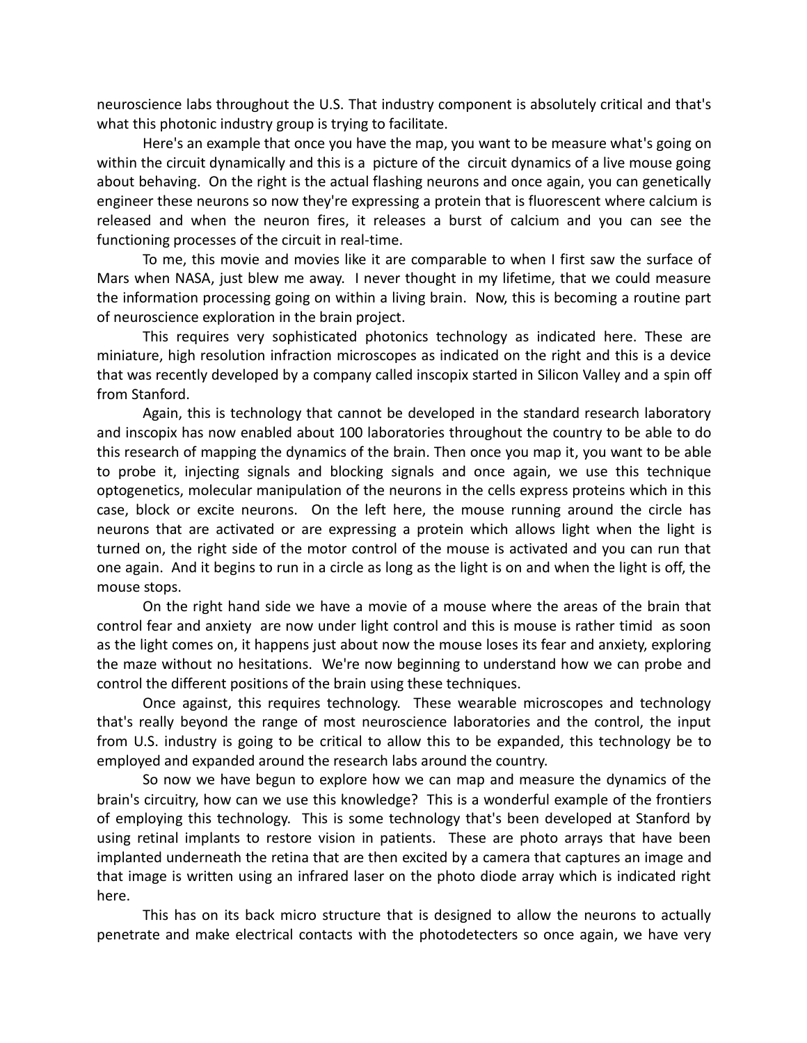neuroscience labs throughout the U.S. That industry component is absolutely critical and that's what this photonic industry group is trying to facilitate.

Here's an example that once you have the map, you want to be measure what's going on within the circuit dynamically and this is a picture of the circuit dynamics of a live mouse going about behaving. On the right is the actual flashing neurons and once again, you can genetically engineer these neurons so now they're expressing a protein that is fluorescent where calcium is released and when the neuron fires, it releases a burst of calcium and you can see the functioning processes of the circuit in real-time.

To me, this movie and movies like it are comparable to when I first saw the surface of Mars when NASA, just blew me away. I never thought in my lifetime, that we could measure the information processing going on within a living brain. Now, this is becoming a routine part of neuroscience exploration in the brain project.

This requires very sophisticated photonics technology as indicated here. These are miniature, high resolution infraction microscopes as indicated on the right and this is a device that was recently developed by a company called inscopix started in Silicon Valley and a spin off from Stanford.

Again, this is technology that cannot be developed in the standard research laboratory and inscopix has now enabled about 100 laboratories throughout the country to be able to do this research of mapping the dynamics of the brain. Then once you map it, you want to be able to probe it, injecting signals and blocking signals and once again, we use this technique optogenetics, molecular manipulation of the neurons in the cells express proteins which in this case, block or excite neurons. On the left here, the mouse running around the circle has neurons that are activated or are expressing a protein which allows light when the light is turned on, the right side of the motor control of the mouse is activated and you can run that one again. And it begins to run in a circle as long as the light is on and when the light is off, the mouse stops.

On the right hand side we have a movie of a mouse where the areas of the brain that control fear and anxiety are now under light control and this is mouse is rather timid as soon as the light comes on, it happens just about now the mouse loses its fear and anxiety, exploring the maze without no hesitations. We're now beginning to understand how we can probe and control the different positions of the brain using these techniques.

Once against, this requires technology. These wearable microscopes and technology that's really beyond the range of most neuroscience laboratories and the control, the input from U.S. industry is going to be critical to allow this to be expanded, this technology be to employed and expanded around the research labs around the country.

So now we have begun to explore how we can map and measure the dynamics of the brain's circuitry, how can we use this knowledge? This is a wonderful example of the frontiers of employing this technology. This is some technology that's been developed at Stanford by using retinal implants to restore vision in patients. These are photo arrays that have been implanted underneath the retina that are then excited by a camera that captures an image and that image is written using an infrared laser on the photo diode array which is indicated right here.

This has on its back micro structure that is designed to allow the neurons to actually penetrate and make electrical contacts with the photodetecters so once again, we have very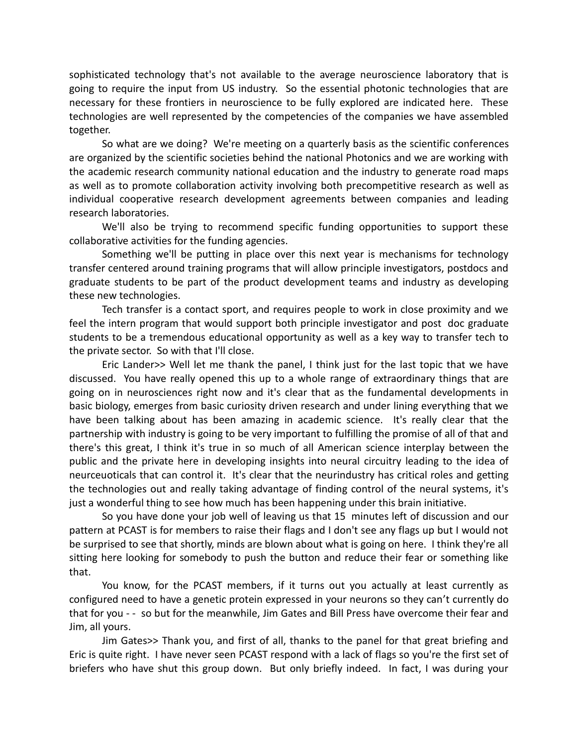sophisticated technology that's not available to the average neuroscience laboratory that is going to require the input from US industry. So the essential photonic technologies that are necessary for these frontiers in neuroscience to be fully explored are indicated here. These technologies are well represented by the competencies of the companies we have assembled together.

So what are we doing? We're meeting on a quarterly basis as the scientific conferences are organized by the scientific societies behind the national Photonics and we are working with the academic research community national education and the industry to generate road maps as well as to promote collaboration activity involving both precompetitive research as well as individual cooperative research development agreements between companies and leading research laboratories.

We'll also be trying to recommend specific funding opportunities to support these collaborative activities for the funding agencies.

Something we'll be putting in place over this next year is mechanisms for technology transfer centered around training programs that will allow principle investigators, postdocs and graduate students to be part of the product development teams and industry as developing these new technologies.

Tech transfer is a contact sport, and requires people to work in close proximity and we feel the intern program that would support both principle investigator and post doc graduate students to be a tremendous educational opportunity as well as a key way to transfer tech to the private sector. So with that I'll close.

Eric Lander>> Well let me thank the panel, I think just for the last topic that we have discussed. You have really opened this up to a whole range of extraordinary things that are going on in neurosciences right now and it's clear that as the fundamental developments in basic biology, emerges from basic curiosity driven research and under lining everything that we have been talking about has been amazing in academic science. It's really clear that the partnership with industry is going to be very important to fulfilling the promise of all of that and there's this great, I think it's true in so much of all American science interplay between the public and the private here in developing insights into neural circuitry leading to the idea of neurceuoticals that can control it. It's clear that the neurindustry has critical roles and getting the technologies out and really taking advantage of finding control of the neural systems, it's just a wonderful thing to see how much has been happening under this brain initiative.

So you have done your job well of leaving us that 15 minutes left of discussion and our pattern at PCAST is for members to raise their flags and I don't see any flags up but I would not be surprised to see that shortly, minds are blown about what is going on here. I think they're all sitting here looking for somebody to push the button and reduce their fear or something like that.

You know, for the PCAST members, if it turns out you actually at least currently as configured need to have a genetic protein expressed in your neurons so they can't currently do that for you - - so but for the meanwhile, Jim Gates and Bill Press have overcome their fear and Jim, all yours.

Jim Gates>> Thank you, and first of all, thanks to the panel for that great briefing and Eric is quite right. I have never seen PCAST respond with a lack of flags so you're the first set of briefers who have shut this group down. But only briefly indeed. In fact, I was during your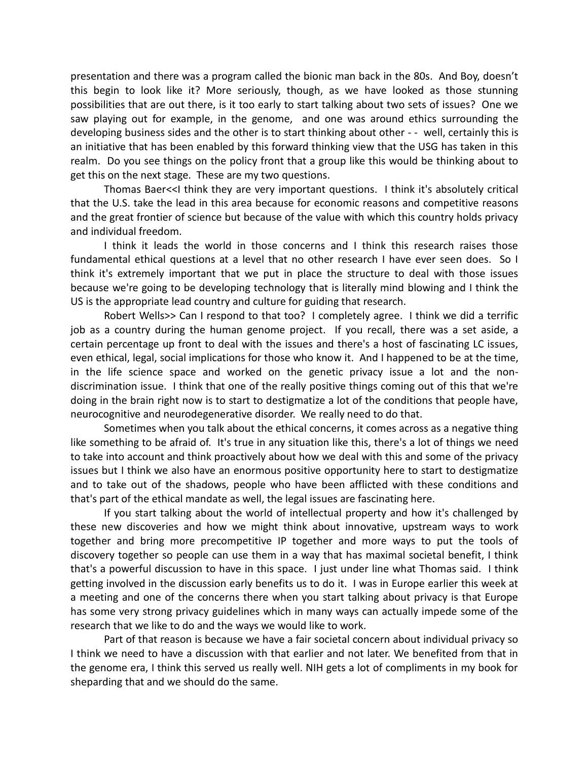presentation and there was a program called the bionic man back in the 80s. And Boy, doesn't this begin to look like it? More seriously, though, as we have looked as those stunning possibilities that are out there, is it too early to start talking about two sets of issues? One we saw playing out for example, in the genome, and one was around ethics surrounding the developing business sides and the other is to start thinking about other - - well, certainly this is an initiative that has been enabled by this forward thinking view that the USG has taken in this realm. Do you see things on the policy front that a group like this would be thinking about to get this on the next stage. These are my two questions.

Thomas Baer<<I think they are very important questions. I think it's absolutely critical that the U.S. take the lead in this area because for economic reasons and competitive reasons and the great frontier of science but because of the value with which this country holds privacy and individual freedom.

I think it leads the world in those concerns and I think this research raises those fundamental ethical questions at a level that no other research I have ever seen does. So I think it's extremely important that we put in place the structure to deal with those issues because we're going to be developing technology that is literally mind blowing and I think the US is the appropriate lead country and culture for guiding that research.

Robert Wells>> Can I respond to that too? I completely agree. I think we did a terrific job as a country during the human genome project. If you recall, there was a set aside, a certain percentage up front to deal with the issues and there's a host of fascinating LC issues, even ethical, legal, social implications for those who know it. And I happened to be at the time, in the life science space and worked on the genetic privacy issue a lot and the non-discrimination issue. I think that one of the really positive things coming out of this that we're doing in the brain right now is to start to destigmatize a lot of the conditions that people have, neurocognitive and neurodegenerative disorder. We really need to do that.

Sometimes when you talk about the ethical concerns, it comes across as a negative thing like something to be afraid of. It's true in any situation like this, there's a lot of things we need to take into account and think proactively about how we deal with this and some of the privacy issues but I think we also have an enormous positive opportunity here to start to destigmatize and to take out of the shadows, people who have been afflicted with these conditions and that's part of the ethical mandate as well, the legal issues are fascinating here.

If you start talking about the world of intellectual property and how it's challenged by these new discoveries and how we might think about innovative, upstream ways to work together and bring more precompetitive IP together and more ways to put the tools of discovery together so people can use them in a way that has maximal societal benefit, I think that's a powerful discussion to have in this space. I just under line what Thomas said. I think getting involved in the discussion early benefits us to do it. I was in Europe earlier this week at a meeting and one of the concerns there when you start talking about privacy is that Europe has some very strong privacy guidelines which in many ways can actually impede some of the research that we like to do and the ways we would like to work.

Part of that reason is because we have a fair societal concern about individual privacy so I think we need to have a discussion with that earlier and not later. We benefited from that in the genome era, I think this served us really well. NIH gets a lot of compliments in my book for sheparding that and we should do the same.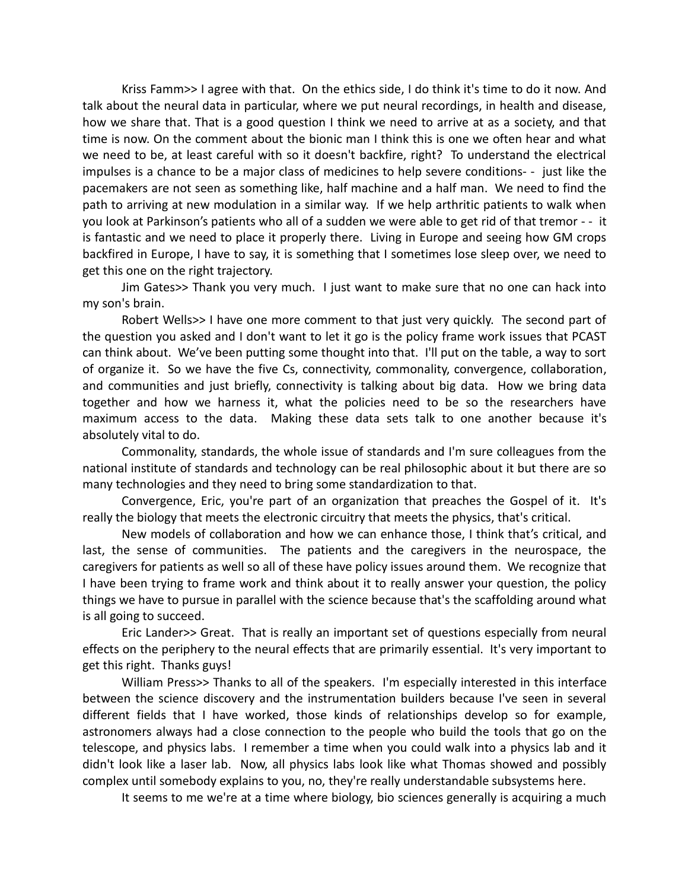Kriss Famm>> I agree with that. On the ethics side, I do think it's time to do it now. And talk about the neural data in particular, where we put neural recordings, in health and disease, how we share that. That is a good question I think we need to arrive at as a society, and that time is now. On the comment about the bionic man I think this is one we often hear and what we need to be, at least careful with so it doesn't backfire, right? To understand the electrical impulses is a chance to be a major class of medicines to help severe conditions- - just like the pacemakers are not seen as something like, half machine and a half man. We need to find the path to arriving at new modulation in a similar way. If we help arthritic patients to walk when you look at Parkinson's patients who all of a sudden we were able to get rid of that tremor - - it is fantastic and we need to place it properly there. Living in Europe and seeing how GM crops backfired in Europe, I have to say, it is something that I sometimes lose sleep over, we need to get this one on the right trajectory.

Jim Gates>> Thank you very much. I just want to make sure that no one can hack into my son's brain.

Robert Wells>> I have one more comment to that just very quickly. The second part of the question you asked and I don't want to let it go is the policy frame work issues that PCAST can think about. We've been putting some thought into that. I'll put on the table, a way to sort of organize it. So we have the five Cs, connectivity, commonality, convergence, collaboration, and communities and just briefly, connectivity is talking about big data. How we bring data together and how we harness it, what the policies need to be so the researchers have maximum access to the data. Making these data sets talk to one another because it's absolutely vital to do.

Commonality, standards, the whole issue of standards and I'm sure colleagues from the national institute of standards and technology can be real philosophic about it but there are so many technologies and they need to bring some standardization to that.

Convergence, Eric, you're part of an organization that preaches the Gospel of it. It's really the biology that meets the electronic circuitry that meets the physics, that's critical.

New models of collaboration and how we can enhance those, I think that's critical, and last, the sense of communities. The patients and the caregivers in the neurospace, the caregivers for patients as well so all of these have policy issues around them. We recognize that I have been trying to frame work and think about it to really answer your question, the policy things we have to pursue in parallel with the science because that's the scaffolding around what is all going to succeed.

Eric Lander>> Great. That is really an important set of questions especially from neural effects on the periphery to the neural effects that are primarily essential. It's very important to get this right. Thanks guys!

William Press>> Thanks to all of the speakers. I'm especially interested in this interface between the science discovery and the instrumentation builders because I've seen in several different fields that I have worked, those kinds of relationships develop so for example, astronomers always had a close connection to the people who build the tools that go on the telescope, and physics labs. I remember a time when you could walk into a physics lab and it didn't look like a laser lab. Now, all physics labs look like what Thomas showed and possibly complex until somebody explains to you, no, they're really understandable subsystems here.

It seems to me we're at a time where biology, bio sciences generally is acquiring a much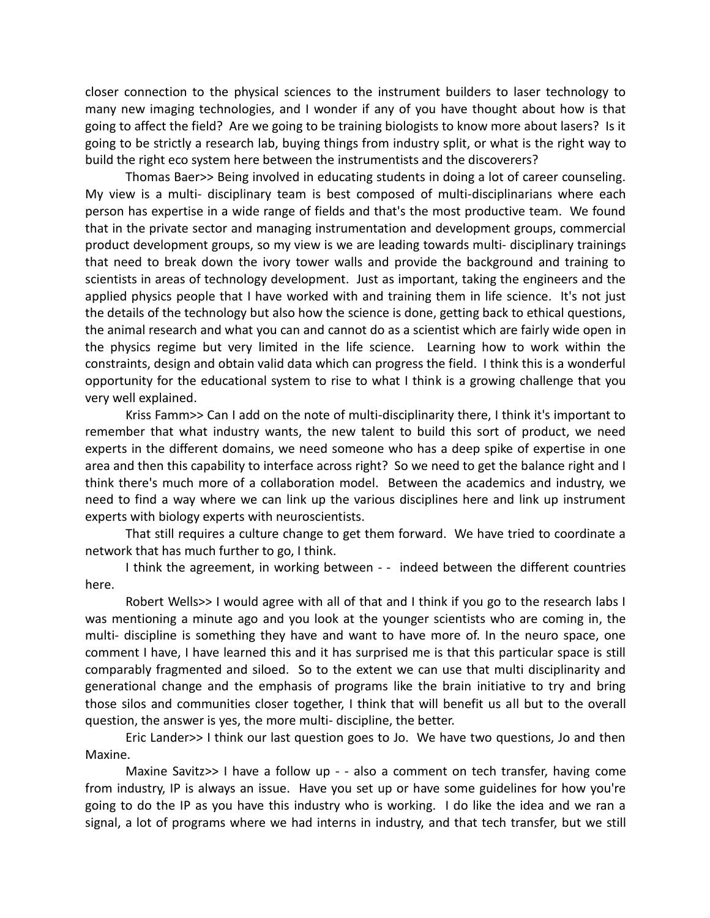closer connection to the physical sciences to the instrument builders to laser technology to many new imaging technologies, and I wonder if any of you have thought about how is that going to affect the field? Are we going to be training biologists to know more about lasers? Is it going to be strictly a research lab, buying things from industry split, or what is the right way to build the right eco system here between the instrumentists and the discoverers?

Thomas Baer>> Being involved in educating students in doing a lot of career counseling. My view is a multi- disciplinary team is best composed of multi-disciplinarians where each person has expertise in a wide range of fields and that's the most productive team. We found that in the private sector and managing instrumentation and development groups, commercial product development groups, so my view is we are leading towards multi- disciplinary trainings that need to break down the ivory tower walls and provide the background and training to scientists in areas of technology development. Just as important, taking the engineers and the applied physics people that I have worked with and training them in life science. It's not just the details of the technology but also how the science is done, getting back to ethical questions, the animal research and what you can and cannot do as a scientist which are fairly wide open in the physics regime but very limited in the life science. Learning how to work within the constraints, design and obtain valid data which can progress the field. I think this is a wonderful opportunity for the educational system to rise to what I think is a growing challenge that you very well explained.

Kriss Famm>> Can I add on the note of multi-disciplinarity there, I think it's important to remember that what industry wants, the new talent to build this sort of product, we need experts in the different domains, we need someone who has a deep spike of expertise in one area and then this capability to interface across right? So we need to get the balance right and I think there's much more of a collaboration model. Between the academics and industry, we need to find a way where we can link up the various disciplines here and link up instrument experts with biology experts with neuroscientists.

That still requires a culture change to get them forward. We have tried to coordinate a network that has much further to go, I think.

I think the agreement, in working between - - indeed between the different countries here.

Robert Wells>> I would agree with all of that and I think if you go to the research labs I was mentioning a minute ago and you look at the younger scientists who are coming in, the multi- discipline is something they have and want to have more of. In the neuro space, one comment I have, I have learned this and it has surprised me is that this particular space is still comparably fragmented and siloed. So to the extent we can use that multi disciplinarity and generational change and the emphasis of programs like the brain initiative to try and bring those silos and communities closer together, I think that will benefit us all but to the overall question, the answer is yes, the more multi- discipline, the better.

Eric Lander>> I think our last question goes to Jo. We have two questions, Jo and then Maxine.

Maxine Savitz>> I have a follow up - - also a comment on tech transfer, having come from industry, IP is always an issue. Have you set up or have some guidelines for how you're going to do the IP as you have this industry who is working. I do like the idea and we ran a signal, a lot of programs where we had interns in industry, and that tech transfer, but we still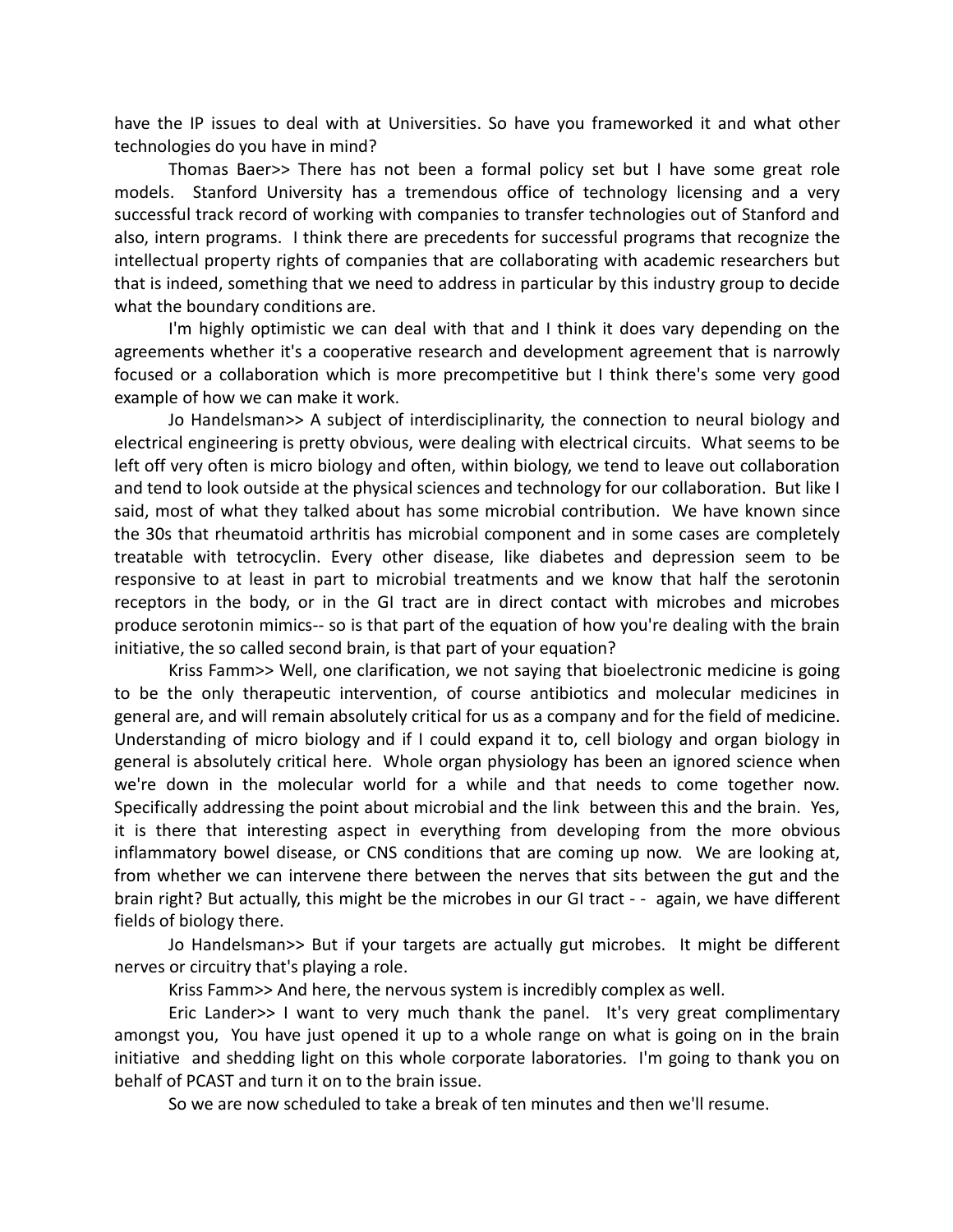have the IP issues to deal with at Universities. So have you frameworked it and what other technologies do you have in mind?

Thomas Baer>> There has not been a formal policy set but I have some great role models. Stanford University has a tremendous office of technology licensing and a very successful track record of working with companies to transfer technologies out of Stanford and also, intern programs. I think there are precedents for successful programs that recognize the intellectual property rights of companies that are collaborating with academic researchers but that is indeed, something that we need to address in particular by this industry group to decide what the boundary conditions are.

I'm highly optimistic we can deal with that and I think it does vary depending on the agreements whether it's a cooperative research and development agreement that is narrowly focused or a collaboration which is more precompetitive but I think there's some very good example of how we can make it work.

Jo Handelsman>> A subject of interdisciplinarity, the connection to neural biology and electrical engineering is pretty obvious, were dealing with electrical circuits. What seems to be left off very often is micro biology and often, within biology, we tend to leave out collaboration and tend to look outside at the physical sciences and technology for our collaboration. But like I said, most of what they talked about has some microbial contribution. We have known since the 30s that rheumatoid arthritis has microbial component and in some cases are completely treatable with tetrocyclin. Every other disease, like diabetes and depression seem to be responsive to at least in part to microbial treatments and we know that half the serotonin receptors in the body, or in the GI tract are in direct contact with microbes and microbes produce serotonin mimics-- so is that part of the equation of how you're dealing with the brain initiative, the so called second brain, is that part of your equation?

Kriss Famm>> Well, one clarification, we not saying that bioelectronic medicine is going to be the only therapeutic intervention, of course antibiotics and molecular medicines in general are, and will remain absolutely critical for us as a company and for the field of medicine. Understanding of micro biology and if I could expand it to, cell biology and organ biology in general is absolutely critical here. Whole organ physiology has been an ignored science when we're down in the molecular world for a while and that needs to come together now. Specifically addressing the point about microbial and the link between this and the brain. Yes, it is there that interesting aspect in everything from developing from the more obvious inflammatory bowel disease, or CNS conditions that are coming up now. We are looking at, from whether we can intervene there between the nerves that sits between the gut and the brain right? But actually, this might be the microbes in our GI tract - - again, we have different fields of biology there.

Jo Handelsman>> But if your targets are actually gut microbes. It might be different nerves or circuitry that's playing a role.

Kriss Famm>> And here, the nervous system is incredibly complex as well.

Eric Lander>> I want to very much thank the panel. It's very great complimentary amongst you, You have just opened it up to a whole range on what is going on in the brain initiative and shedding light on this whole corporate laboratories. I'm going to thank you on behalf of PCAST and turn it on to the brain issue.

So we are now scheduled to take a break of ten minutes and then we'll resume.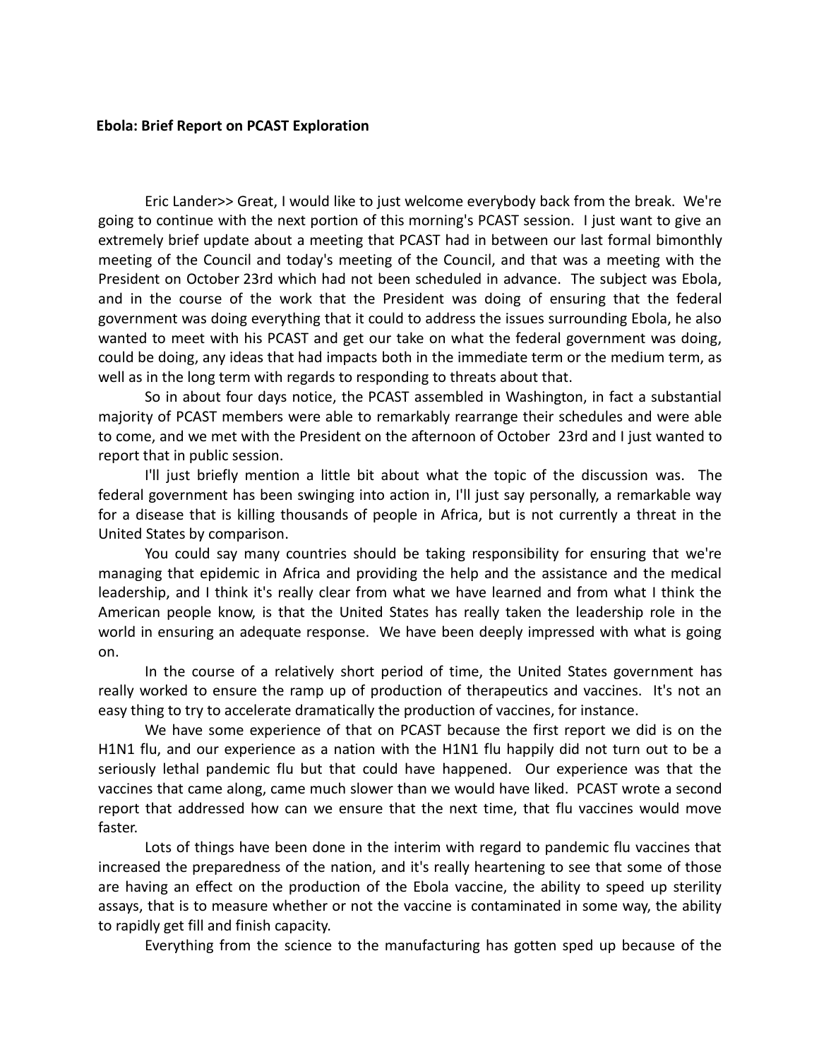**Ebola: Brief Report on PCAST Exploration**

Eric Lander>> Great, I would like to just welcome everybody back from the break. We're going to continue with the next portion of this morning's PCAST session. I just want to give an extremely brief update about a meeting that PCAST had in between our last formal bimonthly meeting of the Council and today's meeting of the Council, and that was a meeting with the President on October 23rd which had not been scheduled in advance. The subject was Ebola, and in the course of the work that the President was doing of ensuring that the federal government was doing everything that it could to address the issues surrounding Ebola, he also wanted to meet with his PCAST and get our take on what the federal government was doing, could be doing, any ideas that had impacts both in the immediate term or the medium term, as well as in the long term with regards to responding to threats about that.

So in about four days notice, the PCAST assembled in Washington, in fact a substantial majority of PCAST members were able to remarkably rearrange their schedules and were able to come, and we met with the President on the afternoon of October 23rd and I just wanted to report that in public session.

I'll just briefly mention a little bit about what the topic of the discussion was. The federal government has been swinging into action in, I'll just say personally, a remarkable way for a disease that is killing thousands of people in Africa, but is not currently a threat in the United States by comparison.

You could say many countries should be taking responsibility for ensuring that we're managing that epidemic in Africa and providing the help and the assistance and the medical leadership, and I think it's really clear from what we have learned and from what I think the American people know, is that the United States has really taken the leadership role in the world in ensuring an adequate response. We have been deeply impressed with what is going on.

In the course of a relatively short period of time, the United States government has really worked to ensure the ramp up of production of therapeutics and vaccines. It's not an easy thing to try to accelerate dramatically the production of vaccines, for instance.

We have some experience of that on PCAST because the first report we did is on the H1N1 flu, and our experience as a nation with the H1N1 flu happily did not turn out to be a seriously lethal pandemic flu but that could have happened. Our experience was that the vaccines that came along, came much slower than we would have liked. PCAST wrote a second report that addressed how can we ensure that the next time, that flu vaccines would move faster.

Lots of things have been done in the interim with regard to pandemic flu vaccines that increased the preparedness of the nation, and it's really heartening to see that some of those are having an effect on the production of the Ebola vaccine, the ability to speed up sterility assays, that is to measure whether or not the vaccine is contaminated in some way, the ability to rapidly get fill and finish capacity.

Everything from the science to the manufacturing has gotten sped up because of the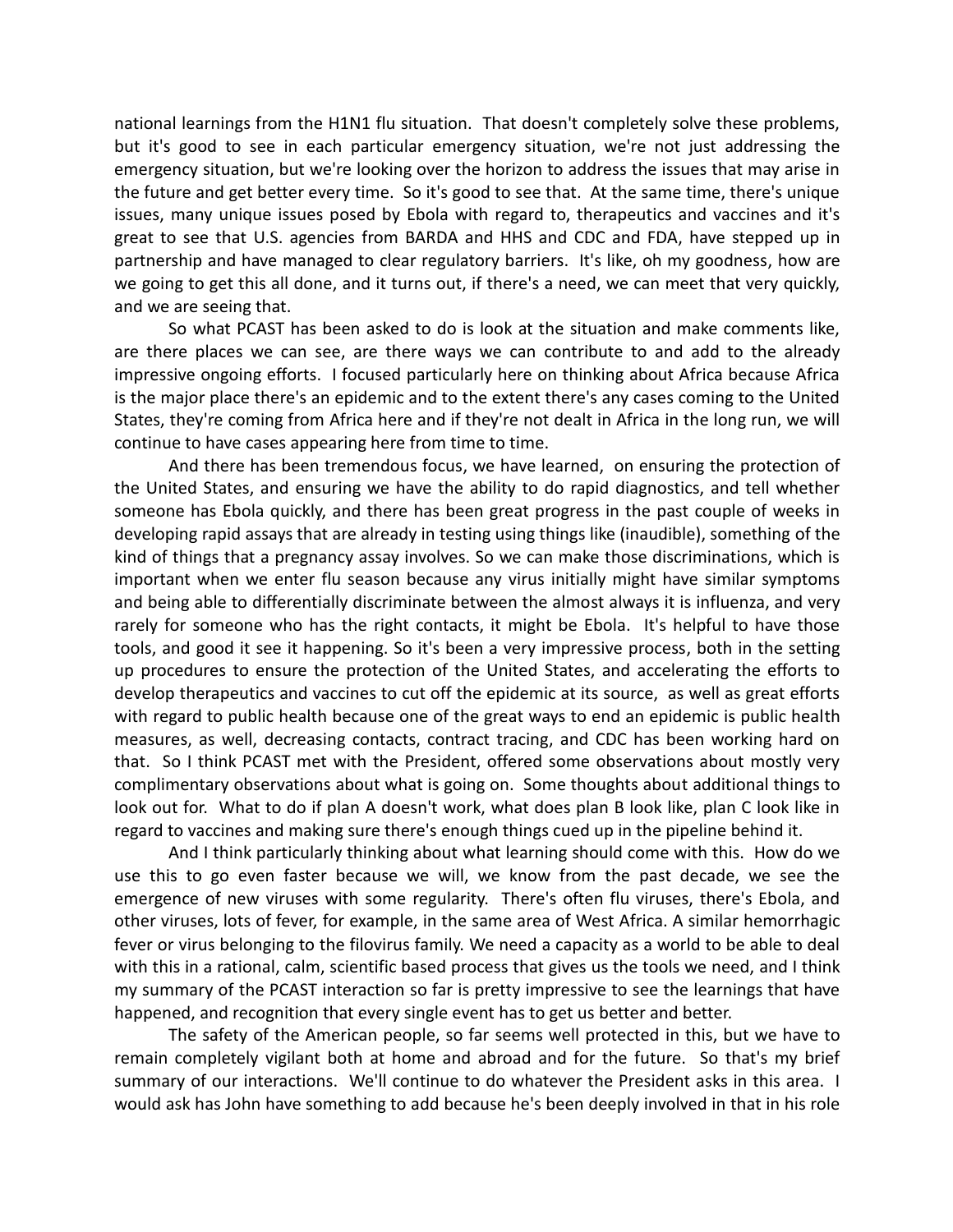national learnings from the H1N1 flu situation. That doesn't completely solve these problems, but it's good to see in each particular emergency situation, we're not just addressing the emergency situation, but we're looking over the horizon to address the issues that may arise in the future and get better every time. So it's good to see that. At the same time, there's unique issues, many unique issues posed by Ebola with regard to, therapeutics and vaccines and it's great to see that U.S. agencies from BARDA and HHS and CDC and FDA, have stepped up in partnership and have managed to clear regulatory barriers. It's like, oh my goodness, how are we going to get this all done, and it turns out, if there's a need, we can meet that very quickly, and we are seeing that.

So what PCAST has been asked to do is look at the situation and make comments like, are there places we can see, are there ways we can contribute to and add to the already impressive ongoing efforts. I focused particularly here on thinking about Africa because Africa is the major place there's an epidemic and to the extent there's any cases coming to the United States, they're coming from Africa here and if they're not dealt in Africa in the long run, we will continue to have cases appearing here from time to time.

And there has been tremendous focus, we have learned, on ensuring the protection of the United States, and ensuring we have the ability to do rapid diagnostics, and tell whether someone has Ebola quickly, and there has been great progress in the past couple of weeks in developing rapid assays that are already in testing using things like (inaudible), something of the kind of things that a pregnancy assay involves. So we can make those discriminations, which is important when we enter flu season because any virus initially might have similar symptoms and being able to differentially discriminate between the almost always it is influenza, and very rarely for someone who has the right contacts, it might be Ebola. It's helpful to have those tools, and good it see it happening. So it's been a very impressive process, both in the setting up procedures to ensure the protection of the United States, and accelerating the efforts to develop therapeutics and vaccines to cut off the epidemic at its source, as well as great efforts with regard to public health because one of the great ways to end an epidemic is public health measures, as well, decreasing contacts, contract tracing, and CDC has been working hard on that. So I think PCAST met with the President, offered some observations about mostly very complimentary observations about what is going on. Some thoughts about additional things to look out for. What to do if plan A doesn't work, what does plan B look like, plan C look like in regard to vaccines and making sure there's enough things cued up in the pipeline behind it.

And I think particularly thinking about what learning should come with this. How do we use this to go even faster because we will, we know from the past decade, we see the emergence of new viruses with some regularity. There's often flu viruses, there's Ebola, and other viruses, lots of fever, for example, in the same area of West Africa. A similar hemorrhagic fever or virus belonging to the filovirus family. We need a capacity as a world to be able to deal with this in a rational, calm, scientific based process that gives us the tools we need, and I think my summary of the PCAST interaction so far is pretty impressive to see the learnings that have happened, and recognition that every single event has to get us better and better.

The safety of the American people, so far seems well protected in this, but we have to remain completely vigilant both at home and abroad and for the future. So that's my brief summary of our interactions. We'll continue to do whatever the President asks in this area. I would ask has John have something to add because he's been deeply involved in that in his role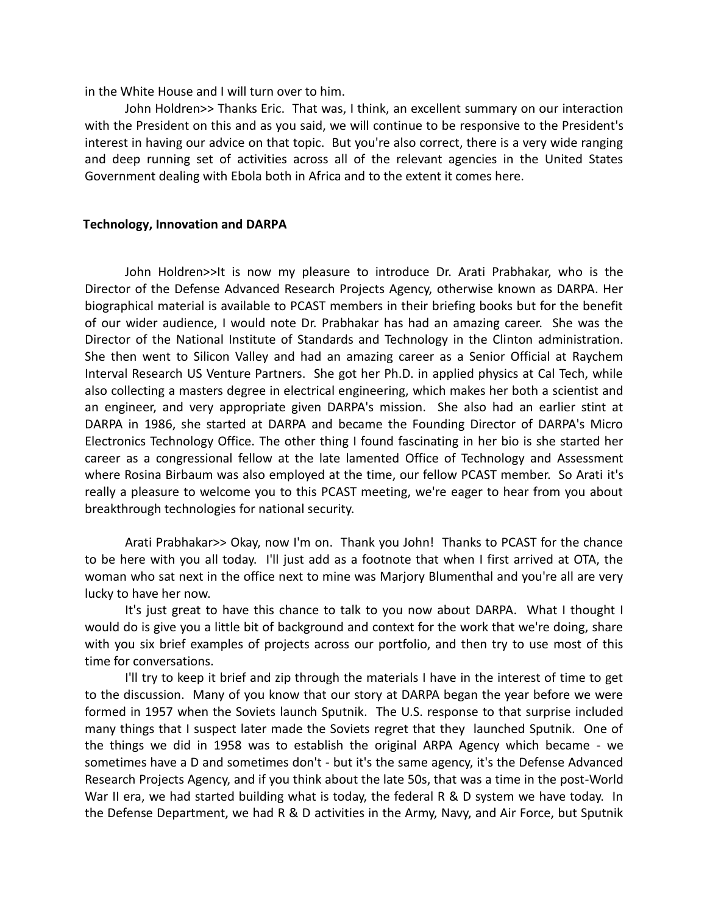in the White House and I will turn over to him.

John Holdren>> Thanks Eric. That was, I think, an excellent summary on our interaction with the President on this and as you said, we will continue to be responsive to the President's interest in having our advice on that topic. But you're also correct, there is a very wide ranging and deep running set of activities across all of the relevant agencies in the United States Government dealing with Ebola both in Africa and to the extent it comes here.

**Technology, Innovation and DARPA**

John Holdren>>It is now my pleasure to introduce Dr. Arati Prabhakar, who is the Director of the Defense Advanced Research Projects Agency, otherwise known as DARPA. Her biographical material is available to PCAST members in their briefing books but for the benefit of our wider audience, I would note Dr. Prabhakar has had an amazing career. She was the Director of the National Institute of Standards and Technology in the Clinton administration. She then went to Silicon Valley and had an amazing career as a Senior Official at Raychem Interval Research US Venture Partners. She got her Ph.D. in applied physics at Cal Tech, while also collecting a masters degree in electrical engineering, which makes her both a scientist and an engineer, and very appropriate given DARPA's mission. She also had an earlier stint at DARPA in 1986, she started at DARPA and became the Founding Director of DARPA's Micro Electronics Technology Office. The other thing I found fascinating in her bio is she started her career as a congressional fellow at the late lamented Office of Technology and Assessment where Rosina Birbaum was also employed at the time, our fellow PCAST member. So Arati it's really a pleasure to welcome you to this PCAST meeting, we're eager to hear from you about breakthrough technologies for national security.

Arati Prabhakar>> Okay, now I'm on. Thank you John! Thanks to PCAST for the chance to be here with you all today. I'll just add as a footnote that when I first arrived at OTA, the woman who sat next in the office next to mine was Marjory Blumenthal and you're all are very lucky to have her now.

It's just great to have this chance to talk to you now about DARPA. What I thought I would do is give you a little bit of background and context for the work that we're doing, share with you six brief examples of projects across our portfolio, and then try to use most of this time for conversations.

I'll try to keep it brief and zip through the materials I have in the interest of time to get to the discussion. Many of you know that our story at DARPA began the year before we were formed in 1957 when the Soviets launch Sputnik. The U.S. response to that surprise included many things that I suspect later made the Soviets regret that they launched Sputnik. One of the things we did in 1958 was to establish the original ARPA Agency which became - we sometimes have a D and sometimes don't - but it's the same agency, it's the Defense Advanced Research Projects Agency, and if you think about the late 50s, that was a time in the post-World War II era, we had started building what is today, the federal R & D system we have today. In the Defense Department, we had R & D activities in the Army, Navy, and Air Force, but Sputnik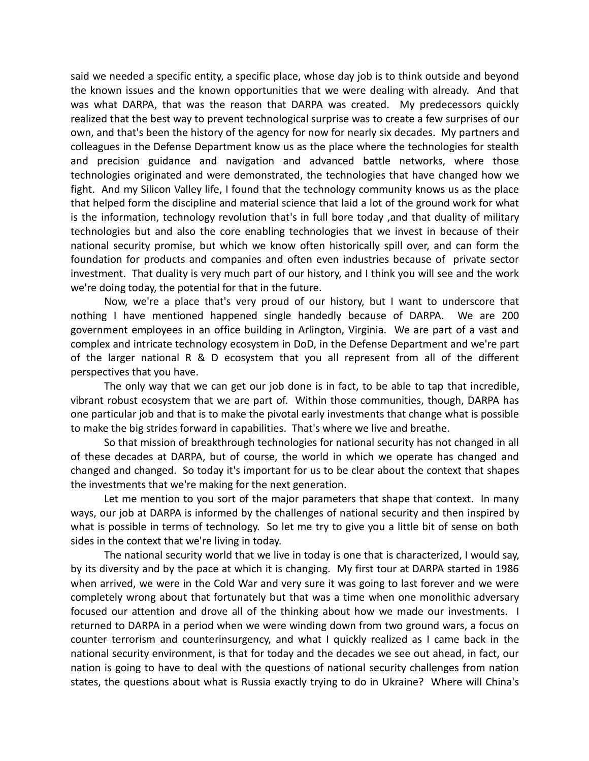said we needed a specific entity, a specific place, whose day job is to think outside and beyond the known issues and the known opportunities that we were dealing with already. And that was what DARPA, that was the reason that DARPA was created. My predecessors quickly realized that the best way to prevent technological surprise was to create a few surprises of our own, and that's been the history of the agency for now for nearly six decades. My partners and colleagues in the Defense Department know us as the place where the technologies for stealth and precision guidance and navigation and advanced battle networks, where those technologies originated and were demonstrated, the technologies that have changed how we fight. And my Silicon Valley life, I found that the technology community knows us as the place that helped form the discipline and material science that laid a lot of the ground work for what is the information, technology revolution that's in full bore today ,and that duality of military technologies but and also the core enabling technologies that we invest in because of their national security promise, but which we know often historically spill over, and can form the foundation for products and companies and often even industries because of private sector investment. That duality is very much part of our history, and I think you will see and the work we're doing today, the potential for that in the future.

Now, we're a place that's very proud of our history, but I want to underscore that nothing I have mentioned happened single handedly because of DARPA. We are 200 government employees in an office building in Arlington, Virginia. We are part of a vast and complex and intricate technology ecosystem in DoD, in the Defense Department and we're part of the larger national R & D ecosystem that you all represent from all of the different perspectives that you have.

The only way that we can get our job done is in fact, to be able to tap that incredible, vibrant robust ecosystem that we are part of. Within those communities, though, DARPA has one particular job and that is to make the pivotal early investments that change what is possible to make the big strides forward in capabilities. That's where we live and breathe.

So that mission of breakthrough technologies for national security has not changed in all of these decades at DARPA, but of course, the world in which we operate has changed and changed and changed. So today it's important for us to be clear about the context that shapes the investments that we're making for the next generation.

Let me mention to you sort of the major parameters that shape that context. In many ways, our job at DARPA is informed by the challenges of national security and then inspired by what is possible in terms of technology. So let me try to give you a little bit of sense on both sides in the context that we're living in today.

The national security world that we live in today is one that is characterized, I would say, by its diversity and by the pace at which it is changing. My first tour at DARPA started in 1986 when arrived, we were in the Cold War and very sure it was going to last forever and we were completely wrong about that fortunately but that was a time when one monolithic adversary focused our attention and drove all of the thinking about how we made our investments. I returned to DARPA in a period when we were winding down from two ground wars, a focus on counter terrorism and counterinsurgency, and what I quickly realized as I came back in the national security environment, is that for today and the decades we see out ahead, in fact, our nation is going to have to deal with the questions of national security challenges from nation states, the questions about what is Russia exactly trying to do in Ukraine? Where will China's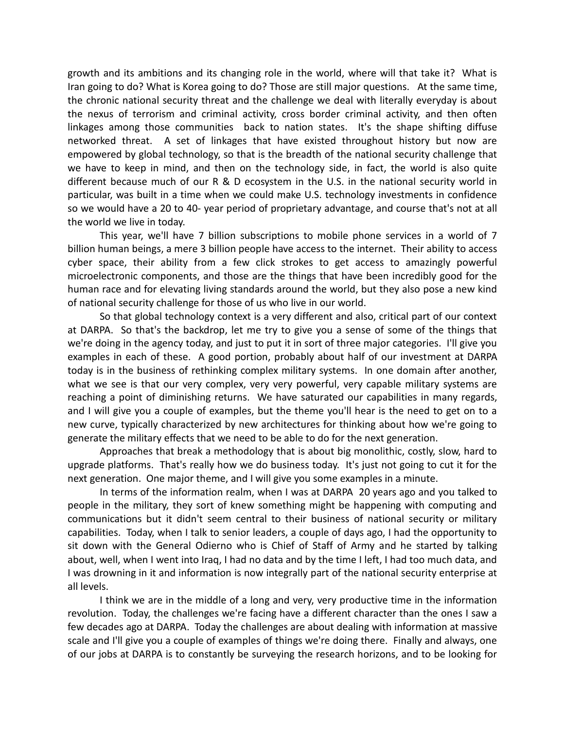growth and its ambitions and its changing role in the world, where will that take it? What is Iran going to do? What is Korea going to do? Those are still major questions. At the same time, the chronic national security threat and the challenge we deal with literally everyday is about the nexus of terrorism and criminal activity, cross border criminal activity, and then often linkages among those communities back to nation states. It's the shape shifting diffuse networked threat. A set of linkages that have existed throughout history but now are empowered by global technology, so that is the breadth of the national security challenge that we have to keep in mind, and then on the technology side, in fact, the world is also quite different because much of our R & D ecosystem in the U.S. in the national security world in particular, was built in a time when we could make U.S. technology investments in confidence so we would have a 20 to 40- year period of proprietary advantage, and course that's not at all the world we live in today.

This year, we'll have 7 billion subscriptions to mobile phone services in a world of 7 billion human beings, a mere 3 billion people have access to the internet. Their ability to access cyber space, their ability from a few click strokes to get access to amazingly powerful microelectronic components, and those are the things that have been incredibly good for the human race and for elevating living standards around the world, but they also pose a new kind of national security challenge for those of us who live in our world.

So that global technology context is a very different and also, critical part of our context at DARPA. So that's the backdrop, let me try to give you a sense of some of the things that we're doing in the agency today, and just to put it in sort of three major categories. I'll give you examples in each of these. A good portion, probably about half of our investment at DARPA today is in the business of rethinking complex military systems. In one domain after another, what we see is that our very complex, very very powerful, very capable military systems are reaching a point of diminishing returns. We have saturated our capabilities in many regards, and I will give you a couple of examples, but the theme you'll hear is the need to get on to a new curve, typically characterized by new architectures for thinking about how we're going to generate the military effects that we need to be able to do for the next generation.

Approaches that break a methodology that is about big monolithic, costly, slow, hard to upgrade platforms. That's really how we do business today. It's just not going to cut it for the next generation. One major theme, and I will give you some examples in a minute.

In terms of the information realm, when I was at DARPA 20 years ago and you talked to people in the military, they sort of knew something might be happening with computing and communications but it didn't seem central to their business of national security or military capabilities. Today, when I talk to senior leaders, a couple of days ago, I had the opportunity to sit down with the General Odierno who is Chief of Staff of Army and he started by talking about, well, when I went into Iraq, I had no data and by the time I left, I had too much data, and I was drowning in it and information is now integrally part of the national security enterprise at all levels.

I think we are in the middle of a long and very, very productive time in the information revolution. Today, the challenges we're facing have a different character than the ones I saw a few decades ago at DARPA. Today the challenges are about dealing with information at massive scale and I'll give you a couple of examples of things we're doing there. Finally and always, one of our jobs at DARPA is to constantly be surveying the research horizons, and to be looking for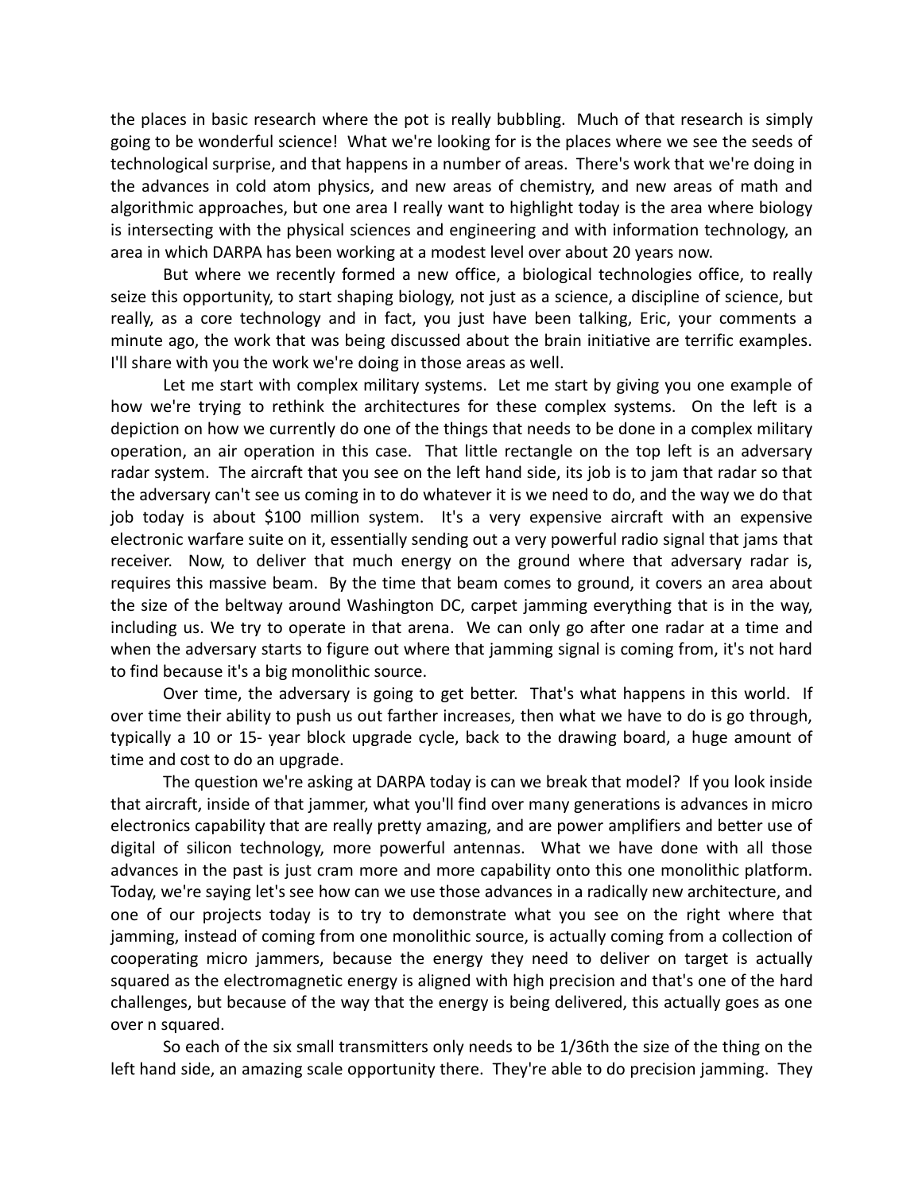the places in basic research where the pot is really bubbling. Much of that research is simply going to be wonderful science! What we're looking for is the places where we see the seeds of technological surprise, and that happens in a number of areas. There's work that we're doing in the advances in cold atom physics, and new areas of chemistry, and new areas of math and algorithmic approaches, but one area I really want to highlight today is the area where biology is intersecting with the physical sciences and engineering and with information technology, an area in which DARPA has been working at a modest level over about 20 years now.

But where we recently formed a new office, a biological technologies office, to really seize this opportunity, to start shaping biology, not just as a science, a discipline of science, but really, as a core technology and in fact, you just have been talking, Eric, your comments a minute ago, the work that was being discussed about the brain initiative are terrific examples. I'll share with you the work we're doing in those areas as well.

Let me start with complex military systems. Let me start by giving you one example of how we're trying to rethink the architectures for these complex systems. On the left is a depiction on how we currently do one of the things that needs to be done in a complex military operation, an air operation in this case. That little rectangle on the top left is an adversary radar system. The aircraft that you see on the left hand side, its job is to jam that radar so that the adversary can't see us coming in to do whatever it is we need to do, and the way we do that job today is about $100 million system. It's a very expensive aircraft with an expensive electronic warfare suite on it, essentially sending out a very powerful radio signal that jams that receiver. Now, to deliver that much energy on the ground where that adversary radar is, requires this massive beam. By the time that beam comes to ground, it covers an area about the size of the beltway around Washington DC, carpet jamming everything that is in the way, including us. We try to operate in that arena. We can only go after one radar at a time and when the adversary starts to figure out where that jamming signal is coming from, it's not hard to find because it's a big monolithic source.

Over time, the adversary is going to get better. That's what happens in this world. If over time their ability to push us out farther increases, then what we have to do is go through, typically a 10 or 15- year block upgrade cycle, back to the drawing board, a huge amount of time and cost to do an upgrade.

The question we're asking at DARPA today is can we break that model? If you look inside that aircraft, inside of that jammer, what you'll find over many generations is advances in micro electronics capability that are really pretty amazing, and are power amplifiers and better use of digital of silicon technology, more powerful antennas. What we have done with all those advances in the past is just cram more and more capability onto this one monolithic platform. Today, we're saying let's see how can we use those advances in a radically new architecture, and one of our projects today is to try to demonstrate what you see on the right where that jamming, instead of coming from one monolithic source, is actually coming from a collection of cooperating micro jammers, because the energy they need to deliver on target is actually squared as the electromagnetic energy is aligned with high precision and that's one of the hard challenges, but because of the way that the energy is being delivered, this actually goes as one over n squared.

So each of the six small transmitters only needs to be 1/36th the size of the thing on the left hand side, an amazing scale opportunity there. They're able to do precision jamming. They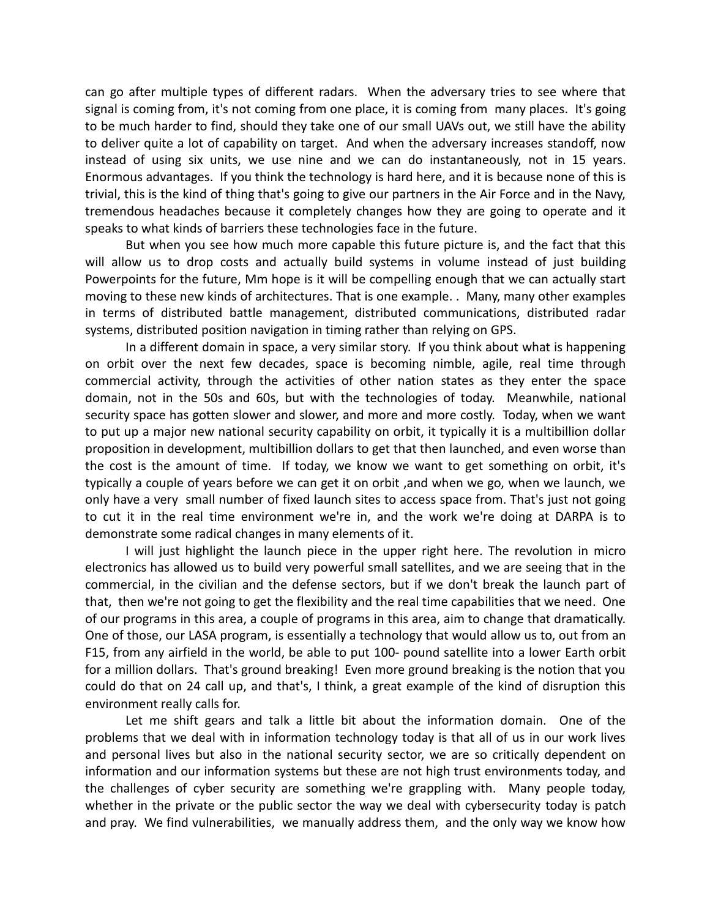can go after multiple types of different radars. When the adversary tries to see where that signal is coming from, it's not coming from one place, it is coming from many places. It's going to be much harder to find, should they take one of our small UAVs out, we still have the ability to deliver quite a lot of capability on target. And when the adversary increases standoff, now instead of using six units, we use nine and we can do instantaneously, not in 15 years. Enormous advantages. If you think the technology is hard here, and it is because none of this is trivial, this is the kind of thing that's going to give our partners in the Air Force and in the Navy, tremendous headaches because it completely changes how they are going to operate and it speaks to what kinds of barriers these technologies face in the future.

But when you see how much more capable this future picture is, and the fact that this will allow us to drop costs and actually build systems in volume instead of just building Powerpoints for the future, Mm hope is it will be compelling enough that we can actually start moving to these new kinds of architectures. That is one example. . Many, many other examples in terms of distributed battle management, distributed communications, distributed radar systems, distributed position navigation in timing rather than relying on GPS.

In a different domain in space, a very similar story. If you think about what is happening on orbit over the next few decades, space is becoming nimble, agile, real time through commercial activity, through the activities of other nation states as they enter the space domain, not in the 50s and 60s, but with the technologies of today. Meanwhile, national security space has gotten slower and slower, and more and more costly. Today, when we want to put up a major new national security capability on orbit, it typically it is a multibillion dollar proposition in development, multibillion dollars to get that then launched, and even worse than the cost is the amount of time. If today, we know we want to get something on orbit, it's typically a couple of years before we can get it on orbit ,and when we go, when we launch, we only have a very small number of fixed launch sites to access space from. That's just not going to cut it in the real time environment we're in, and the work we're doing at DARPA is to demonstrate some radical changes in many elements of it.

I will just highlight the launch piece in the upper right here. The revolution in micro electronics has allowed us to build very powerful small satellites, and we are seeing that in the commercial, in the civilian and the defense sectors, but if we don't break the launch part of that, then we're not going to get the flexibility and the real time capabilities that we need. One of our programs in this area, a couple of programs in this area, aim to change that dramatically. One of those, our LASA program, is essentially a technology that would allow us to, out from an F15, from any airfield in the world, be able to put 100- pound satellite into a lower Earth orbit for a million dollars. That's ground breaking! Even more ground breaking is the notion that you could do that on 24 call up, and that's, I think, a great example of the kind of disruption this environment really calls for.

Let me shift gears and talk a little bit about the information domain. One of the problems that we deal with in information technology today is that all of us in our work lives and personal lives but also in the national security sector, we are so critically dependent on information and our information systems but these are not high trust environments today, and the challenges of cyber security are something we're grappling with. Many people today, whether in the private or the public sector the way we deal with cybersecurity today is patch and pray. We find vulnerabilities, we manually address them, and the only way we know how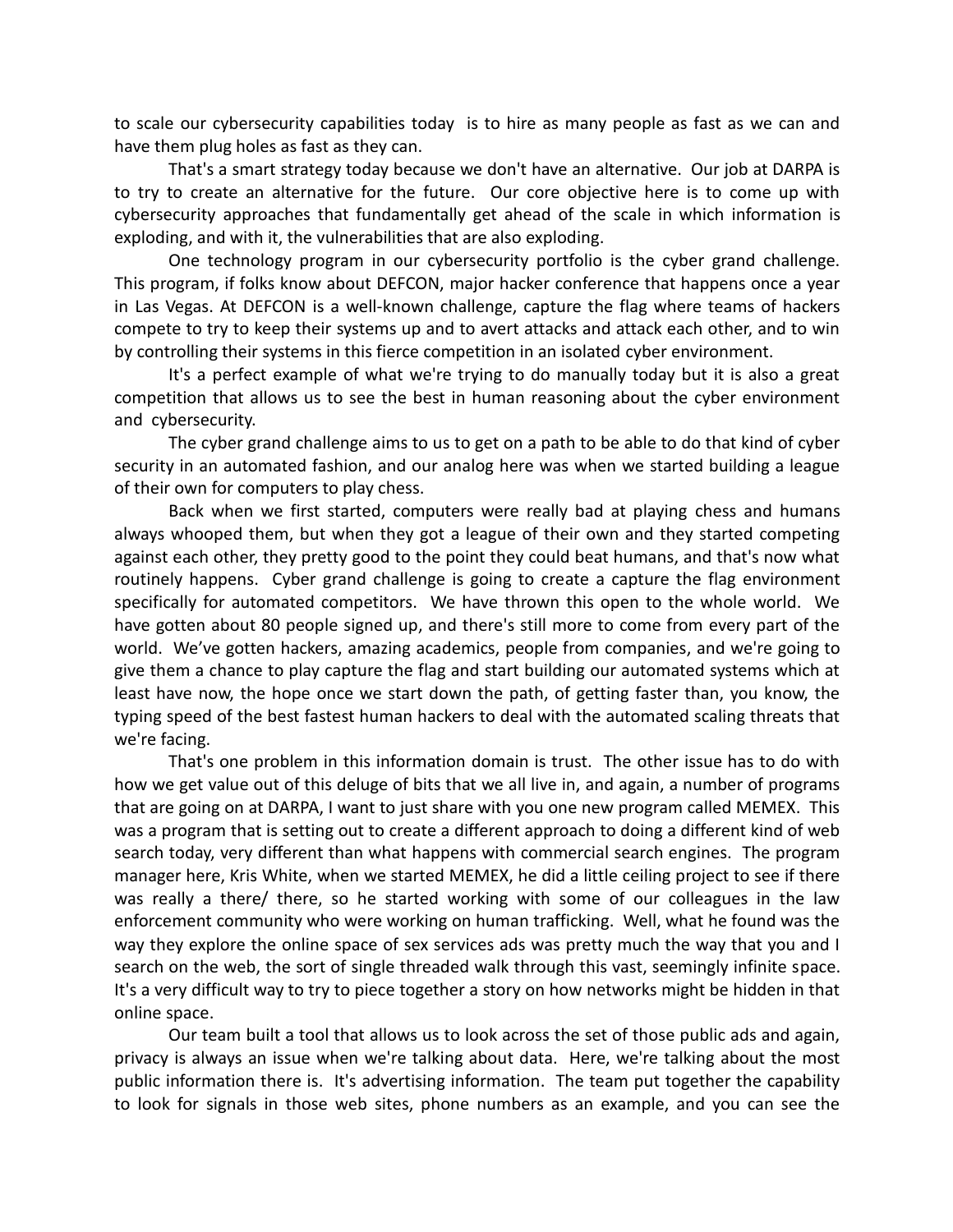to scale our cybersecurity capabilities today is to hire as many people as fast as we can and have them plug holes as fast as they can.

That's a smart strategy today because we don't have an alternative. Our job at DARPA is to try to create an alternative for the future. Our core objective here is to come up with cybersecurity approaches that fundamentally get ahead of the scale in which information is exploding, and with it, the vulnerabilities that are also exploding.

One technology program in our cybersecurity portfolio is the cyber grand challenge. This program, if folks know about DEFCON, major hacker conference that happens once a year in Las Vegas. At DEFCON is a well-known challenge, capture the flag where teams of hackers compete to try to keep their systems up and to avert attacks and attack each other, and to win by controlling their systems in this fierce competition in an isolated cyber environment.

It's a perfect example of what we're trying to do manually today but it is also a great competition that allows us to see the best in human reasoning about the cyber environment and cybersecurity.

The cyber grand challenge aims to us to get on a path to be able to do that kind of cyber security in an automated fashion, and our analog here was when we started building a league of their own for computers to play chess.

Back when we first started, computers were really bad at playing chess and humans always whooped them, but when they got a league of their own and they started competing against each other, they pretty good to the point they could beat humans, and that's now what routinely happens. Cyber grand challenge is going to create a capture the flag environment specifically for automated competitors. We have thrown this open to the whole world. We have gotten about 80 people signed up, and there's still more to come from every part of the world. We've gotten hackers, amazing academics, people from companies, and we're going to give them a chance to play capture the flag and start building our automated systems which at least have now, the hope once we start down the path, of getting faster than, you know, the typing speed of the best fastest human hackers to deal with the automated scaling threats that we're facing.

That's one problem in this information domain is trust. The other issue has to do with how we get value out of this deluge of bits that we all live in, and again, a number of programs that are going on at DARPA, I want to just share with you one new program called MEMEX. This was a program that is setting out to create a different approach to doing a different kind of web search today, very different than what happens with commercial search engines. The program manager here, Kris White, when we started MEMEX, he did a little ceiling project to see if there was really a there/ there, so he started working with some of our colleagues in the law enforcement community who were working on human trafficking. Well, what he found was the way they explore the online space of sex services ads was pretty much the way that you and I search on the web, the sort of single threaded walk through this vast, seemingly infinite space. It's a very difficult way to try to piece together a story on how networks might be hidden in that online space.

Our team built a tool that allows us to look across the set of those public ads and again, privacy is always an issue when we're talking about data. Here, we're talking about the most public information there is. It's advertising information. The team put together the capability to look for signals in those web sites, phone numbers as an example, and you can see the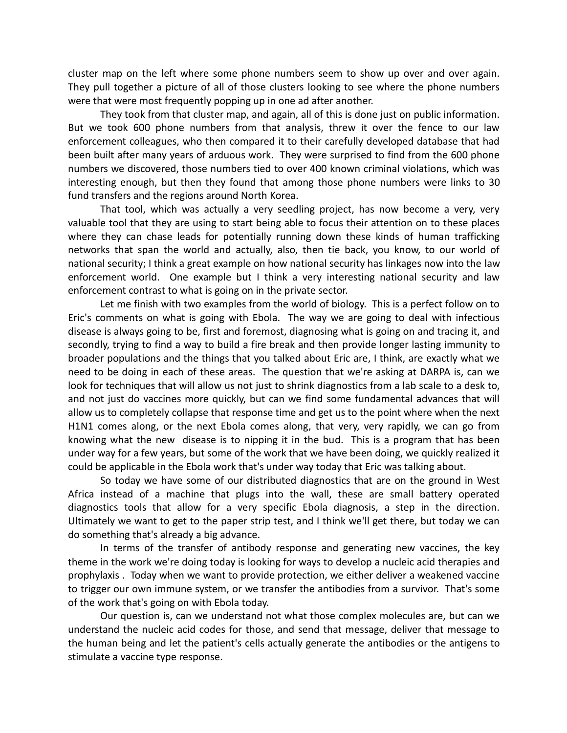cluster map on the left where some phone numbers seem to show up over and over again. They pull together a picture of all of those clusters looking to see where the phone numbers were that were most frequently popping up in one ad after another.

They took from that cluster map, and again, all of this is done just on public information. But we took 600 phone numbers from that analysis, threw it over the fence to our law enforcement colleagues, who then compared it to their carefully developed database that had been built after many years of arduous work. They were surprised to find from the 600 phone numbers we discovered, those numbers tied to over 400 known criminal violations, which was interesting enough, but then they found that among those phone numbers were links to 30 fund transfers and the regions around North Korea.

That tool, which was actually a very seedling project, has now become a very, very valuable tool that they are using to start being able to focus their attention on to these places where they can chase leads for potentially running down these kinds of human trafficking networks that span the world and actually, also, then tie back, you know, to our world of national security; I think a great example on how national security has linkages now into the law enforcement world. One example but I think a very interesting national security and law enforcement contrast to what is going on in the private sector.

Let me finish with two examples from the world of biology. This is a perfect follow on to Eric's comments on what is going with Ebola. The way we are going to deal with infectious disease is always going to be, first and foremost, diagnosing what is going on and tracing it, and secondly, trying to find a way to build a fire break and then provide longer lasting immunity to broader populations and the things that you talked about Eric are, I think, are exactly what we need to be doing in each of these areas. The question that we're asking at DARPA is, can we look for techniques that will allow us not just to shrink diagnostics from a lab scale to a desk to, and not just do vaccines more quickly, but can we find some fundamental advances that will allow us to completely collapse that response time and get us to the point where when the next H1N1 comes along, or the next Ebola comes along, that very, very rapidly, we can go from knowing what the new disease is to nipping it in the bud. This is a program that has been under way for a few years, but some of the work that we have been doing, we quickly realized it could be applicable in the Ebola work that's under way today that Eric was talking about.

So today we have some of our distributed diagnostics that are on the ground in West Africa instead of a machine that plugs into the wall, these are small battery operated diagnostics tools that allow for a very specific Ebola diagnosis, a step in the direction. Ultimately we want to get to the paper strip test, and I think we'll get there, but today we can do something that's already a big advance.

In terms of the transfer of antibody response and generating new vaccines, the key theme in the work we're doing today is looking for ways to develop a nucleic acid therapies and prophylaxis . Today when we want to provide protection, we either deliver a weakened vaccine to trigger our own immune system, or we transfer the antibodies from a survivor. That's some of the work that's going on with Ebola today.

Our question is, can we understand not what those complex molecules are, but can we understand the nucleic acid codes for those, and send that message, deliver that message to the human being and let the patient's cells actually generate the antibodies or the antigens to stimulate a vaccine type response.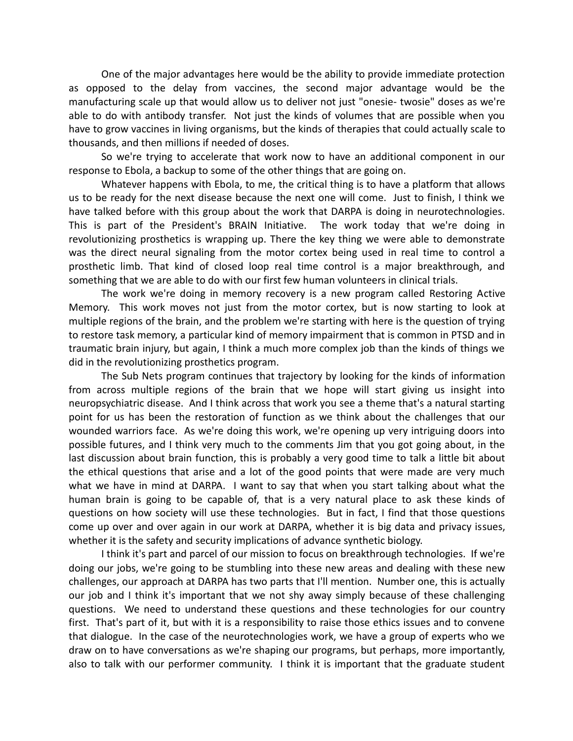One of the major advantages here would be the ability to provide immediate protection as opposed to the delay from vaccines, the second major advantage would be the manufacturing scale up that would allow us to deliver not just "onesie- twosie" doses as we're able to do with antibody transfer. Not just the kinds of volumes that are possible when you have to grow vaccines in living organisms, but the kinds of therapies that could actually scale to thousands, and then millions if needed of doses.

So we're trying to accelerate that work now to have an additional component in our response to Ebola, a backup to some of the other things that are going on.

Whatever happens with Ebola, to me, the critical thing is to have a platform that allows us to be ready for the next disease because the next one will come. Just to finish, I think we have talked before with this group about the work that DARPA is doing in neurotechnologies. This is part of the President's BRAIN Initiative. The work today that we're doing in revolutionizing prosthetics is wrapping up. There the key thing we were able to demonstrate was the direct neural signaling from the motor cortex being used in real time to control a prosthetic limb. That kind of closed loop real time control is a major breakthrough, and something that we are able to do with our first few human volunteers in clinical trials.

The work we're doing in memory recovery is a new program called Restoring Active Memory. This work moves not just from the motor cortex, but is now starting to look at multiple regions of the brain, and the problem we're starting with here is the question of trying to restore task memory, a particular kind of memory impairment that is common in PTSD and in traumatic brain injury, but again, I think a much more complex job than the kinds of things we did in the revolutionizing prosthetics program.

The Sub Nets program continues that trajectory by looking for the kinds of information from across multiple regions of the brain that we hope will start giving us insight into neuropsychiatric disease. And I think across that work you see a theme that's a natural starting point for us has been the restoration of function as we think about the challenges that our wounded warriors face. As we're doing this work, we're opening up very intriguing doors into possible futures, and I think very much to the comments Jim that you got going about, in the last discussion about brain function, this is probably a very good time to talk a little bit about the ethical questions that arise and a lot of the good points that were made are very much what we have in mind at DARPA. I want to say that when you start talking about what the human brain is going to be capable of, that is a very natural place to ask these kinds of questions on how society will use these technologies. But in fact, I find that those questions come up over and over again in our work at DARPA, whether it is big data and privacy issues, whether it is the safety and security implications of advance synthetic biology.

I think it's part and parcel of our mission to focus on breakthrough technologies. If we're doing our jobs, we're going to be stumbling into these new areas and dealing with these new challenges, our approach at DARPA has two parts that I'll mention. Number one, this is actually our job and I think it's important that we not shy away simply because of these challenging questions. We need to understand these questions and these technologies for our country first. That's part of it, but with it is a responsibility to raise those ethics issues and to convene that dialogue. In the case of the neurotechnologies work, we have a group of experts who we draw on to have conversations as we're shaping our programs, but perhaps, more importantly, also to talk with our performer community. I think it is important that the graduate student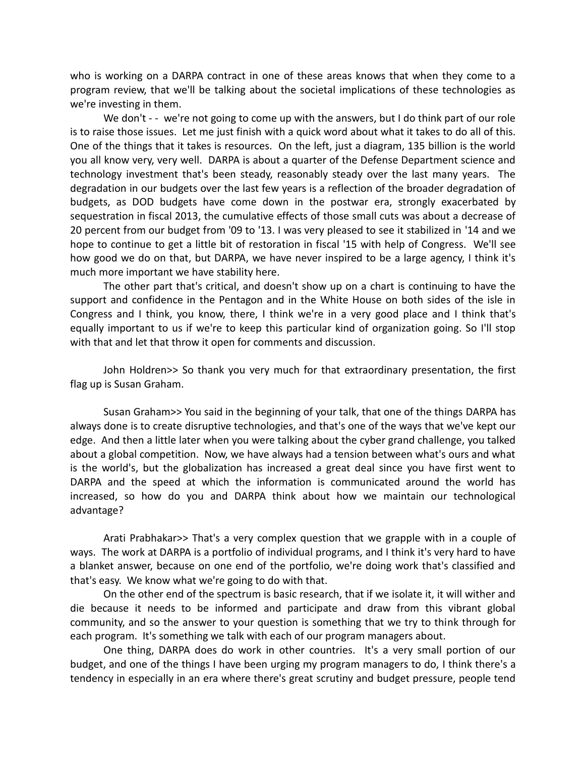who is working on a DARPA contract in one of these areas knows that when they come to a program review, that we'll be talking about the societal implications of these technologies as we're investing in them.

We don't - - we're not going to come up with the answers, but I do think part of our role is to raise those issues. Let me just finish with a quick word about what it takes to do all of this. One of the things that it takes is resources. On the left, just a diagram, 135 billion is the world you all know very, very well. DARPA is about a quarter of the Defense Department science and technology investment that's been steady, reasonably steady over the last many years. The degradation in our budgets over the last few years is a reflection of the broader degradation of budgets, as DOD budgets have come down in the postwar era, strongly exacerbated by sequestration in fiscal 2013, the cumulative effects of those small cuts was about a decrease of 20 percent from our budget from '09 to '13. I was very pleased to see it stabilized in '14 and we hope to continue to get a little bit of restoration in fiscal '15 with help of Congress. We'll see how good we do on that, but DARPA, we have never inspired to be a large agency, I think it's much more important we have stability here.

The other part that's critical, and doesn't show up on a chart is continuing to have the support and confidence in the Pentagon and in the White House on both sides of the isle in Congress and I think, you know, there, I think we're in a very good place and I think that's equally important to us if we're to keep this particular kind of organization going. So I'll stop with that and let that throw it open for comments and discussion.

John Holdren>> So thank you very much for that extraordinary presentation, the first flag up is Susan Graham.

Susan Graham>> You said in the beginning of your talk, that one of the things DARPA has always done is to create disruptive technologies, and that's one of the ways that we've kept our edge. And then a little later when you were talking about the cyber grand challenge, you talked about a global competition. Now, we have always had a tension between what's ours and what is the world's, but the globalization has increased a great deal since you have first went to DARPA and the speed at which the information is communicated around the world has increased, so how do you and DARPA think about how we maintain our technological advantage?

Arati Prabhakar>> That's a very complex question that we grapple with in a couple of ways. The work at DARPA is a portfolio of individual programs, and I think it's very hard to have a blanket answer, because on one end of the portfolio, we're doing work that's classified and that's easy. We know what we're going to do with that.

On the other end of the spectrum is basic research, that if we isolate it, it will wither and die because it needs to be informed and participate and draw from this vibrant global community, and so the answer to your question is something that we try to think through for each program. It's something we talk with each of our program managers about.

One thing, DARPA does do work in other countries. It's a very small portion of our budget, and one of the things I have been urging my program managers to do, I think there's a tendency in especially in an era where there's great scrutiny and budget pressure, people tend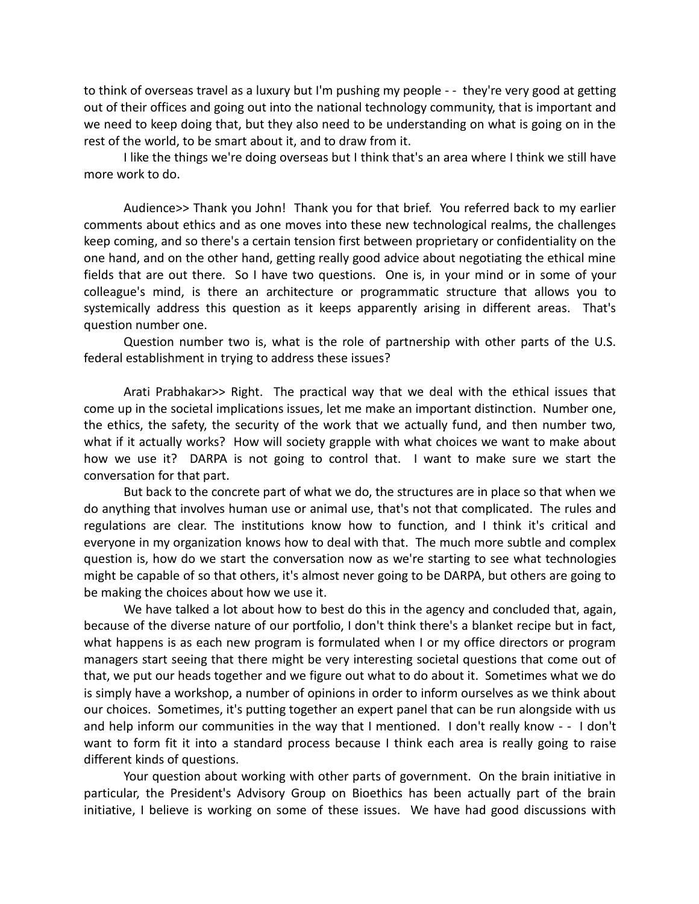to think of overseas travel as a luxury but I'm pushing my people - - they're very good at getting out of their offices and going out into the national technology community, that is important and we need to keep doing that, but they also need to be understanding on what is going on in the rest of the world, to be smart about it, and to draw from it.

I like the things we're doing overseas but I think that's an area where I think we still have more work to do.

Audience>> Thank you John! Thank you for that brief. You referred back to my earlier comments about ethics and as one moves into these new technological realms, the challenges keep coming, and so there's a certain tension first between proprietary or confidentiality on the one hand, and on the other hand, getting really good advice about negotiating the ethical mine fields that are out there. So I have two questions. One is, in your mind or in some of your colleague's mind, is there an architecture or programmatic structure that allows you to systemically address this question as it keeps apparently arising in different areas. That's question number one.

Question number two is, what is the role of partnership with other parts of the U.S. federal establishment in trying to address these issues?

Arati Prabhakar>> Right. The practical way that we deal with the ethical issues that come up in the societal implications issues, let me make an important distinction. Number one, the ethics, the safety, the security of the work that we actually fund, and then number two, what if it actually works? How will society grapple with what choices we want to make about how we use it? DARPA is not going to control that. I want to make sure we start the conversation for that part.

But back to the concrete part of what we do, the structures are in place so that when we do anything that involves human use or animal use, that's not that complicated. The rules and regulations are clear. The institutions know how to function, and I think it's critical and everyone in my organization knows how to deal with that. The much more subtle and complex question is, how do we start the conversation now as we're starting to see what technologies might be capable of so that others, it's almost never going to be DARPA, but others are going to be making the choices about how we use it.

We have talked a lot about how to best do this in the agency and concluded that, again, because of the diverse nature of our portfolio, I don't think there's a blanket recipe but in fact, what happens is as each new program is formulated when I or my office directors or program managers start seeing that there might be very interesting societal questions that come out of that, we put our heads together and we figure out what to do about it. Sometimes what we do is simply have a workshop, a number of opinions in order to inform ourselves as we think about our choices. Sometimes, it's putting together an expert panel that can be run alongside with us and help inform our communities in the way that I mentioned. I don't really know - - I don't want to form fit it into a standard process because I think each area is really going to raise different kinds of questions.

Your question about working with other parts of government. On the brain initiative in particular, the President's Advisory Group on Bioethics has been actually part of the brain initiative, I believe is working on some of these issues. We have had good discussions with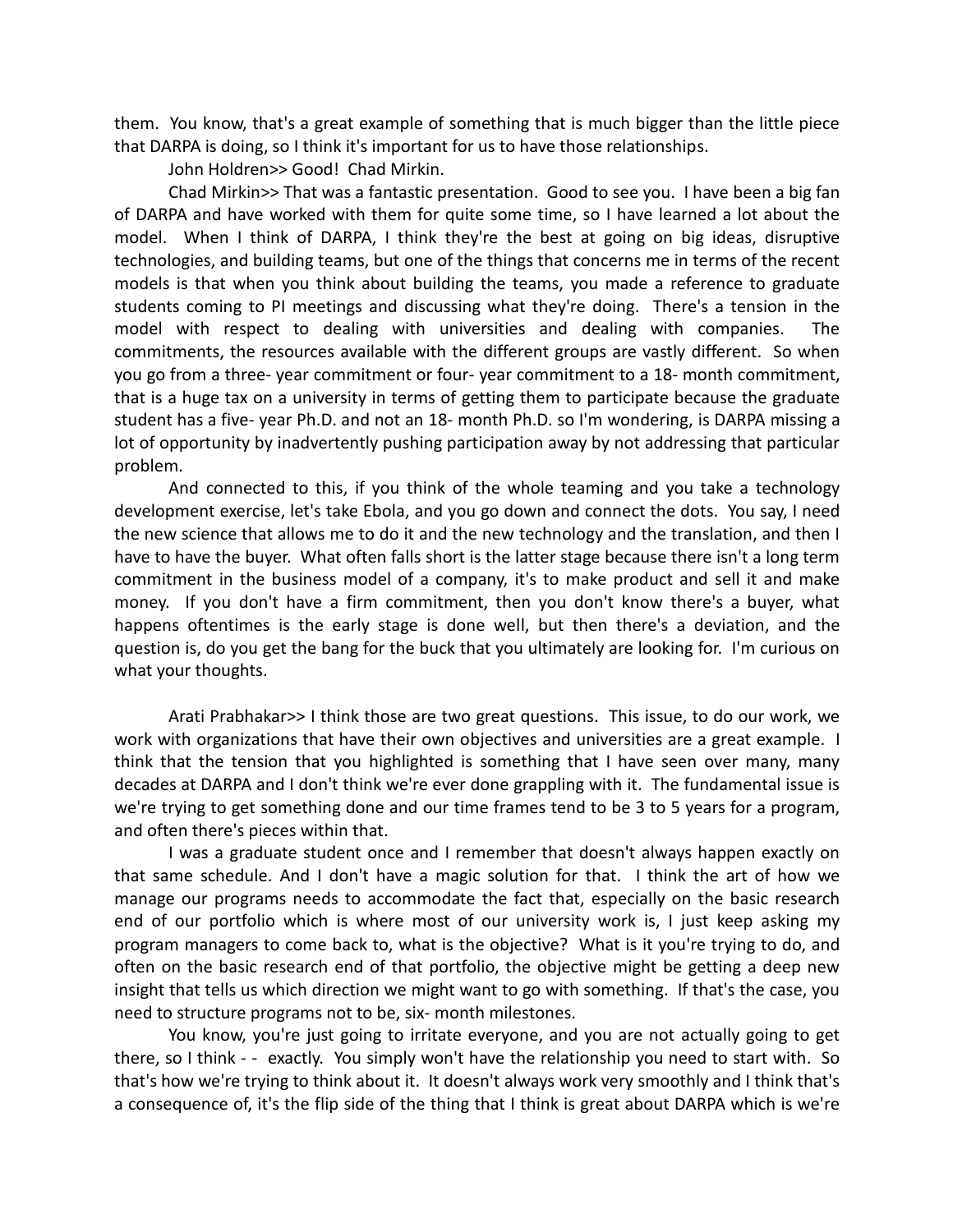them. You know, that's a great example of something that is much bigger than the little piece that DARPA is doing, so I think it's important for us to have those relationships.

John Holdren>> Good! Chad Mirkin.

Chad Mirkin>> That was a fantastic presentation. Good to see you. I have been a big fan of DARPA and have worked with them for quite some time, so I have learned a lot about the model. When I think of DARPA, I think they're the best at going on big ideas, disruptive technologies, and building teams, but one of the things that concerns me in terms of the recent models is that when you think about building the teams, you made a reference to graduate students coming to PI meetings and discussing what they're doing. There's a tension in the model with respect to dealing with universities and dealing with companies. The commitments, the resources available with the different groups are vastly different. So when you go from a three- year commitment or four- year commitment to a 18- month commitment, that is a huge tax on a university in terms of getting them to participate because the graduate student has a five- year Ph.D. and not an 18- month Ph.D. so I'm wondering, is DARPA missing a lot of opportunity by inadvertently pushing participation away by not addressing that particular problem.

And connected to this, if you think of the whole teaming and you take a technology development exercise, let's take Ebola, and you go down and connect the dots. You say, I need the new science that allows me to do it and the new technology and the translation, and then I have to have the buyer. What often falls short is the latter stage because there isn't a long term commitment in the business model of a company, it's to make product and sell it and make money. If you don't have a firm commitment, then you don't know there's a buyer, what happens oftentimes is the early stage is done well, but then there's a deviation, and the question is, do you get the bang for the buck that you ultimately are looking for. I'm curious on what your thoughts.

Arati Prabhakar>> I think those are two great questions. This issue, to do our work, we work with organizations that have their own objectives and universities are a great example. I think that the tension that you highlighted is something that I have seen over many, many decades at DARPA and I don't think we're ever done grappling with it. The fundamental issue is we're trying to get something done and our time frames tend to be 3 to 5 years for a program, and often there's pieces within that.

I was a graduate student once and I remember that doesn't always happen exactly on that same schedule. And I don't have a magic solution for that. I think the art of how we manage our programs needs to accommodate the fact that, especially on the basic research end of our portfolio which is where most of our university work is, I just keep asking my program managers to come back to, what is the objective? What is it you're trying to do, and often on the basic research end of that portfolio, the objective might be getting a deep new insight that tells us which direction we might want to go with something. If that's the case, you need to structure programs not to be, six- month milestones.

You know, you're just going to irritate everyone, and you are not actually going to get there, so I think - - exactly. You simply won't have the relationship you need to start with. So that's how we're trying to think about it. It doesn't always work very smoothly and I think that's a consequence of, it's the flip side of the thing that I think is great about DARPA which is we're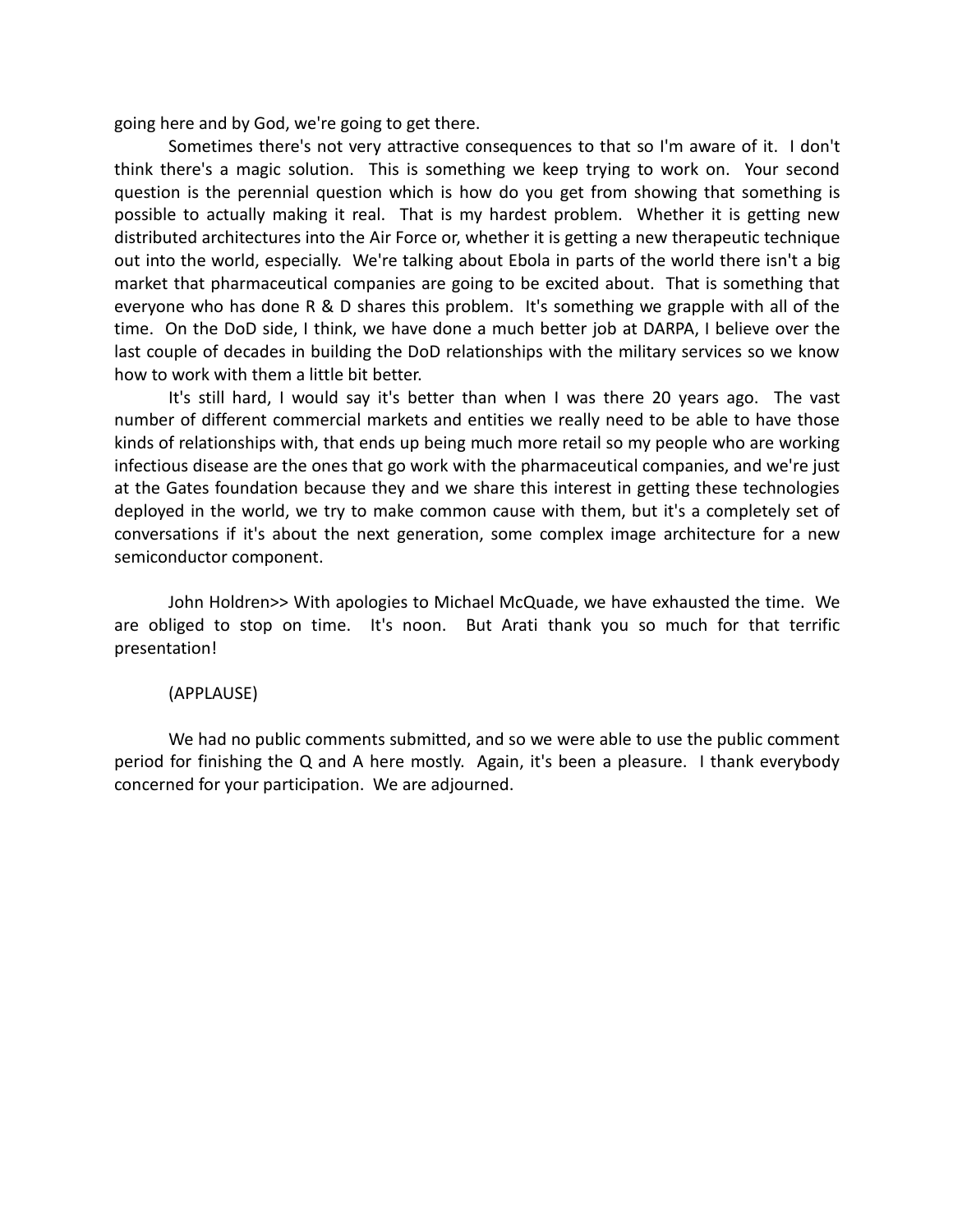going here and by God, we're going to get there.

Sometimes there's not very attractive consequences to that so I'm aware of it. I don't think there's a magic solution. This is something we keep trying to work on. Your second question is the perennial question which is how do you get from showing that something is possible to actually making it real. That is my hardest problem. Whether it is getting new distributed architectures into the Air Force or, whether it is getting a new therapeutic technique out into the world, especially. We're talking about Ebola in parts of the world there isn't a big market that pharmaceutical companies are going to be excited about. That is something that everyone who has done R & D shares this problem. It's something we grapple with all of the time. On the DoD side, I think, we have done a much better job at DARPA, I believe over the last couple of decades in building the DoD relationships with the military services so we know how to work with them a little bit better.

It's still hard, I would say it's better than when I was there 20 years ago. The vast number of different commercial markets and entities we really need to be able to have those kinds of relationships with, that ends up being much more retail so my people who are working infectious disease are the ones that go work with the pharmaceutical companies, and we're just at the Gates foundation because they and we share this interest in getting these technologies deployed in the world, we try to make common cause with them, but it's a completely set of conversations if it's about the next generation, some complex image architecture for a new semiconductor component.

John Holdren>> With apologies to Michael McQuade, we have exhausted the time. We are obliged to stop on time. It's noon. But Arati thank you so much for that terrific presentation!

(APPLAUSE)

We had no public comments submitted, and so we were able to use the public comment period for finishing the Q and A here mostly. Again, it's been a pleasure. I thank everybody concerned for your participation. We are adjourned.